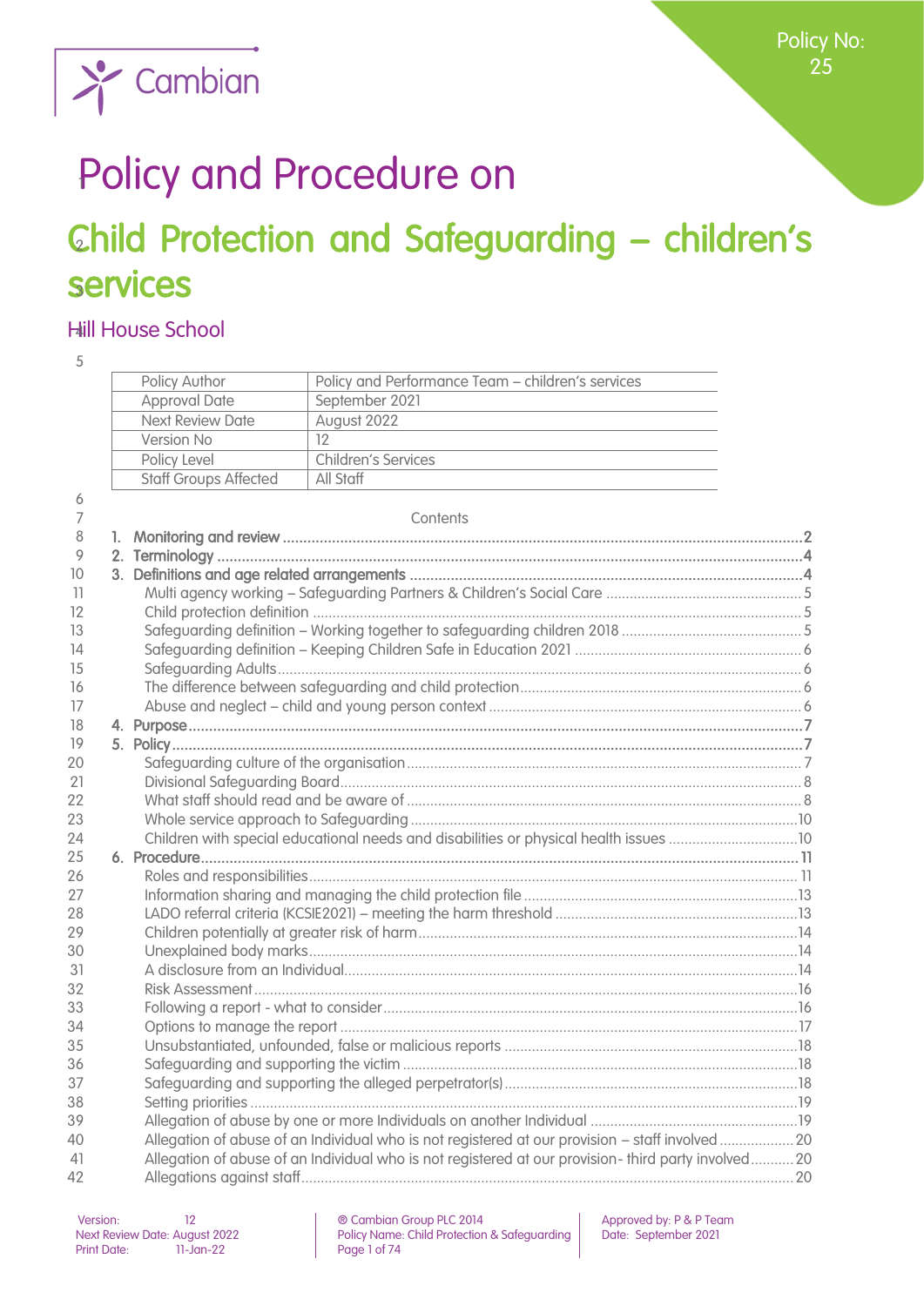Policy No: 25

# Policy and Procedure on

# Child Protection and Safeguarding – children's services

## Hill House School

| Policy Author | Policy and Performance Team – children's services |
|---|---|
| Approval Date | September 2021 |
| Next Review Date | August 2022 |
| Version No | 12 |
| Policy Level | Children's Services |
| Staff Groups Affected | All Staff |

Contents

1. **Monitoring and review** ....... 2
2. **Terminology** ....... 4
3. **Definitions and age related arrangements** ....... 4
   - Multi agency working – Safeguarding Partners & Children's Social Care ....... 5
   - Child protection definition ....... 5
   - Safeguarding definition – Working together to safeguarding children 2018 ....... 5
   - Safeguarding definition – Keeping Children Safe in Education 2021 ....... 6
   - Safeguarding Adults ....... 6
   - The difference between safeguarding and child protection ....... 6
   - Abuse and neglect – child and young person context ....... 6
4. **Purpose** ....... 7
5. **Policy** ....... 7
   - Safeguarding culture of the organisation ....... 7
   - Divisional Safeguarding Board ....... 8
   - What staff should read and be aware of ....... 8
   - Whole service approach to Safeguarding ....... 10
   - Children with special educational needs and disabilities or physical health issues ....... 10
6. **Procedure** ....... 11
   - Roles and responsibilities ....... 11
   - Information sharing and managing the child protection file ....... 13
   - LADO referral criteria (KCSIE2021) – meeting the harm threshold ....... 13
   - Children potentially at greater risk of harm ....... 14
   - Unexplained body marks ....... 14
   - A disclosure from an Individual ....... 14
   - Risk Assessment ....... 16
   - Following a report - what to consider ....... 16
   - Options to manage the report ....... 17
   - Unsubstantiated, unfounded, false or malicious reports ....... 18
   - Safeguarding and supporting the victim ....... 18
   - Safeguarding and supporting the alleged perpetrator(s) ....... 18
   - Setting priorities ....... 19
   - Allegation of abuse by one or more Individuals on another Individual ....... 19
   - Allegation of abuse of an Individual who is not registered at our provision – staff involved ....... 20
   - Allegation of abuse of an Individual who is not registered at our provision- third party involved ....... 20
   - Allegations against staff ....... 20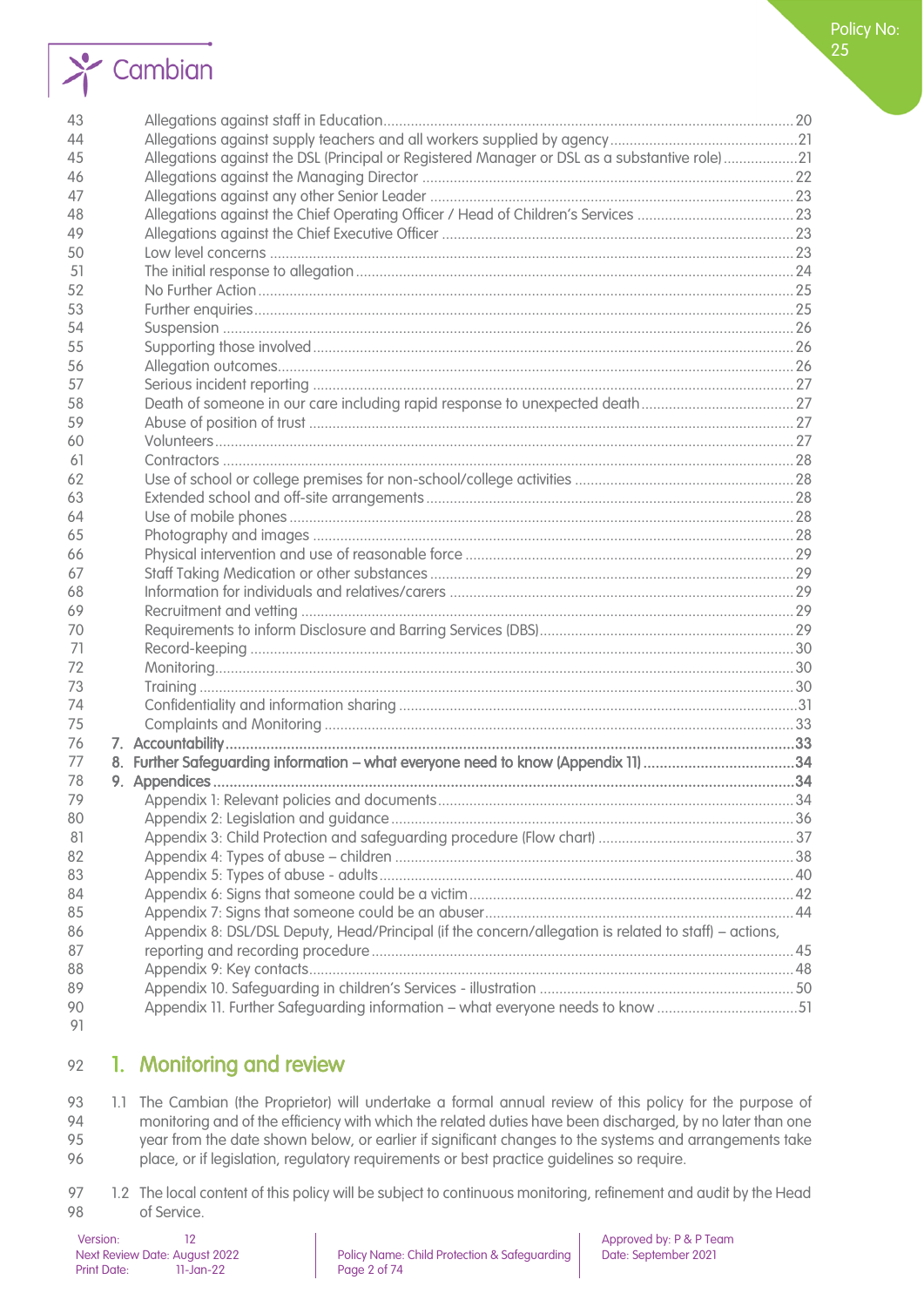Allegations against staff in Education ... 20
Allegations against supply teachers and all workers supplied by agency ... 21
Allegations against the DSL (Principal or Registered Manager or DSL as a substantive role) ... 21
Allegations against the Managing Director ... 22
Allegations against any other Senior Leader ... 23
Allegations against the Chief Operating Officer / Head of Children's Services ... 23
Allegations against the Chief Executive Officer ... 23
Low level concerns ... 23
The initial response to allegation ... 24
No Further Action ... 25
Further enquiries ... 25
Suspension ... 26
Supporting those involved ... 26
Allegation outcomes ... 26
Serious incident reporting ... 27
Death of someone in our care including rapid response to unexpected death ... 27
Abuse of position of trust ... 27
Volunteers ... 27
Contractors ... 28
Use of school or college premises for non-school/college activities ... 28
Extended school and off-site arrangements ... 28
Use of mobile phones ... 28
Photography and images ... 28
Physical intervention and use of reasonable force ... 29
Staff Taking Medication or other substances ... 29
Information for individuals and relatives/carers ... 29
Recruitment and vetting ... 29
Requirements to inform Disclosure and Barring Services (DBS) ... 29
Record-keeping ... 30
Monitoring ... 30
Training ... 30
Confidentiality and information sharing ... 31
Complaints and Monitoring ... 33

**7. Accountability ... 33**
**8. Further Safeguarding information – what everyone need to know (Appendix 11) ... 34**
**9. Appendices ... 34**

Appendix 1: Relevant policies and documents ... 34
Appendix 2: Legislation and guidance ... 36
Appendix 3: Child Protection and safeguarding procedure (Flow chart) ... 37
Appendix 4: Types of abuse – children ... 38
Appendix 5: Types of abuse - adults ... 40
Appendix 6: Signs that someone could be a victim ... 42
Appendix 7: Signs that someone could be an abuser ... 44
Appendix 8: DSL/DSL Deputy, Head/Principal (if the concern/allegation is related to staff) – actions, reporting and recording procedure ... 45
Appendix 9: Key contacts ... 48
Appendix 10. Safeguarding in children's Services - illustration ... 50
Appendix 11. Further Safeguarding information – what everyone needs to know ... 51

## 1. Monitoring and review

1.1 The Cambian (the Proprietor) will undertake a formal annual review of this policy for the purpose of monitoring and of the efficiency with which the related duties have been discharged, by no later than one year from the date shown below, or earlier if significant changes to the systems and arrangements take place, or if legislation, regulatory requirements or best practice guidelines so require.

1.2 The local content of this policy will be subject to continuous monitoring, refinement and audit by the Head of Service.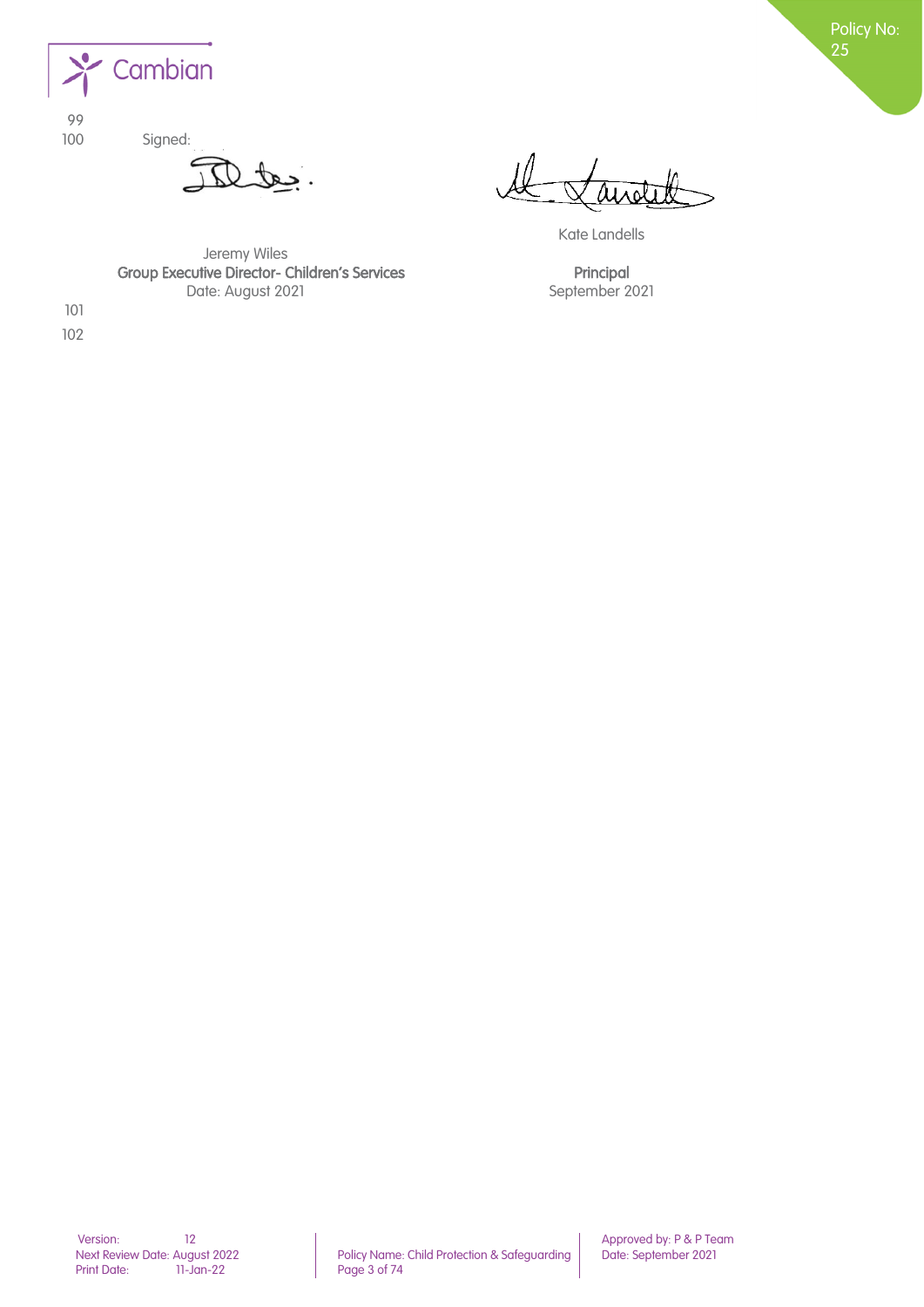Signed:

Jeremy Wiles
Group Executive Director- Children's Services
Date: August 2021

Kate Landells
Principal
September 2021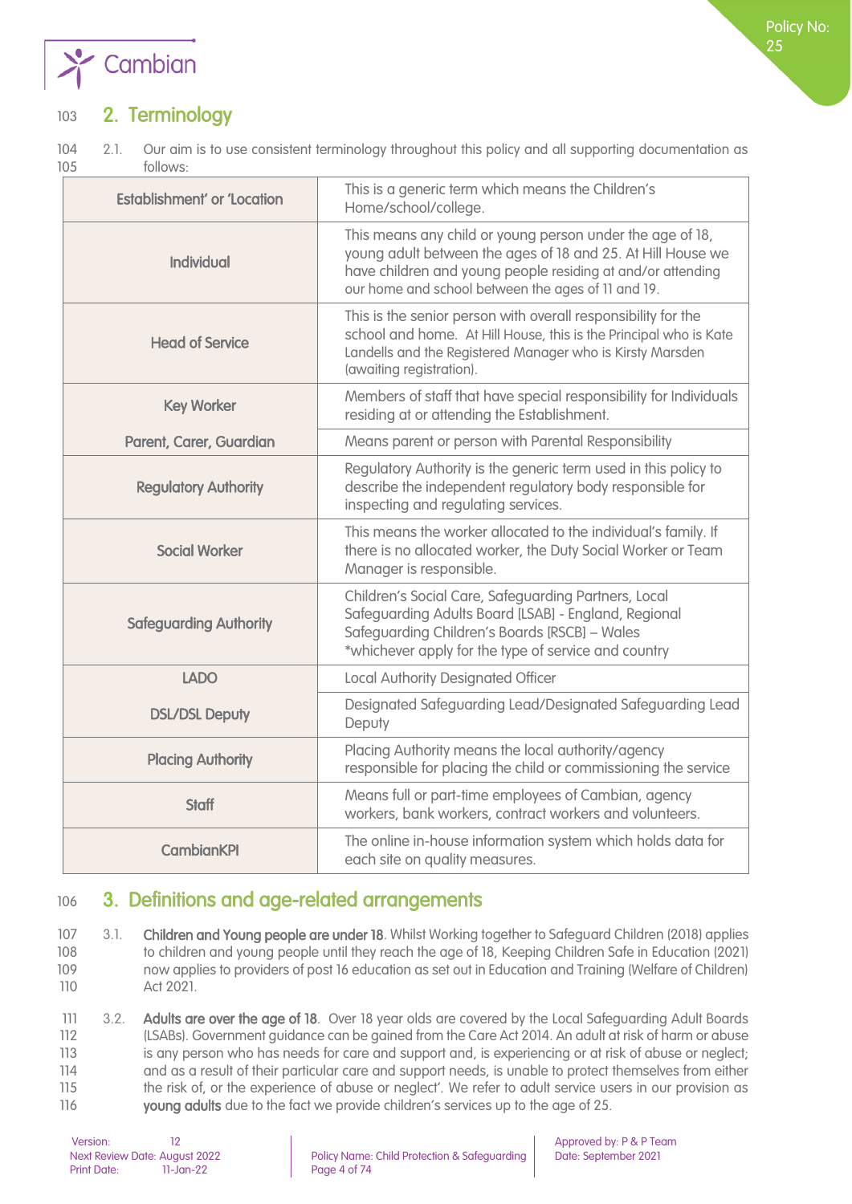## 2. Terminology

2.1. Our aim is to use consistent terminology throughout this policy and all supporting documentation as follows:

| Term | Definition |
|---|---|
| Establishment' or 'Location | This is a generic term which means the Children's Home/school/college. |
| Individual | This means any child or young person under the age of 18, young adult between the ages of 18 and 25. At Hill House we have children and young people residing at and/or attending our home and school between the ages of 11 and 19. |
| Head of Service | This is the senior person with overall responsibility for the school and home. At Hill House, this is the Principal who is Kate Landells and the Registered Manager who is Kirsty Marsden (awaiting registration). |
| Key Worker | Members of staff that have special responsibility for Individuals residing at or attending the Establishment. |
| Parent, Carer, Guardian | Means parent or person with Parental Responsibility |
| Regulatory Authority | Regulatory Authority is the generic term used in this policy to describe the independent regulatory body responsible for inspecting and regulating services. |
| Social Worker | This means the worker allocated to the individual's family. If there is no allocated worker, the Duty Social Worker or Team Manager is responsible. |
| Safeguarding Authority | Children's Social Care, Safeguarding Partners, Local Safeguarding Adults Board [LSAB] - England, Regional Safeguarding Children's Boards [RSCB] – Wales *whichever apply for the type of service and country |
| LADO | Local Authority Designated Officer |
| DSL/DSL Deputy | Designated Safeguarding Lead/Designated Safeguarding Lead Deputy |
| Placing Authority | Placing Authority means the local authority/agency responsible for placing the child or commissioning the service |
| Staff | Means full or part-time employees of Cambian, agency workers, bank workers, contract workers and volunteers. |
| CambianKPI | The online in-house information system which holds data for each site on quality measures. |

## 3. Definitions and age-related arrangements

3.1. **Children and Young people are under 18**. Whilst Working together to Safeguard Children (2018) applies to children and young people until they reach the age of 18, Keeping Children Safe in Education (2021) now applies to providers of post 16 education as set out in Education and Training (Welfare of Children) Act 2021.

3.2. **Adults are over the age of 18**. Over 18 year olds are covered by the Local Safeguarding Adult Boards (LSABs). Government guidance can be gained from the Care Act 2014. An adult at risk of harm or abuse is any person who has needs for care and support and, is experiencing or at risk of abuse or neglect; and as a result of their particular care and support needs, is unable to protect themselves from either the risk of, or the experience of abuse or neglect'. We refer to adult service users in our provision as **young adults** due to the fact we provide children's services up to the age of 25.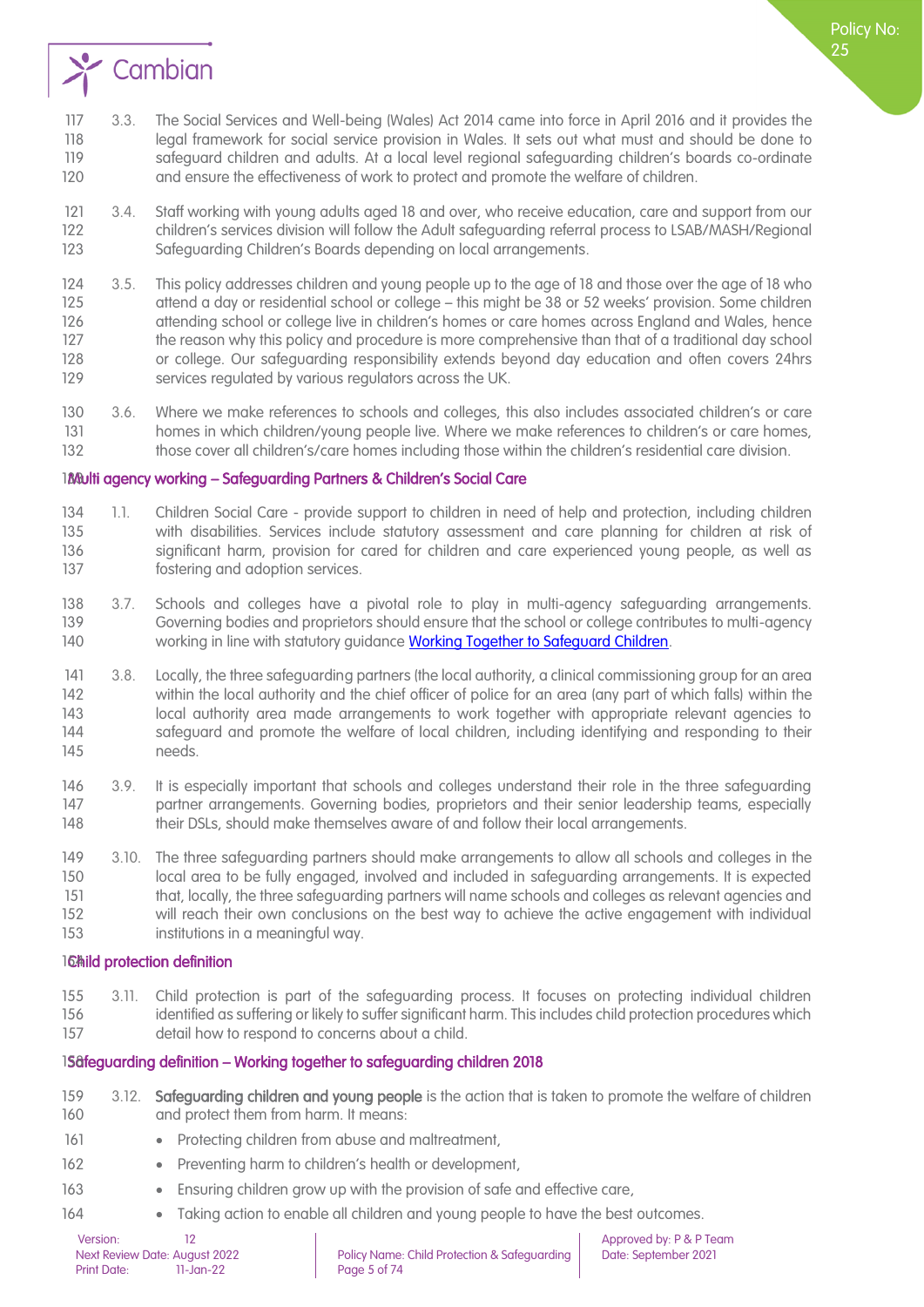3.3. The Social Services and Well-being (Wales) Act 2014 came into force in April 2016 and it provides the legal framework for social service provision in Wales. It sets out what must and should be done to safeguard children and adults. At a local level regional safeguarding children's boards co-ordinate and ensure the effectiveness of work to protect and promote the welfare of children.

3.4. Staff working with young adults aged 18 and over, who receive education, care and support from our children's services division will follow the Adult safeguarding referral process to LSAB/MASH/Regional Safeguarding Children's Boards depending on local arrangements.

3.5. This policy addresses children and young people up to the age of 18 and those over the age of 18 who attend a day or residential school or college – this might be 38 or 52 weeks' provision. Some children attending school or college live in children's homes or care homes across England and Wales, hence the reason why this policy and procedure is more comprehensive than that of a traditional day school or college. Our safeguarding responsibility extends beyond day education and often covers 24hrs services regulated by various regulators across the UK.

3.6. Where we make references to schools and colleges, this also includes associated children's or care homes in which children/young people live. Where we make references to children's or care homes, those cover all children's/care homes including those within the children's residential care division.

## Multi agency working – Safeguarding Partners & Children's Social Care

1.1. Children Social Care - provide support to children in need of help and protection, including children with disabilities. Services include statutory assessment and care planning for children at risk of significant harm, provision for cared for children and care experienced young people, as well as fostering and adoption services.

3.7. Schools and colleges have a pivotal role to play in multi-agency safeguarding arrangements. Governing bodies and proprietors should ensure that the school or college contributes to multi-agency working in line with statutory guidance [Working Together to Safeguard Children](#).

3.8. Locally, the three safeguarding partners (the local authority, a clinical commissioning group for an area within the local authority and the chief officer of police for an area (any part of which falls) within the local authority area made arrangements to work together with appropriate relevant agencies to safeguard and promote the welfare of local children, including identifying and responding to their needs.

3.9. It is especially important that schools and colleges understand their role in the three safeguarding partner arrangements. Governing bodies, proprietors and their senior leadership teams, especially their DSLs, should make themselves aware of and follow their local arrangements.

3.10. The three safeguarding partners should make arrangements to allow all schools and colleges in the local area to be fully engaged, involved and included in safeguarding arrangements. It is expected that, locally, the three safeguarding partners will name schools and colleges as relevant agencies and will reach their own conclusions on the best way to achieve the active engagement with individual institutions in a meaningful way.

## Child protection definition

3.11. Child protection is part of the safeguarding process. It focuses on protecting individual children identified as suffering or likely to suffer significant harm. This includes child protection procedures which detail how to respond to concerns about a child.

## Safeguarding definition – Working together to safeguarding children 2018

3.12. **Safeguarding children and young people** is the action that is taken to promote the welfare of children and protect them from harm. It means:

- Protecting children from abuse and maltreatment,
- Preventing harm to children's health or development,
- Ensuring children grow up with the provision of safe and effective care,
- Taking action to enable all children and young people to have the best outcomes.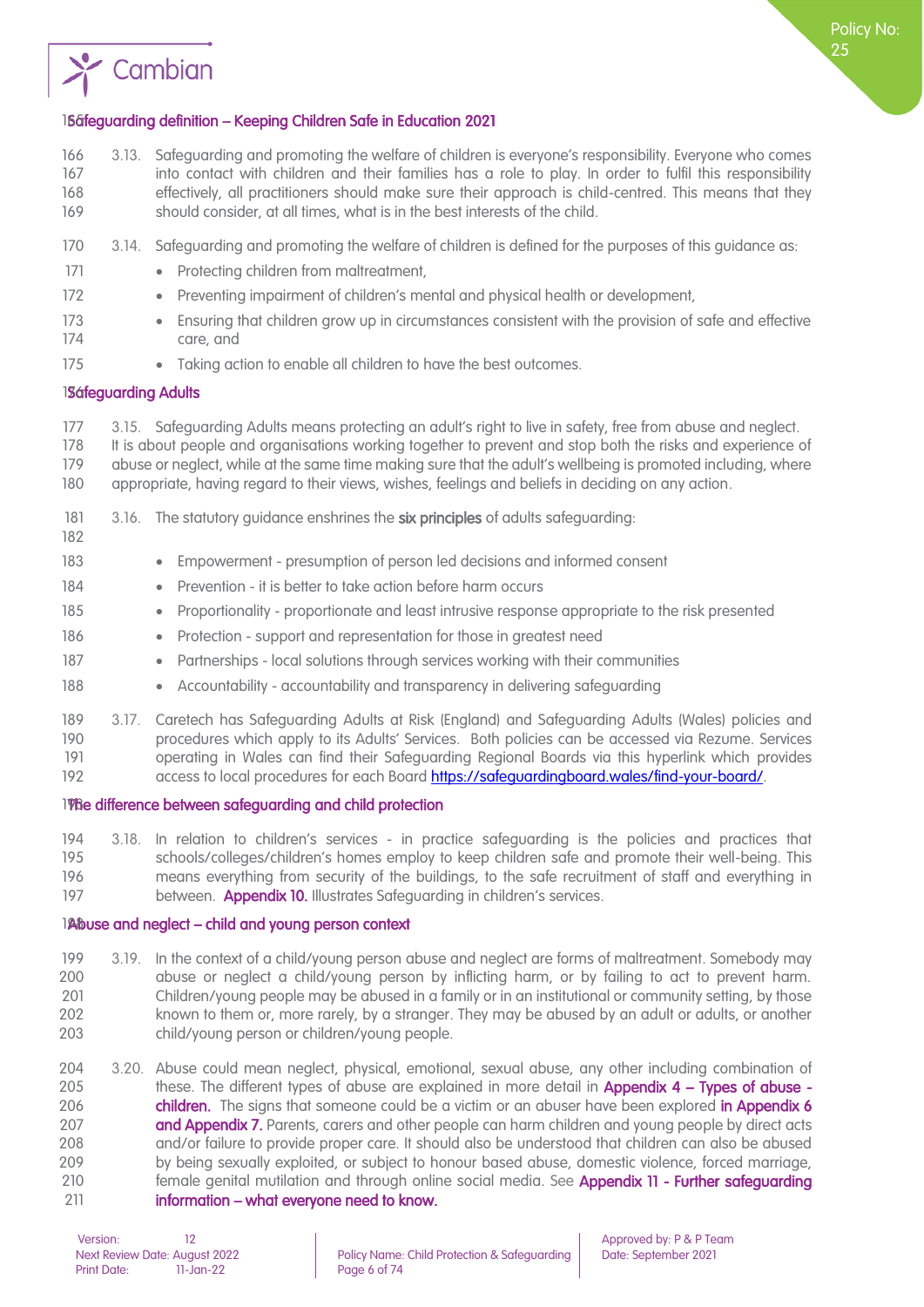## Safeguarding definition – Keeping Children Safe in Education 2021

3.13. Safeguarding and promoting the welfare of children is everyone's responsibility. Everyone who comes into contact with children and their families has a role to play. In order to fulfil this responsibility effectively, all practitioners should make sure their approach is child-centred. This means that they should consider, at all times, what is in the best interests of the child.

3.14. Safeguarding and promoting the welfare of children is defined for the purposes of this guidance as:

- Protecting children from maltreatment,
- Preventing impairment of children's mental and physical health or development,
- Ensuring that children grow up in circumstances consistent with the provision of safe and effective care, and
- Taking action to enable all children to have the best outcomes.

## Safeguarding Adults

3.15. Safeguarding Adults means protecting an adult's right to live in safety, free from abuse and neglect. It is about people and organisations working together to prevent and stop both the risks and experience of abuse or neglect, while at the same time making sure that the adult's wellbeing is promoted including, where appropriate, having regard to their views, wishes, feelings and beliefs in deciding on any action.

3.16. The statutory guidance enshrines the **six principles** of adults safeguarding:

- Empowerment - presumption of person led decisions and informed consent
- Prevention - it is better to take action before harm occurs
- Proportionality - proportionate and least intrusive response appropriate to the risk presented
- Protection - support and representation for those in greatest need
- Partnerships - local solutions through services working with their communities
- Accountability - accountability and transparency in delivering safeguarding

3.17. Caretech has Safeguarding Adults at Risk (England) and Safeguarding Adults (Wales) policies and procedures which apply to its Adults' Services. Both policies can be accessed via Rezume. Services operating in Wales can find their Safeguarding Regional Boards via this hyperlink which provides access to local procedures for each Board https://safeguardingboard.wales/find-your-board/.

## The difference between safeguarding and child protection

3.18. In relation to children's services - in practice safeguarding is the policies and practices that schools/colleges/children's homes employ to keep children safe and promote their well-being. This means everything from security of the buildings, to the safe recruitment of staff and everything in between. **Appendix 10.** Illustrates Safeguarding in children's services.

## Abuse and neglect – child and young person context

3.19. In the context of a child/young person abuse and neglect are forms of maltreatment. Somebody may abuse or neglect a child/young person by inflicting harm, or by failing to act to prevent harm. Children/young people may be abused in a family or in an institutional or community setting, by those known to them or, more rarely, by a stranger. They may be abused by an adult or adults, or another child/young person or children/young people.

3.20. Abuse could mean neglect, physical, emotional, sexual abuse, any other including combination of these. The different types of abuse are explained in more detail in **Appendix 4 – Types of abuse - children.** The signs that someone could be a victim or an abuser have been explored **in Appendix 6 and Appendix 7.** Parents, carers and other people can harm children and young people by direct acts and/or failure to provide proper care. It should also be understood that children can also be abused by being sexually exploited, or subject to honour based abuse, domestic violence, forced marriage, female genital mutilation and through online social media. See **Appendix 11 - Further safeguarding information – what everyone need to know.**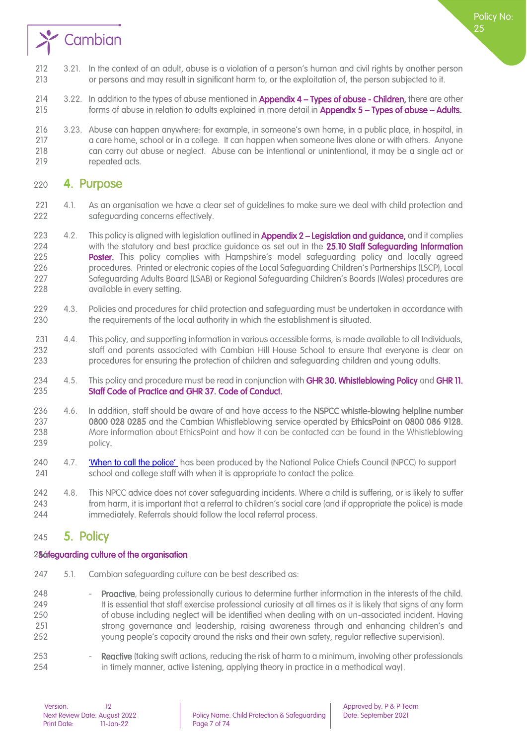3.21. In the context of an adult, abuse is a violation of a person's human and civil rights by another person or persons and may result in significant harm to, or the exploitation of, the person subjected to it.

3.22. In addition to the types of abuse mentioned in **Appendix 4 – Types of abuse - Children,** there are other forms of abuse in relation to adults explained in more detail in **Appendix 5 – Types of abuse – Adults.**

3.23. Abuse can happen anywhere: for example, in someone's own home, in a public place, in hospital, in a care home, school or in a college. It can happen when someone lives alone or with others. Anyone can carry out abuse or neglect. Abuse can be intentional or unintentional, it may be a single act or repeated acts.

## 4. Purpose

4.1. As an organisation we have a clear set of guidelines to make sure we deal with child protection and safeguarding concerns effectively.

4.2. This policy is aligned with legislation outlined in **Appendix 2 – Legislation and guidance,** and it complies with the statutory and best practice guidance as set out in the **25.10 Staff Safeguarding Information Poster.** This policy complies with Hampshire's model safeguarding policy and locally agreed procedures. Printed or electronic copies of the Local Safeguarding Children's Partnerships (LSCP), Local Safeguarding Adults Board (LSAB) or Regional Safeguarding Children's Boards (Wales) procedures are available in every setting.

4.3. Policies and procedures for child protection and safeguarding must be undertaken in accordance with the requirements of the local authority in which the establishment is situated.

4.4. This policy, and supporting information in various accessible forms, is made available to all Individuals, staff and parents associated with Cambian Hill House School to ensure that everyone is clear on procedures for ensuring the protection of children and safeguarding children and young adults.

4.5. This policy and procedure must be read in conjunction with **GHR 30. Whistleblowing Policy** and **GHR 11. Staff Code of Practice and GHR 37. Code of Conduct.**

4.6. In addition, staff should be aware of and have access to the **NSPCC whistle-blowing helpline number 0800 028 0285** and the Cambian Whistleblowing service operated by **EthicsPoint on 0800 086 9128.** More information about EthicsPoint and how it can be contacted can be found in the Whistleblowing policy.

4.7. 'When to call the police' has been produced by the National Police Chiefs Council (NPCC) to support school and college staff with when it is appropriate to contact the police.

4.8. This NPCC advice does not cover safeguarding incidents. Where a child is suffering, or is likely to suffer from harm, it is important that a referral to children's social care (and if appropriate the police) is made immediately. Referrals should follow the local referral process.

## 5. Policy

### Safeguarding culture of the organisation

5.1. Cambian safeguarding culture can be best described as:

- **Proactive**, being professionally curious to determine further information in the interests of the child. It is essential that staff exercise professional curiosity at all times as it is likely that signs of any form of abuse including neglect will be identified when dealing with an un-associated incident. Having strong governance and leadership, raising awareness through and enhancing children's and young people's capacity around the risks and their own safety, regular reflective supervision).

- **Reactive** (taking swift actions, reducing the risk of harm to a minimum, involving other professionals in timely manner, active listening, applying theory in practice in a methodical way).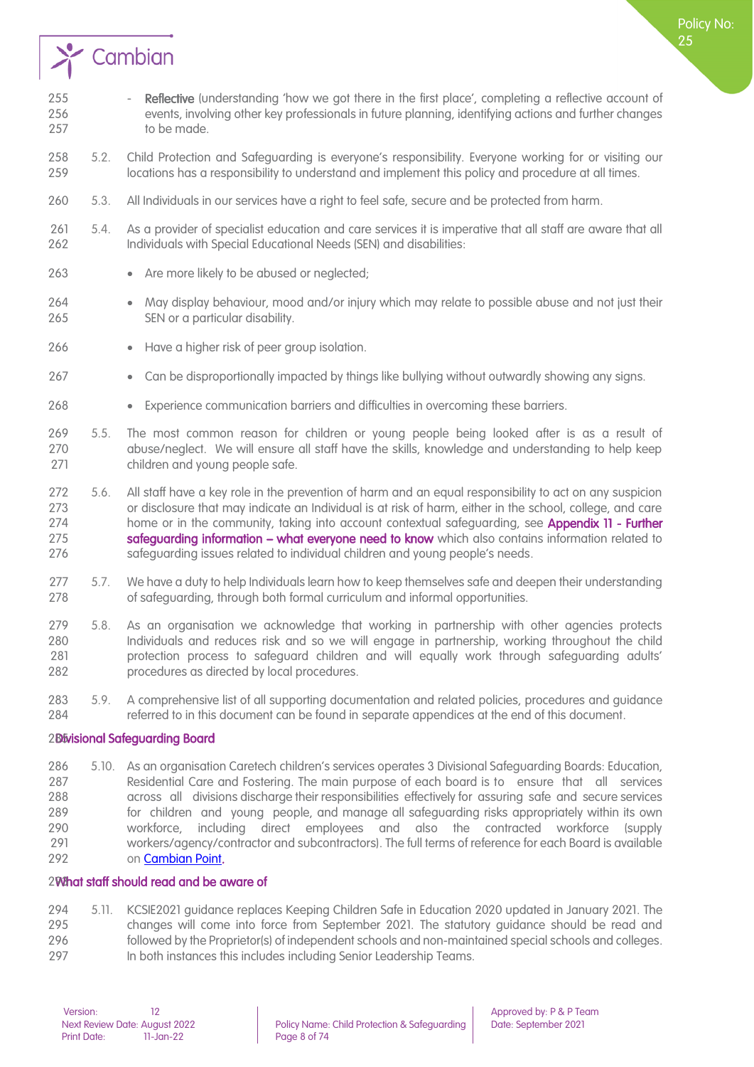- **Reflective** (understanding 'how we got there in the first place', completing a reflective account of events, involving other key professionals in future planning, identifying actions and further changes to be made.

5.2. Child Protection and Safeguarding is everyone's responsibility. Everyone working for or visiting our locations has a responsibility to understand and implement this policy and procedure at all times.

5.3. All Individuals in our services have a right to feel safe, secure and be protected from harm.

5.4. As a provider of specialist education and care services it is imperative that all staff are aware that all Individuals with Special Educational Needs (SEN) and disabilities:

- Are more likely to be abused or neglected;
- May display behaviour, mood and/or injury which may relate to possible abuse and not just their SEN or a particular disability.
- Have a higher risk of peer group isolation.
- Can be disproportionally impacted by things like bullying without outwardly showing any signs.
- Experience communication barriers and difficulties in overcoming these barriers.

5.5. The most common reason for children or young people being looked after is as a result of abuse/neglect. We will ensure all staff have the skills, knowledge and understanding to help keep children and young people safe.

5.6. All staff have a key role in the prevention of harm and an equal responsibility to act on any suspicion or disclosure that may indicate an Individual is at risk of harm, either in the school, college, and care home or in the community, taking into account contextual safeguarding, see **Appendix 11 - Further safeguarding information – what everyone need to know** which also contains information related to safeguarding issues related to individual children and young people's needs.

5.7. We have a duty to help Individuals learn how to keep themselves safe and deepen their understanding of safeguarding, through both formal curriculum and informal opportunities.

5.8. As an organisation we acknowledge that working in partnership with other agencies protects Individuals and reduces risk and so we will engage in partnership, working throughout the child protection process to safeguard children and will equally work through safeguarding adults' procedures as directed by local procedures.

5.9. A comprehensive list of all supporting documentation and related policies, procedures and guidance referred to in this document can be found in separate appendices at the end of this document.

## Divisional Safeguarding Board

5.10. As an organisation Caretech children's services operates 3 Divisional Safeguarding Boards: Education, Residential Care and Fostering. The main purpose of each board is to ensure that all services across all divisions discharge their responsibilities effectively for assuring safe and secure services for children and young people, and manage all safeguarding risks appropriately within its own workforce, including direct employees and also the contracted workforce (supply workers/agency/contractor and subcontractors). The full terms of reference for each Board is available on Cambian Point.

## What staff should read and be aware of

5.11. KCSIE2021 guidance replaces Keeping Children Safe in Education 2020 updated in January 2021. The changes will come into force from September 2021. The statutory guidance should be read and followed by the Proprietor(s) of independent schools and non-maintained special schools and colleges. In both instances this includes including Senior Leadership Teams.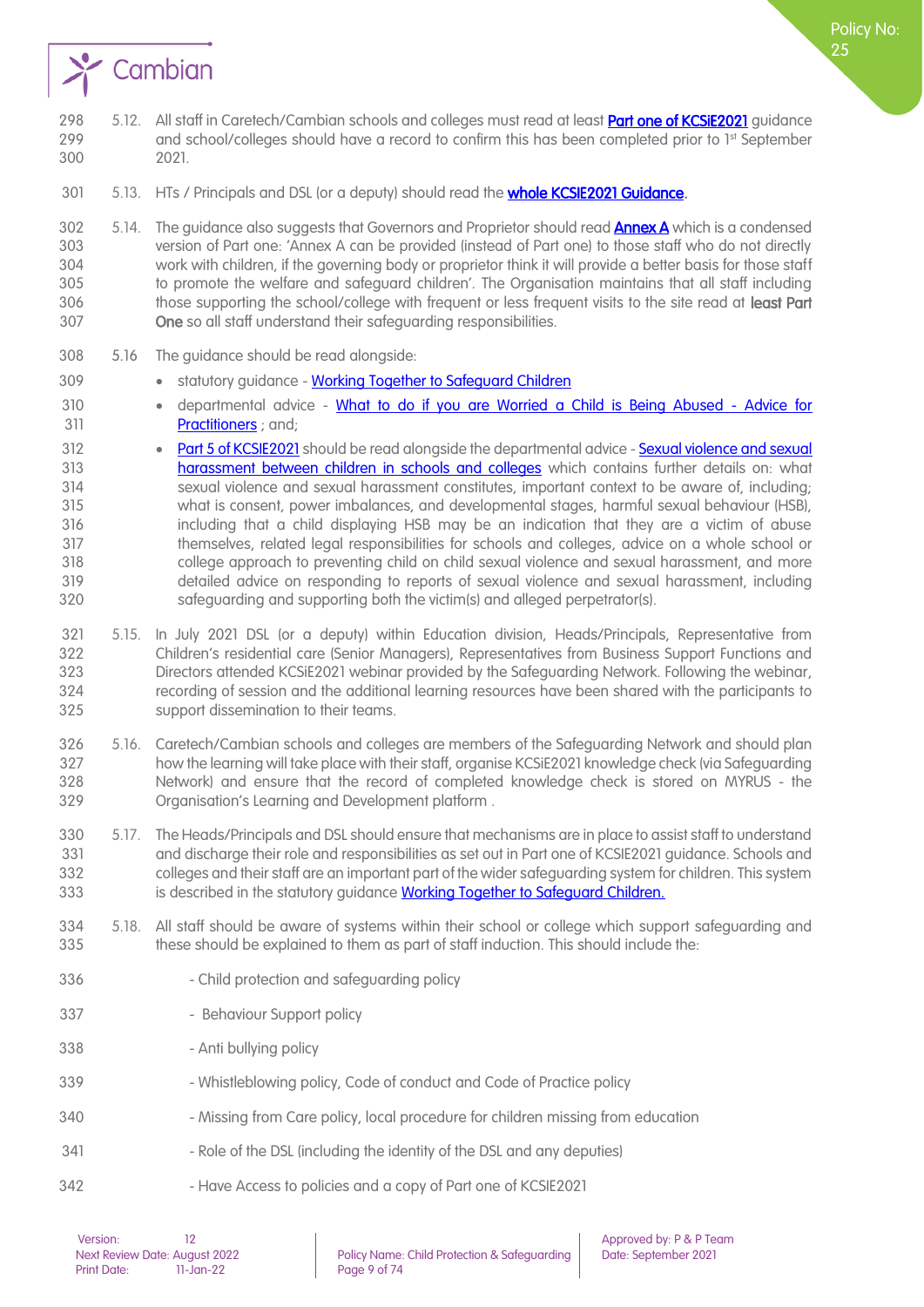5.12. All staff in Caretech/Cambian schools and colleges must read at least **Part one of KCSiE2021** guidance and school/colleges should have a record to confirm this has been completed prior to 1st September 2021.

5.13. HTs / Principals and DSL (or a deputy) should read the **whole KCSIE2021 Guidance**.

5.14. The guidance also suggests that Governors and Proprietor should read **Annex A** which is a condensed version of Part one: 'Annex A can be provided (instead of Part one) to those staff who do not directly work with children, if the governing body or proprietor think it will provide a better basis for those staff to promote the welfare and safeguard children'. The Organisation maintains that all staff including those supporting the school/college with frequent or less frequent visits to the site read at **least Part One** so all staff understand their safeguarding responsibilities.

5.16 The guidance should be read alongside:

- statutory guidance - Working Together to Safeguard Children
- departmental advice - What to do if you are Worried a Child is Being Abused - Advice for Practitioners ; and;
- Part 5 of KCSIE2021 should be read alongside the departmental advice - Sexual violence and sexual harassment between children in schools and colleges which contains further details on: what sexual violence and sexual harassment constitutes, important context to be aware of, including; what is consent, power imbalances, and developmental stages, harmful sexual behaviour (HSB), including that a child displaying HSB may be an indication that they are a victim of abuse themselves, related legal responsibilities for schools and colleges, advice on a whole school or college approach to preventing child on child sexual violence and sexual harassment, and more detailed advice on responding to reports of sexual violence and sexual harassment, including safeguarding and supporting both the victim(s) and alleged perpetrator(s).

5.15. In July 2021 DSL (or a deputy) within Education division, Heads/Principals, Representative from Children's residential care (Senior Managers), Representatives from Business Support Functions and Directors attended KCSiE2021 webinar provided by the Safeguarding Network. Following the webinar, recording of session and the additional learning resources have been shared with the participants to support dissemination to their teams.

5.16. Caretech/Cambian schools and colleges are members of the Safeguarding Network and should plan how the learning will take place with their staff, organise KCSiE2021 knowledge check (via Safeguarding Network) and ensure that the record of completed knowledge check is stored on MYRUS - the Organisation's Learning and Development platform .

5.17. The Heads/Principals and DSL should ensure that mechanisms are in place to assist staff to understand and discharge their role and responsibilities as set out in Part one of KCSIE2021 guidance. Schools and colleges and their staff are an important part of the wider safeguarding system for children. This system is described in the statutory guidance Working Together to Safeguard Children.

5.18. All staff should be aware of systems within their school or college which support safeguarding and these should be explained to them as part of staff induction. This should include the:

- Child protection and safeguarding policy
- Behaviour Support policy
- Anti bullying policy
- Whistleblowing policy, Code of conduct and Code of Practice policy
- Missing from Care policy, local procedure for children missing from education
- Role of the DSL (including the identity of the DSL and any deputies)
- Have Access to policies and a copy of Part one of KCSIE2021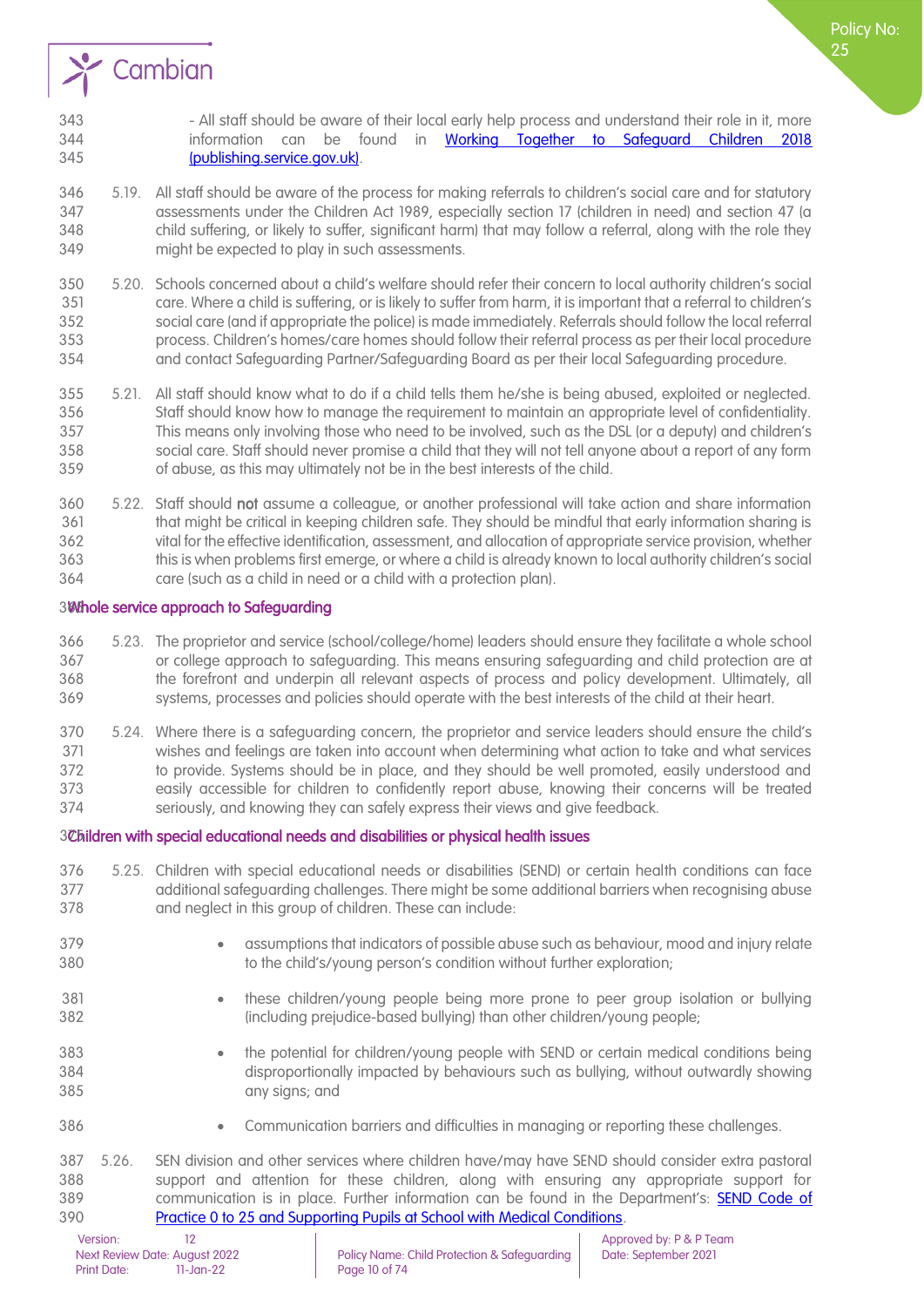- All staff should be aware of their local early help process and understand their role in it, more information can be found in [Working Together to Safeguard Children 2018 (publishing.service.gov.uk)](publishing.service.gov.uk).

5.19. All staff should be aware of the process for making referrals to children's social care and for statutory assessments under the Children Act 1989, especially section 17 (children in need) and section 47 (a child suffering, or likely to suffer, significant harm) that may follow a referral, along with the role they might be expected to play in such assessments.

5.20. Schools concerned about a child's welfare should refer their concern to local authority children's social care. Where a child is suffering, or is likely to suffer from harm, it is important that a referral to children's social care (and if appropriate the police) is made immediately. Referrals should follow the local referral process. Children's homes/care homes should follow their referral process as per their local procedure and contact Safeguarding Partner/Safeguarding Board as per their local Safeguarding procedure.

5.21. All staff should know what to do if a child tells them he/she is being abused, exploited or neglected. Staff should know how to manage the requirement to maintain an appropriate level of confidentiality. This means only involving those who need to be involved, such as the DSL (or a deputy) and children's social care. Staff should never promise a child that they will not tell anyone about a report of any form of abuse, as this may ultimately not be in the best interests of the child.

5.22. Staff should **not** assume a colleague, or another professional will take action and share information that might be critical in keeping children safe. They should be mindful that early information sharing is vital for the effective identification, assessment, and allocation of appropriate service provision, whether this is when problems first emerge, or where a child is already known to local authority children's social care (such as a child in need or a child with a protection plan).

## Whole service approach to Safeguarding

5.23. The proprietor and service (school/college/home) leaders should ensure they facilitate a whole school or college approach to safeguarding. This means ensuring safeguarding and child protection are at the forefront and underpin all relevant aspects of process and policy development. Ultimately, all systems, processes and policies should operate with the best interests of the child at their heart.

5.24. Where there is a safeguarding concern, the proprietor and service leaders should ensure the child's wishes and feelings are taken into account when determining what action to take and what services to provide. Systems should be in place, and they should be well promoted, easily understood and easily accessible for children to confidently report abuse, knowing their concerns will be treated seriously, and knowing they can safely express their views and give feedback.

## Children with special educational needs and disabilities or physical health issues

5.25. Children with special educational needs or disabilities (SEND) or certain health conditions can face additional safeguarding challenges. There might be some additional barriers when recognising abuse and neglect in this group of children. These can include:

- assumptions that indicators of possible abuse such as behaviour, mood and injury relate to the child's/young person's condition without further exploration;
- these children/young people being more prone to peer group isolation or bullying (including prejudice-based bullying) than other children/young people;
- the potential for children/young people with SEND or certain medical conditions being disproportionally impacted by behaviours such as bullying, without outwardly showing any signs; and
- Communication barriers and difficulties in managing or reporting these challenges.

5.26. SEN division and other services where children have/may have SEND should consider extra pastoral support and attention for these children, along with ensuring any appropriate support for communication is in place. Further information can be found in the Department's: SEND Code of Practice 0 to 25 and Supporting Pupils at School with Medical Conditions.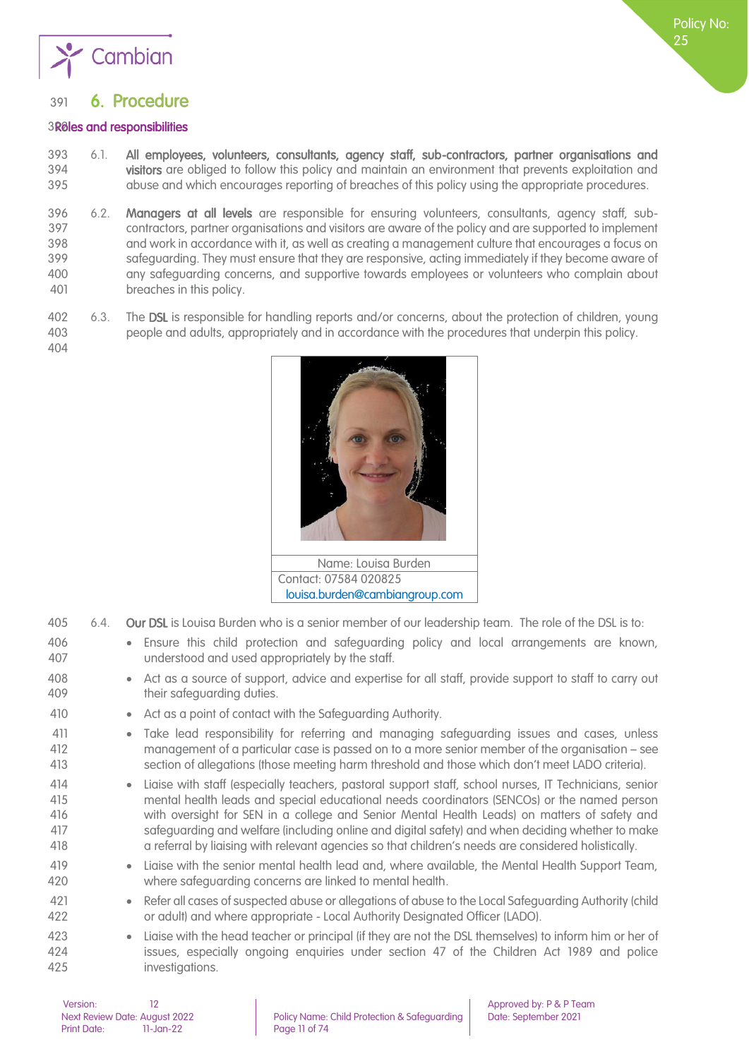# 6. Procedure

### Roles and responsibilities

6.1. **All employees, volunteers, consultants, agency staff, sub-contractors, partner organisations and visitors** are obliged to follow this policy and maintain an environment that prevents exploitation and abuse and which encourages reporting of breaches of this policy using the appropriate procedures.

6.2. **Managers at all levels** are responsible for ensuring volunteers, consultants, agency staff, sub-contractors, partner organisations and visitors are aware of the policy and are supported to implement and work in accordance with it, as well as creating a management culture that encourages a focus on safeguarding. They must ensure that they are responsive, acting immediately if they become aware of any safeguarding concerns, and supportive towards employees or volunteers who complain about breaches in this policy.

6.3. The **DSL** is responsible for handling reports and/or concerns, about the protection of children, young people and adults, appropriately and in accordance with the procedures that underpin this policy.

| Name: Louisa Burden |
| --- |
| Contact: 07584 020825 |
| louisa.burden@cambiangroup.com |

6.4. **Our DSL** is Louisa Burden who is a senior member of our leadership team. The role of the DSL is to:

- Ensure this child protection and safeguarding policy and local arrangements are known, understood and used appropriately by the staff.
- Act as a source of support, advice and expertise for all staff, provide support to staff to carry out their safeguarding duties.
- Act as a point of contact with the Safeguarding Authority.
- Take lead responsibility for referring and managing safeguarding issues and cases, unless management of a particular case is passed on to a more senior member of the organisation – see section of allegations (those meeting harm threshold and those which don't meet LADO criteria).
- Liaise with staff (especially teachers, pastoral support staff, school nurses, IT Technicians, senior mental health leads and special educational needs coordinators (SENCOs) or the named person with oversight for SEN in a college and Senior Mental Health Leads) on matters of safety and safeguarding and welfare (including online and digital safety) and when deciding whether to make a referral by liaising with relevant agencies so that children's needs are considered holistically.
- Liaise with the senior mental health lead and, where available, the Mental Health Support Team, where safeguarding concerns are linked to mental health.
- Refer all cases of suspected abuse or allegations of abuse to the Local Safeguarding Authority (child or adult) and where appropriate - Local Authority Designated Officer (LADO).
- Liaise with the head teacher or principal (if they are not the DSL themselves) to inform him or her of issues, especially ongoing enquiries under section 47 of the Children Act 1989 and police investigations.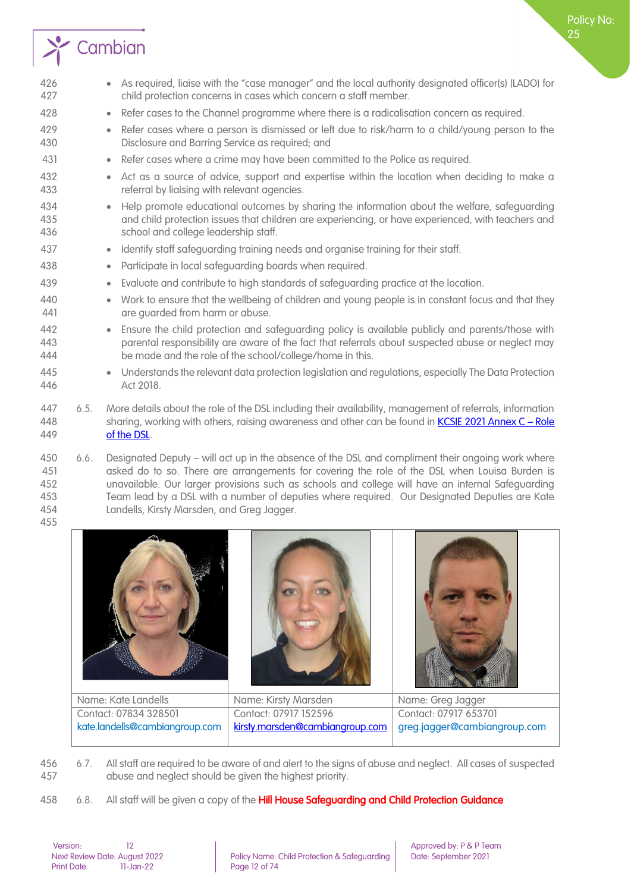- As required, liaise with the "case manager" and the local authority designated officer(s) (LADO) for child protection concerns in cases which concern a staff member.
- Refer cases to the Channel programme where there is a radicalisation concern as required.
- Refer cases where a person is dismissed or left due to risk/harm to a child/young person to the Disclosure and Barring Service as required; and
- Refer cases where a crime may have been committed to the Police as required.
- Act as a source of advice, support and expertise within the location when deciding to make a referral by liaising with relevant agencies.
- Help promote educational outcomes by sharing the information about the welfare, safeguarding and child protection issues that children are experiencing, or have experienced, with teachers and school and college leadership staff.
- Identify staff safeguarding training needs and organise training for their staff.
- Participate in local safeguarding boards when required.
- Evaluate and contribute to high standards of safeguarding practice at the location.
- Work to ensure that the wellbeing of children and young people is in constant focus and that they are guarded from harm or abuse.
- Ensure the child protection and safeguarding policy is available publicly and parents/those with parental responsibility are aware of the fact that referrals about suspected abuse or neglect may be made and the role of the school/college/home in this.
- Understands the relevant data protection legislation and regulations, especially The Data Protection Act 2018.

6.5. More details about the role of the DSL including their availability, management of referrals, information sharing, working with others, raising awareness and other can be found in [KCSIE 2021 Annex C – Role of the DSL].

6.6. Designated Deputy – will act up in the absence of the DSL and compliment their ongoing work where asked do to so. There are arrangements for covering the role of the DSL when Louisa Burden is unavailable. Our larger provisions such as schools and college will have an internal Safeguarding Team lead by a DSL with a number of deputies where required. Our Designated Deputies are Kate Landells, Kirsty Marsden, and Greg Jagger.

| Name: Kate Landells | Name: Kirsty Marsden | Name: Greg Jagger |
|---|---|---|
| Contact: 07834 328501<br>kate.landells@cambiangroup.com | Contact: 07917 152596<br>kirsty.marsden@cambiangroup.com | Contact: 07917 653701<br>greg.jagger@cambiangroup.com |

6.7. All staff are required to be aware of and alert to the signs of abuse and neglect. All cases of suspected abuse and neglect should be given the highest priority.

6.8. All staff will be given a copy of the **Hill House Safeguarding and Child Protection Guidance**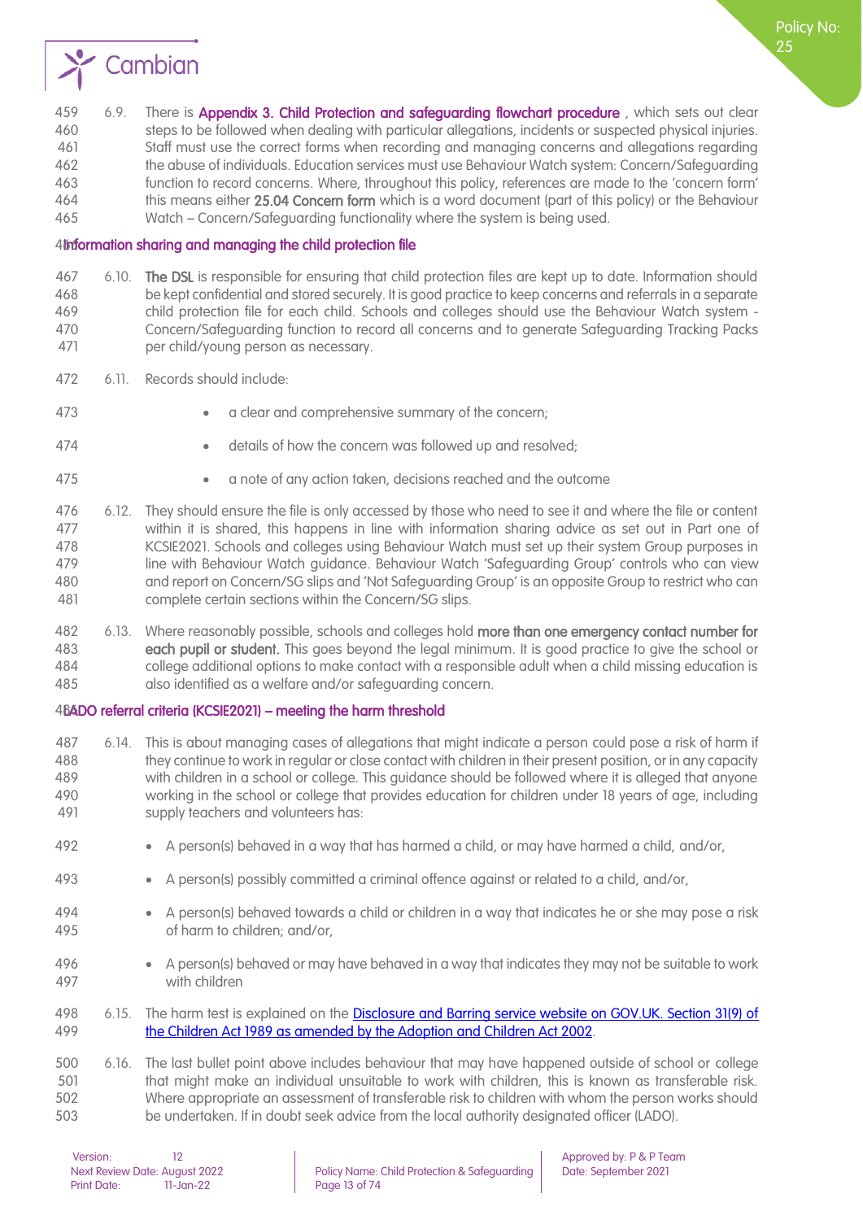6.9. There is **Appendix 3. Child Protection and safeguarding flowchart procedure** , which sets out clear steps to be followed when dealing with particular allegations, incidents or suspected physical injuries. Staff must use the correct forms when recording and managing concerns and allegations regarding the abuse of individuals. Education services must use Behaviour Watch system: Concern/Safeguarding function to record concerns. Where, throughout this policy, references are made to the 'concern form' this means either **25.04 Concern form** which is a word document (part of this policy) or the Behaviour Watch – Concern/Safeguarding functionality where the system is being used.

### Information sharing and managing the child protection file

6.10. **The DSL** is responsible for ensuring that child protection files are kept up to date. Information should be kept confidential and stored securely. It is good practice to keep concerns and referrals in a separate child protection file for each child. Schools and colleges should use the Behaviour Watch system - Concern/Safeguarding function to record all concerns and to generate Safeguarding Tracking Packs per child/young person as necessary.

6.11. Records should include:

- a clear and comprehensive summary of the concern;
- details of how the concern was followed up and resolved;
- a note of any action taken, decisions reached and the outcome

6.12. They should ensure the file is only accessed by those who need to see it and where the file or content within it is shared, this happens in line with information sharing advice as set out in Part one of KCSIE2021. Schools and colleges using Behaviour Watch must set up their system Group purposes in line with Behaviour Watch guidance. Behaviour Watch 'Safeguarding Group' controls who can view and report on Concern/SG slips and 'Not Safeguarding Group' is an opposite Group to restrict who can complete certain sections within the Concern/SG slips.

6.13. Where reasonably possible, schools and colleges hold **more than one emergency contact number for each pupil or student.** This goes beyond the legal minimum. It is good practice to give the school or college additional options to make contact with a responsible adult when a child missing education is also identified as a welfare and/or safeguarding concern.

### LADO referral criteria (KCSIE2021) – meeting the harm threshold

6.14. This is about managing cases of allegations that might indicate a person could pose a risk of harm if they continue to work in regular or close contact with children in their present position, or in any capacity with children in a school or college. This guidance should be followed where it is alleged that anyone working in the school or college that provides education for children under 18 years of age, including supply teachers and volunteers has:

- A person(s) behaved in a way that has harmed a child, or may have harmed a child, and/or,
- A person(s) possibly committed a criminal offence against or related to a child, and/or,
- A person(s) behaved towards a child or children in a way that indicates he or she may pose a risk of harm to children; and/or,
- A person(s) behaved or may have behaved in a way that indicates they may not be suitable to work with children

6.15. The harm test is explained on the [Disclosure and Barring service website on GOV.UK. Section 31(9) of the Children Act 1989 as amended by the Adoption and Children Act 2002].

6.16. The last bullet point above includes behaviour that may have happened outside of school or college that might make an individual unsuitable to work with children, this is known as transferable risk. Where appropriate an assessment of transferable risk to children with whom the person works should be undertaken. If in doubt seek advice from the local authority designated officer (LADO).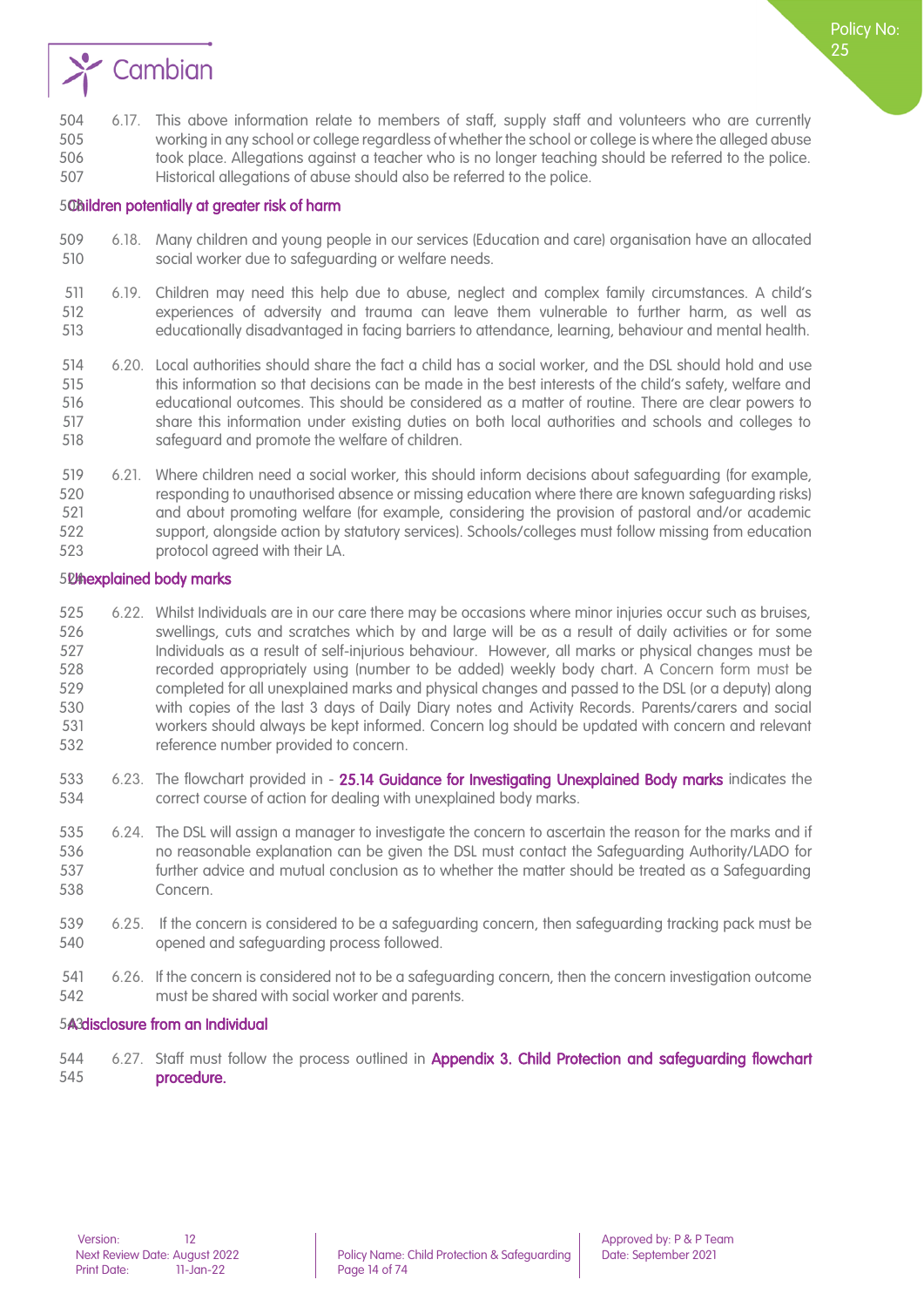6.17. This above information relate to members of staff, supply staff and volunteers who are currently working in any school or college regardless of whether the school or college is where the alleged abuse took place. Allegations against a teacher who is no longer teaching should be referred to the police. Historical allegations of abuse should also be referred to the police.

### Children potentially at greater risk of harm

6.18. Many children and young people in our services (Education and care) organisation have an allocated social worker due to safeguarding or welfare needs.

6.19. Children may need this help due to abuse, neglect and complex family circumstances. A child's experiences of adversity and trauma can leave them vulnerable to further harm, as well as educationally disadvantaged in facing barriers to attendance, learning, behaviour and mental health.

6.20. Local authorities should share the fact a child has a social worker, and the DSL should hold and use this information so that decisions can be made in the best interests of the child's safety, welfare and educational outcomes. This should be considered as a matter of routine. There are clear powers to share this information under existing duties on both local authorities and schools and colleges to safeguard and promote the welfare of children.

6.21. Where children need a social worker, this should inform decisions about safeguarding (for example, responding to unauthorised absence or missing education where there are known safeguarding risks) and about promoting welfare (for example, considering the provision of pastoral and/or academic support, alongside action by statutory services). Schools/colleges must follow missing from education protocol agreed with their LA.

### Unexplained body marks

6.22. Whilst Individuals are in our care there may be occasions where minor injuries occur such as bruises, swellings, cuts and scratches which by and large will be as a result of daily activities or for some Individuals as a result of self-injurious behaviour. However, all marks or physical changes must be recorded appropriately using (number to be added) weekly body chart. A Concern form must be completed for all unexplained marks and physical changes and passed to the DSL (or a deputy) along with copies of the last 3 days of Daily Diary notes and Activity Records. Parents/carers and social workers should always be kept informed. Concern log should be updated with concern and relevant reference number provided to concern.

6.23. The flowchart provided in - **25.14 Guidance for Investigating Unexplained Body marks** indicates the correct course of action for dealing with unexplained body marks.

6.24. The DSL will assign a manager to investigate the concern to ascertain the reason for the marks and if no reasonable explanation can be given the DSL must contact the Safeguarding Authority/LADO for further advice and mutual conclusion as to whether the matter should be treated as a Safeguarding Concern.

6.25. If the concern is considered to be a safeguarding concern, then safeguarding tracking pack must be opened and safeguarding process followed.

6.26. If the concern is considered not to be a safeguarding concern, then the concern investigation outcome must be shared with social worker and parents.

### A disclosure from an Individual

6.27. Staff must follow the process outlined in **Appendix 3. Child Protection and safeguarding flowchart procedure.**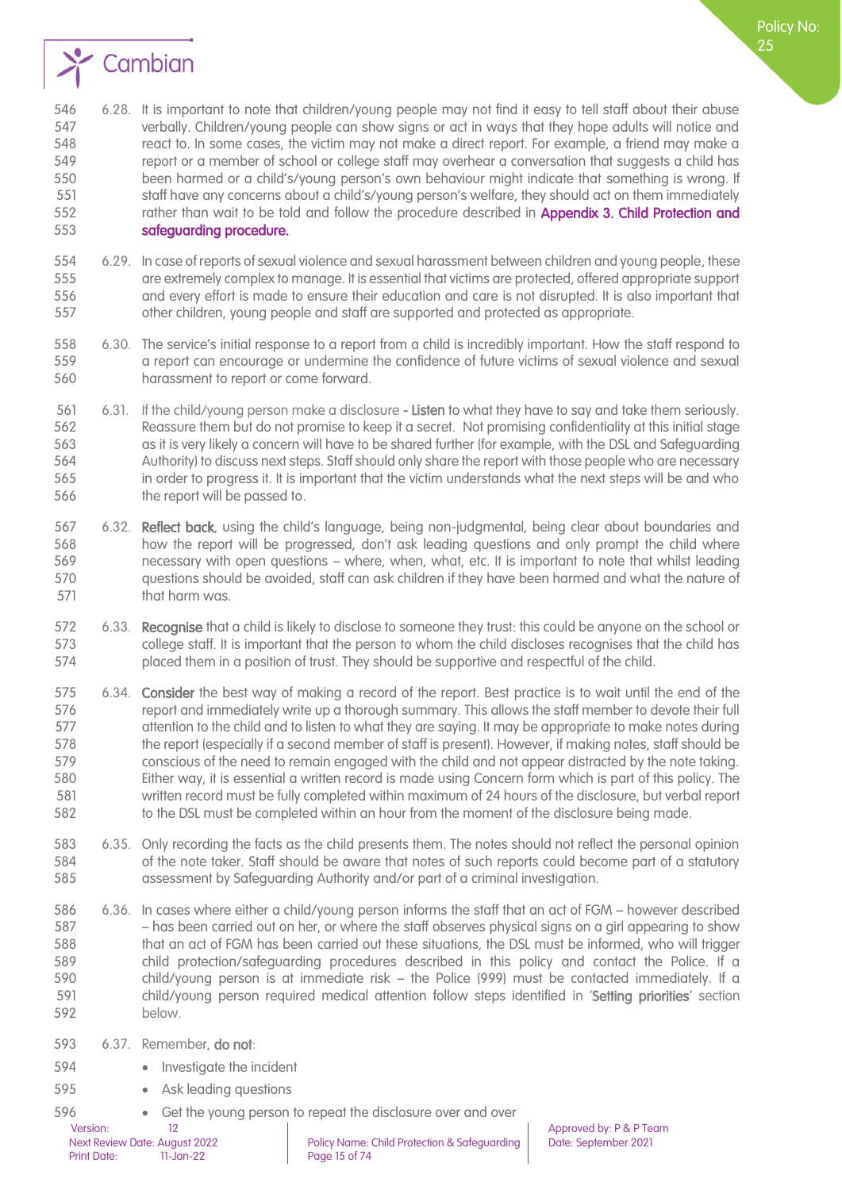6.28. It is important to note that children/young people may not find it easy to tell staff about their abuse verbally. Children/young people can show signs or act in ways that they hope adults will notice and react to. In some cases, the victim may not make a direct report. For example, a friend may make a report or a member of school or college staff may overhear a conversation that suggests a child has been harmed or a child's/young person's own behaviour might indicate that something is wrong. If staff have any concerns about a child's/young person's welfare, they should act on them immediately rather than wait to be told and follow the procedure described in **Appendix 3. Child Protection and safeguarding procedure.**

6.29. In case of reports of sexual violence and sexual harassment between children and young people, these are extremely complex to manage. It is essential that victims are protected, offered appropriate support and every effort is made to ensure their education and care is not disrupted. It is also important that other children, young people and staff are supported and protected as appropriate.

6.30. The service's initial response to a report from a child is incredibly important. How the staff respond to a report can encourage or undermine the confidence of future victims of sexual violence and sexual harassment to report or come forward.

6.31. If the child/young person make a disclosure - **Listen** to what they have to say and take them seriously. Reassure them but do not promise to keep it a secret. Not promising confidentiality at this initial stage as it is very likely a concern will have to be shared further (for example, with the DSL and Safeguarding Authority) to discuss next steps. Staff should only share the report with those people who are necessary in order to progress it. It is important that the victim understands what the next steps will be and who the report will be passed to.

6.32. **Reflect back**, using the child's language, being non-judgmental, being clear about boundaries and how the report will be progressed, don't ask leading questions and only prompt the child where necessary with open questions – where, when, what, etc. It is important to note that whilst leading questions should be avoided, staff can ask children if they have been harmed and what the nature of that harm was.

6.33. **Recognise** that a child is likely to disclose to someone they trust: this could be anyone on the school or college staff. It is important that the person to whom the child discloses recognises that the child has placed them in a position of trust. They should be supportive and respectful of the child.

6.34. **Consider** the best way of making a record of the report. Best practice is to wait until the end of the report and immediately write up a thorough summary. This allows the staff member to devote their full attention to the child and to listen to what they are saying. It may be appropriate to make notes during the report (especially if a second member of staff is present). However, if making notes, staff should be conscious of the need to remain engaged with the child and not appear distracted by the note taking. Either way, it is essential a written record is made using Concern form which is part of this policy. The written record must be fully completed within maximum of 24 hours of the disclosure, but verbal report to the DSL must be completed within an hour from the moment of the disclosure being made.

6.35. Only recording the facts as the child presents them. The notes should not reflect the personal opinion of the note taker. Staff should be aware that notes of such reports could become part of a statutory assessment by Safeguarding Authority and/or part of a criminal investigation.

6.36. In cases where either a child/young person informs the staff that an act of FGM – however described – has been carried out on her, or where the staff observes physical signs on a girl appearing to show that an act of FGM has been carried out these situations, the DSL must be informed, who will trigger child protection/safeguarding procedures described in this policy and contact the Police. If a child/young person is at immediate risk – the Police (999) must be contacted immediately. If a child/young person required medical attention follow steps identified in '**Setting priorities**' section below.

6.37. Remember, **do not**:

- Investigate the incident
- Ask leading questions
- Get the young person to repeat the disclosure over and over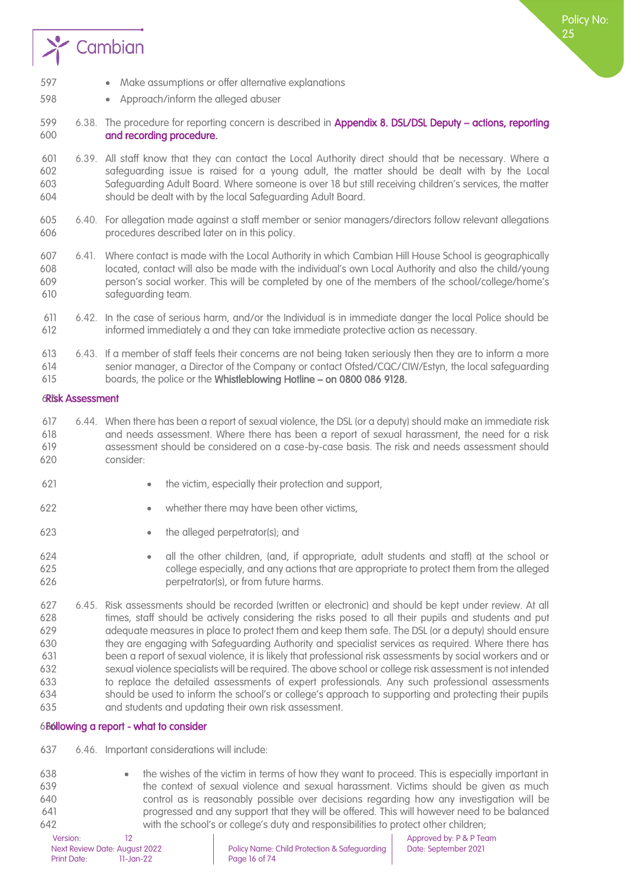- Make assumptions or offer alternative explanations
- Approach/inform the alleged abuser

6.38. The procedure for reporting concern is described in **Appendix 8. DSL/DSL Deputy – actions, reporting and recording procedure.**

6.39. All staff know that they can contact the Local Authority direct should that be necessary. Where a safeguarding issue is raised for a young adult, the matter should be dealt with by the Local Safeguarding Adult Board. Where someone is over 18 but still receiving children's services, the matter should be dealt with by the local Safeguarding Adult Board.

6.40. For allegation made against a staff member or senior managers/directors follow relevant allegations procedures described later on in this policy.

6.41. Where contact is made with the Local Authority in which Cambian Hill House School is geographically located, contact will also be made with the individual's own Local Authority and also the child/young person's social worker. This will be completed by one of the members of the school/college/home's safeguarding team.

6.42. In the case of serious harm, and/or the Individual is in immediate danger the local Police should be informed immediately a and they can take immediate protective action as necessary.

6.43. If a member of staff feels their concerns are not being taken seriously then they are to inform a more senior manager, a Director of the Company or contact Ofsted/CQC/CIW/Estyn, the local safeguarding boards, the police or the **Whistleblowing Hotline – on 0800 086 9128.**

## Risk Assessment

6.44. When there has been a report of sexual violence, the DSL (or a deputy) should make an immediate risk and needs assessment. Where there has been a report of sexual harassment, the need for a risk assessment should be considered on a case-by-case basis. The risk and needs assessment should consider:

- the victim, especially their protection and support,
- whether there may have been other victims,
- the alleged perpetrator(s); and
- all the other children, (and, if appropriate, adult students and staff) at the school or college especially, and any actions that are appropriate to protect them from the alleged perpetrator(s), or from future harms.

6.45. Risk assessments should be recorded (written or electronic) and should be kept under review. At all times, staff should be actively considering the risks posed to all their pupils and students and put adequate measures in place to protect them and keep them safe. The DSL (or a deputy) should ensure they are engaging with Safeguarding Authority and specialist services as required. Where there has been a report of sexual violence, it is likely that professional risk assessments by social workers and or sexual violence specialists will be required. The above school or college risk assessment is not intended to replace the detailed assessments of expert professionals. Any such professional assessments should be used to inform the school's or college's approach to supporting and protecting their pupils and students and updating their own risk assessment.

## Following a report - what to consider

6.46. Important considerations will include:

- the wishes of the victim in terms of how they want to proceed. This is especially important in the context of sexual violence and sexual harassment. Victims should be given as much control as is reasonably possible over decisions regarding how any investigation will be progressed and any support that they will be offered. This will however need to be balanced with the school's or college's duty and responsibilities to protect other children;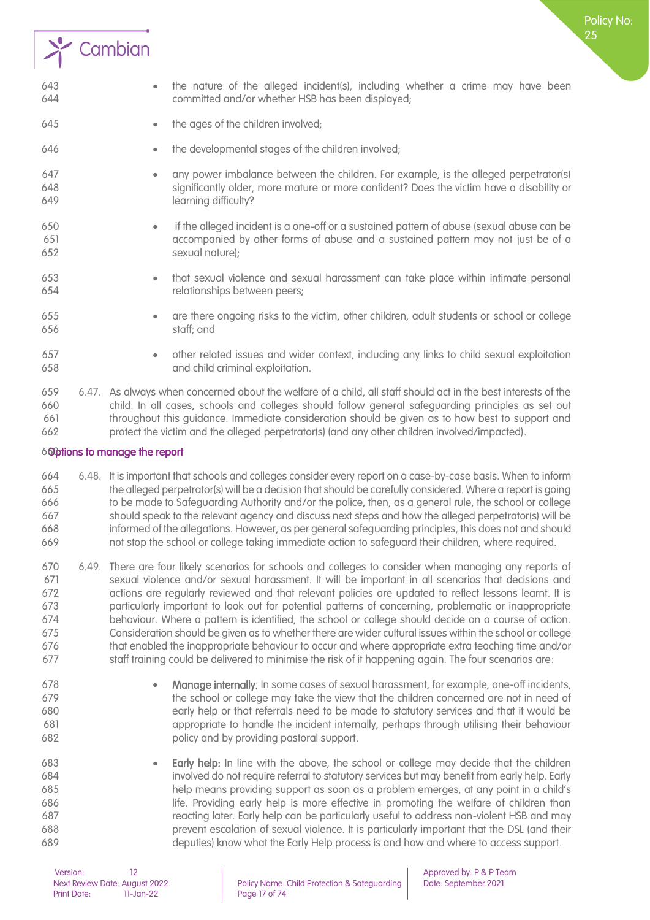- the nature of the alleged incident(s), including whether a crime may have been committed and/or whether HSB has been displayed;
- the ages of the children involved;
- the developmental stages of the children involved;
- any power imbalance between the children. For example, is the alleged perpetrator(s) significantly older, more mature or more confident? Does the victim have a disability or learning difficulty?
- if the alleged incident is a one-off or a sustained pattern of abuse (sexual abuse can be accompanied by other forms of abuse and a sustained pattern may not just be of a sexual nature);
- that sexual violence and sexual harassment can take place within intimate personal relationships between peers;
- are there ongoing risks to the victim, other children, adult students or school or college staff; and
- other related issues and wider context, including any links to child sexual exploitation and child criminal exploitation.

6.47. As always when concerned about the welfare of a child, all staff should act in the best interests of the child. In all cases, schools and colleges should follow general safeguarding principles as set out throughout this guidance. Immediate consideration should be given as to how best to support and protect the victim and the alleged perpetrator(s) (and any other children involved/impacted).

### Options to manage the report

6.48. It is important that schools and colleges consider every report on a case-by-case basis. When to inform the alleged perpetrator(s) will be a decision that should be carefully considered. Where a report is going to be made to Safeguarding Authority and/or the police, then, as a general rule, the school or college should speak to the relevant agency and discuss next steps and how the alleged perpetrator(s) will be informed of the allegations. However, as per general safeguarding principles, this does not and should not stop the school or college taking immediate action to safeguard their children, where required.

6.49. There are four likely scenarios for schools and colleges to consider when managing any reports of sexual violence and/or sexual harassment. It will be important in all scenarios that decisions and actions are regularly reviewed and that relevant policies are updated to reflect lessons learnt. It is particularly important to look out for potential patterns of concerning, problematic or inappropriate behaviour. Where a pattern is identified, the school or college should decide on a course of action. Consideration should be given as to whether there are wider cultural issues within the school or college that enabled the inappropriate behaviour to occur and where appropriate extra teaching time and/or staff training could be delivered to minimise the risk of it happening again. The four scenarios are:

- **Manage internally**; In some cases of sexual harassment, for example, one-off incidents, the school or college may take the view that the children concerned are not in need of early help or that referrals need to be made to statutory services and that it would be appropriate to handle the incident internally, perhaps through utilising their behaviour policy and by providing pastoral support.
- **Early help:** In line with the above, the school or college may decide that the children involved do not require referral to statutory services but may benefit from early help. Early help means providing support as soon as a problem emerges, at any point in a child's life. Providing early help is more effective in promoting the welfare of children than reacting later. Early help can be particularly useful to address non-violent HSB and may prevent escalation of sexual violence. It is particularly important that the DSL (and their deputies) know what the Early Help process is and how and where to access support.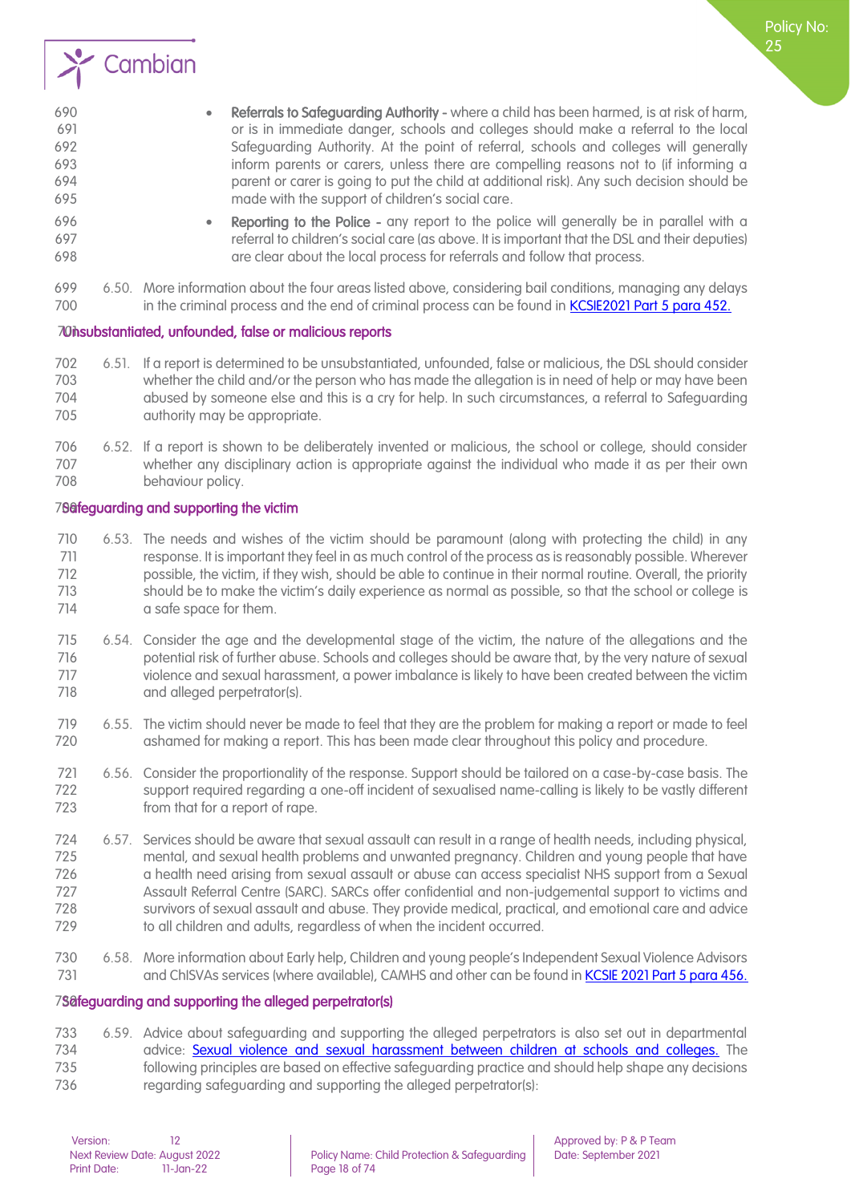- **Referrals to Safeguarding Authority -** where a child has been harmed, is at risk of harm, or is in immediate danger, schools and colleges should make a referral to the local Safeguarding Authority. At the point of referral, schools and colleges will generally inform parents or carers, unless there are compelling reasons not to (if informing a parent or carer is going to put the child at additional risk). Any such decision should be made with the support of children's social care.
- **Reporting to the Police -** any report to the police will generally be in parallel with a referral to children's social care (as above. It is important that the DSL and their deputies) are clear about the local process for referrals and follow that process.

6.50. More information about the four areas listed above, considering bail conditions, managing any delays in the criminal process and the end of criminal process can be found in KCSIE2021 Part 5 para 452.

### Unsubstantiated, unfounded, false or malicious reports

6.51. If a report is determined to be unsubstantiated, unfounded, false or malicious, the DSL should consider whether the child and/or the person who has made the allegation is in need of help or may have been abused by someone else and this is a cry for help. In such circumstances, a referral to Safeguarding authority may be appropriate.

6.52. If a report is shown to be deliberately invented or malicious, the school or college, should consider whether any disciplinary action is appropriate against the individual who made it as per their own behaviour policy.

### Safeguarding and supporting the victim

6.53. The needs and wishes of the victim should be paramount (along with protecting the child) in any response. It is important they feel in as much control of the process as is reasonably possible. Wherever possible, the victim, if they wish, should be able to continue in their normal routine. Overall, the priority should be to make the victim's daily experience as normal as possible, so that the school or college is a safe space for them.

6.54. Consider the age and the developmental stage of the victim, the nature of the allegations and the potential risk of further abuse. Schools and colleges should be aware that, by the very nature of sexual violence and sexual harassment, a power imbalance is likely to have been created between the victim and alleged perpetrator(s).

6.55. The victim should never be made to feel that they are the problem for making a report or made to feel ashamed for making a report. This has been made clear throughout this policy and procedure.

6.56. Consider the proportionality of the response. Support should be tailored on a case-by-case basis. The support required regarding a one-off incident of sexualised name-calling is likely to be vastly different from that for a report of rape.

6.57. Services should be aware that sexual assault can result in a range of health needs, including physical, mental, and sexual health problems and unwanted pregnancy. Children and young people that have a health need arising from sexual assault or abuse can access specialist NHS support from a Sexual Assault Referral Centre (SARC). SARCs offer confidential and non-judgemental support to victims and survivors of sexual assault and abuse. They provide medical, practical, and emotional care and advice to all children and adults, regardless of when the incident occurred.

6.58. More information about Early help, Children and young people's Independent Sexual Violence Advisors and ChISVAs services (where available), CAMHS and other can be found in KCSIE 2021 Part 5 para 456.

### Safeguarding and supporting the alleged perpetrator(s)

6.59. Advice about safeguarding and supporting the alleged perpetrators is also set out in departmental advice: Sexual violence and sexual harassment between children at schools and colleges. The following principles are based on effective safeguarding practice and should help shape any decisions regarding safeguarding and supporting the alleged perpetrator(s):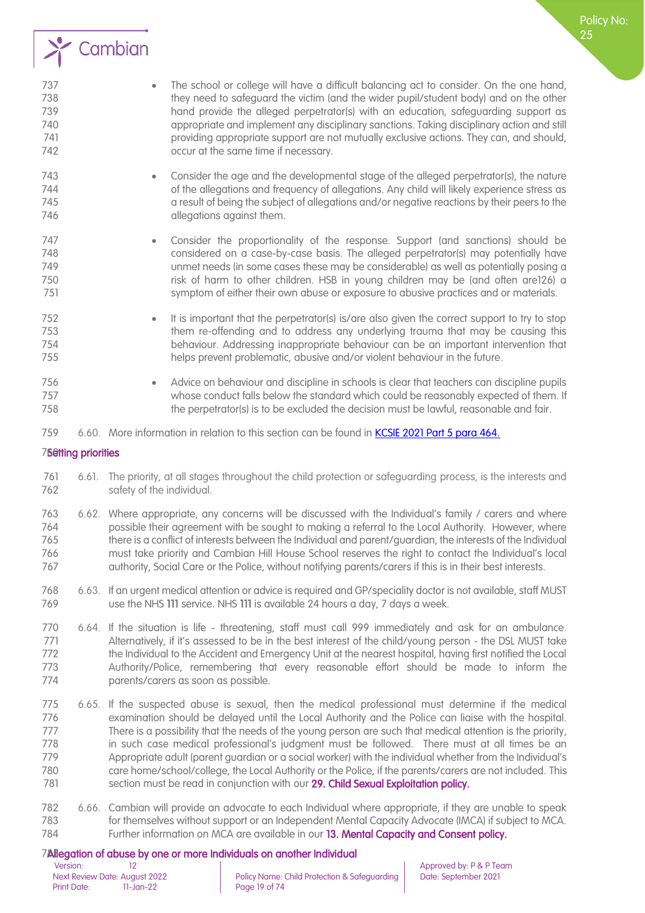- The school or college will have a difficult balancing act to consider. On the one hand, they need to safeguard the victim (and the wider pupil/student body) and on the other hand provide the alleged perpetrator(s) with an education, safeguarding support as appropriate and implement any disciplinary sanctions. Taking disciplinary action and still providing appropriate support are not mutually exclusive actions. They can, and should, occur at the same time if necessary.

- Consider the age and the developmental stage of the alleged perpetrator(s), the nature of the allegations and frequency of allegations. Any child will likely experience stress as a result of being the subject of allegations and/or negative reactions by their peers to the allegations against them.

- Consider the proportionality of the response. Support (and sanctions) should be considered on a case-by-case basis. The alleged perpetrator(s) may potentially have unmet needs (in some cases these may be considerable) as well as potentially posing a risk of harm to other children. HSB in young children may be (and often are126) a symptom of either their own abuse or exposure to abusive practices and or materials.

- It is important that the perpetrator(s) is/are also given the correct support to try to stop them re-offending and to address any underlying trauma that may be causing this behaviour. Addressing inappropriate behaviour can be an important intervention that helps prevent problematic, abusive and/or violent behaviour in the future.

- Advice on behaviour and discipline in schools is clear that teachers can discipline pupils whose conduct falls below the standard which could be reasonably expected of them. If the perpetrator(s) is to be excluded the decision must be lawful, reasonable and fair.

6.60. More information in relation to this section can be found in [KCSIE 2021 Part 5 para 464.]

## Setting priorities

6.61. The priority, at all stages throughout the child protection or safeguarding process, is the interests and safety of the individual.

6.62. Where appropriate, any concerns will be discussed with the Individual's family / carers and where possible their agreement with be sought to making a referral to the Local Authority. However, where there is a conflict of interests between the Individual and parent/guardian, the interests of the Individual must take priority and Cambian Hill House School reserves the right to contact the Individual's local authority, Social Care or the Police, without notifying parents/carers if this is in their best interests.

6.63. If an urgent medical attention or advice is required and GP/speciality doctor is not available, staff MUST use the NHS **111** service. NHS **111** is available 24 hours a day, 7 days a week.

6.64. If the situation is life - threatening, staff must call 999 immediately and ask for an ambulance. Alternatively, if it's assessed to be in the best interest of the child/young person - the DSL MUST take the Individual to the Accident and Emergency Unit at the nearest hospital, having first notified the Local Authority/Police, remembering that every reasonable effort should be made to inform the parents/carers as soon as possible.

6.65. If the suspected abuse is sexual, then the medical professional must determine if the medical examination should be delayed until the Local Authority and the Police can liaise with the hospital. There is a possibility that the needs of the young person are such that medical attention is the priority, in such case medical professional's judgment must be followed. There must at all times be an Appropriate adult (parent guardian or a social worker) with the individual whether from the Individual's care home/school/college, the Local Authority or the Police, if the parents/carers are not included. This section must be read in conjunction with our **29. Child Sexual Exploitation policy.**

6.66. Cambian will provide an advocate to each Individual where appropriate, if they are unable to speak for themselves without support or an Independent Mental Capacity Advocate (IMCA) if subject to MCA. Further information on MCA are available in our **13. Mental Capacity and Consent policy.**

## Allegation of abuse by one or more Individuals on another Individual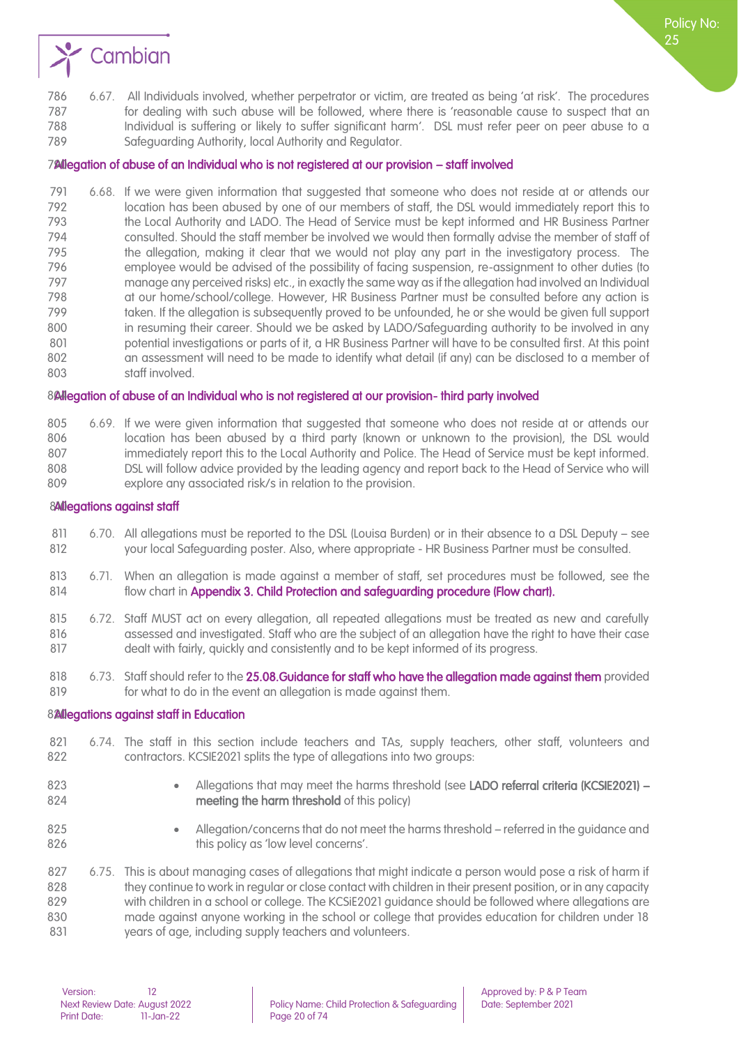6.67. All Individuals involved, whether perpetrator or victim, are treated as being 'at risk'. The procedures for dealing with such abuse will be followed, where there is 'reasonable cause to suspect that an Individual is suffering or likely to suffer significant harm'. DSL must refer peer on peer abuse to a Safeguarding Authority, local Authority and Regulator.

### Allegation of abuse of an Individual who is not registered at our provision – staff involved

6.68. If we were given information that suggested that someone who does not reside at or attends our location has been abused by one of our members of staff, the DSL would immediately report this to the Local Authority and LADO. The Head of Service must be kept informed and HR Business Partner consulted. Should the staff member be involved we would then formally advise the member of staff of the allegation, making it clear that we would not play any part in the investigatory process. The employee would be advised of the possibility of facing suspension, re-assignment to other duties (to manage any perceived risks) etc., in exactly the same way as if the allegation had involved an Individual at our home/school/college. However, HR Business Partner must be consulted before any action is taken. If the allegation is subsequently proved to be unfounded, he or she would be given full support in resuming their career. Should we be asked by LADO/Safeguarding authority to be involved in any potential investigations or parts of it, a HR Business Partner will have to be consulted first. At this point an assessment will need to be made to identify what detail (if any) can be disclosed to a member of staff involved.

### Allegation of abuse of an Individual who is not registered at our provision- third party involved

6.69. If we were given information that suggested that someone who does not reside at or attends our location has been abused by a third party (known or unknown to the provision), the DSL would immediately report this to the Local Authority and Police. The Head of Service must be kept informed. DSL will follow advice provided by the leading agency and report back to the Head of Service who will explore any associated risk/s in relation to the provision.

### Allegations against staff

6.70. All allegations must be reported to the DSL (Louisa Burden) or in their absence to a DSL Deputy – see your local Safeguarding poster. Also, where appropriate - HR Business Partner must be consulted.

6.71. When an allegation is made against a member of staff, set procedures must be followed, see the flow chart in **Appendix 3. Child Protection and safeguarding procedure (Flow chart).**

6.72. Staff MUST act on every allegation, all repeated allegations must be treated as new and carefully assessed and investigated. Staff who are the subject of an allegation have the right to have their case dealt with fairly, quickly and consistently and to be kept informed of its progress.

6.73. Staff should refer to the **25.08.Guidance for staff who have the allegation made against them** provided for what to do in the event an allegation is made against them.

### Allegations against staff in Education

6.74. The staff in this section include teachers and TAs, supply teachers, other staff, volunteers and contractors. KCSIE2021 splits the type of allegations into two groups:

- Allegations that may meet the harms threshold (see **LADO referral criteria (KCSIE2021) – meeting the harm threshold** of this policy)
- Allegation/concerns that do not meet the harms threshold – referred in the guidance and this policy as 'low level concerns'.

6.75. This is about managing cases of allegations that might indicate a person would pose a risk of harm if they continue to work in regular or close contact with children in their present position, or in any capacity with children in a school or college. The KCSiE2021 guidance should be followed where allegations are made against anyone working in the school or college that provides education for children under 18 years of age, including supply teachers and volunteers.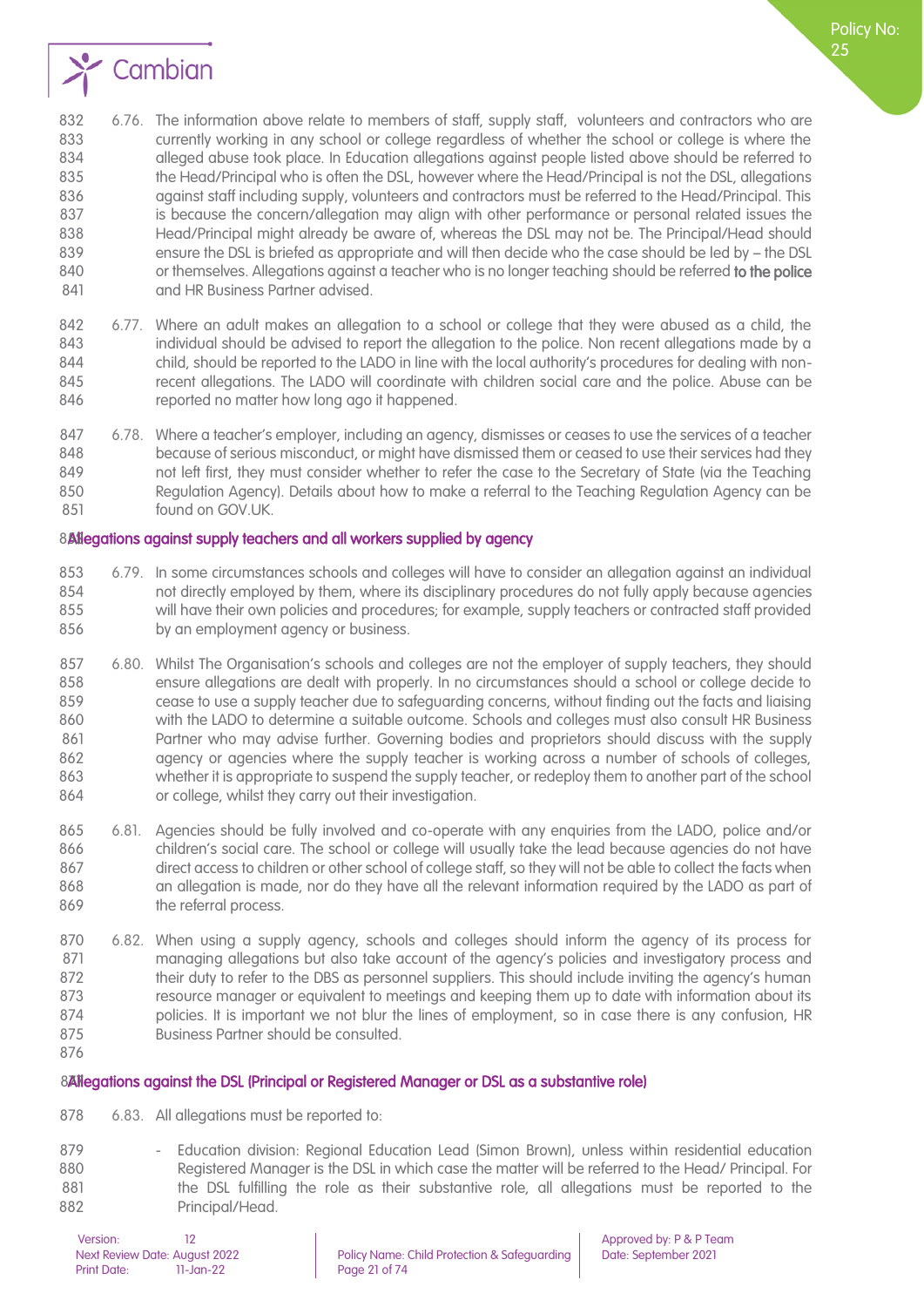6.76. The information above relate to members of staff, supply staff, volunteers and contractors who are currently working in any school or college regardless of whether the school or college is where the alleged abuse took place. In Education allegations against people listed above should be referred to the Head/Principal who is often the DSL, however where the Head/Principal is not the DSL, allegations against staff including supply, volunteers and contractors must be referred to the Head/Principal. This is because the concern/allegation may align with other performance or personal related issues the Head/Principal might already be aware of, whereas the DSL may not be. The Principal/Head should ensure the DSL is briefed as appropriate and will then decide who the case should be led by – the DSL or themselves. Allegations against a teacher who is no longer teaching should be referred to the police and HR Business Partner advised.

6.77. Where an adult makes an allegation to a school or college that they were abused as a child, the individual should be advised to report the allegation to the police. Non recent allegations made by a child, should be reported to the LADO in line with the local authority's procedures for dealing with non-recent allegations. The LADO will coordinate with children social care and the police. Abuse can be reported no matter how long ago it happened.

6.78. Where a teacher's employer, including an agency, dismisses or ceases to use the services of a teacher because of serious misconduct, or might have dismissed them or ceased to use their services had they not left first, they must consider whether to refer the case to the Secretary of State (via the Teaching Regulation Agency). Details about how to make a referral to the Teaching Regulation Agency can be found on GOV.UK.

## Allegations against supply teachers and all workers supplied by agency

6.79. In some circumstances schools and colleges will have to consider an allegation against an individual not directly employed by them, where its disciplinary procedures do not fully apply because agencies will have their own policies and procedures; for example, supply teachers or contracted staff provided by an employment agency or business.

6.80. Whilst The Organisation's schools and colleges are not the employer of supply teachers, they should ensure allegations are dealt with properly. In no circumstances should a school or college decide to cease to use a supply teacher due to safeguarding concerns, without finding out the facts and liaising with the LADO to determine a suitable outcome. Schools and colleges must also consult HR Business Partner who may advise further. Governing bodies and proprietors should discuss with the supply agency or agencies where the supply teacher is working across a number of schools of colleges, whether it is appropriate to suspend the supply teacher, or redeploy them to another part of the school or college, whilst they carry out their investigation.

6.81. Agencies should be fully involved and co-operate with any enquiries from the LADO, police and/or children's social care. The school or college will usually take the lead because agencies do not have direct access to children or other school of college staff, so they will not be able to collect the facts when an allegation is made, nor do they have all the relevant information required by the LADO as part of the referral process.

6.82. When using a supply agency, schools and colleges should inform the agency of its process for managing allegations but also take account of the agency's policies and investigatory process and their duty to refer to the DBS as personnel suppliers. This should include inviting the agency's human resource manager or equivalent to meetings and keeping them up to date with information about its policies. It is important we not blur the lines of employment, so in case there is any confusion, HR Business Partner should be consulted.

## Allegations against the DSL (Principal or Registered Manager or DSL as a substantive role)

6.83. All allegations must be reported to:

- Education division: Regional Education Lead (Simon Brown), unless within residential education Registered Manager is the DSL in which case the matter will be referred to the Head/ Principal. For the DSL fulfilling the role as their substantive role, all allegations must be reported to the Principal/Head.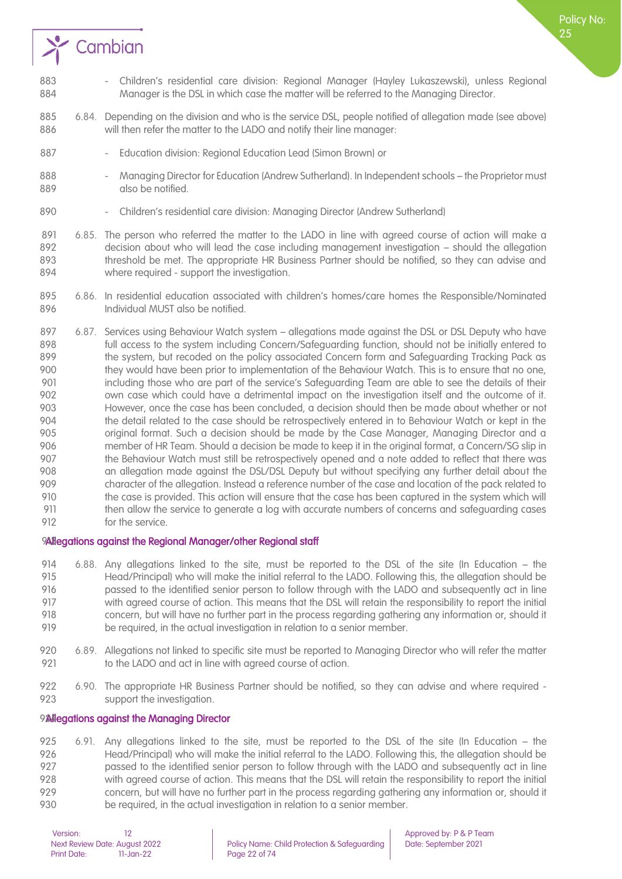- Children's residential care division: Regional Manager (Hayley Lukaszewski), unless Regional Manager is the DSL in which case the matter will be referred to the Managing Director.

6.84. Depending on the division and who is the service DSL, people notified of allegation made (see above) will then refer the matter to the LADO and notify their line manager:

- Education division: Regional Education Lead (Simon Brown) or
- Managing Director for Education (Andrew Sutherland). In Independent schools – the Proprietor must also be notified.
- Children's residential care division: Managing Director (Andrew Sutherland)

6.85. The person who referred the matter to the LADO in line with agreed course of action will make a decision about who will lead the case including management investigation – should the allegation threshold be met. The appropriate HR Business Partner should be notified, so they can advise and where required - support the investigation.

6.86. In residential education associated with children's homes/care homes the Responsible/Nominated Individual MUST also be notified.

6.87. Services using Behaviour Watch system – allegations made against the DSL or DSL Deputy who have full access to the system including Concern/Safeguarding function, should not be initially entered to the system, but recoded on the policy associated Concern form and Safeguarding Tracking Pack as they would have been prior to implementation of the Behaviour Watch. This is to ensure that no one, including those who are part of the service's Safeguarding Team are able to see the details of their own case which could have a detrimental impact on the investigation itself and the outcome of it. However, once the case has been concluded, a decision should then be made about whether or not the detail related to the case should be retrospectively entered in to Behaviour Watch or kept in the original format. Such a decision should be made by the Case Manager, Managing Director and a member of HR Team. Should a decision be made to keep it in the original format, a Concern/SG slip in the Behaviour Watch must still be retrospectively opened and a note added to reflect that there was an allegation made against the DSL/DSL Deputy but without specifying any further detail about the character of the allegation. Instead a reference number of the case and location of the pack related to the case is provided. This action will ensure that the case has been captured in the system which will then allow the service to generate a log with accurate numbers of concerns and safeguarding cases for the service.

### Allegations against the Regional Manager/other Regional staff

6.88. Any allegations linked to the site, must be reported to the DSL of the site (In Education – the Head/Principal) who will make the initial referral to the LADO. Following this, the allegation should be passed to the identified senior person to follow through with the LADO and subsequently act in line with agreed course of action. This means that the DSL will retain the responsibility to report the initial concern, but will have no further part in the process regarding gathering any information or, should it be required, in the actual investigation in relation to a senior member.

6.89. Allegations not linked to specific site must be reported to Managing Director who will refer the matter to the LADO and act in line with agreed course of action.

6.90. The appropriate HR Business Partner should be notified, so they can advise and where required - support the investigation.

### Allegations against the Managing Director

6.91. Any allegations linked to the site, must be reported to the DSL of the site (In Education – the Head/Principal) who will make the initial referral to the LADO. Following this, the allegation should be passed to the identified senior person to follow through with the LADO and subsequently act in line with agreed course of action. This means that the DSL will retain the responsibility to report the initial concern, but will have no further part in the process regarding gathering any information or, should it be required, in the actual investigation in relation to a senior member.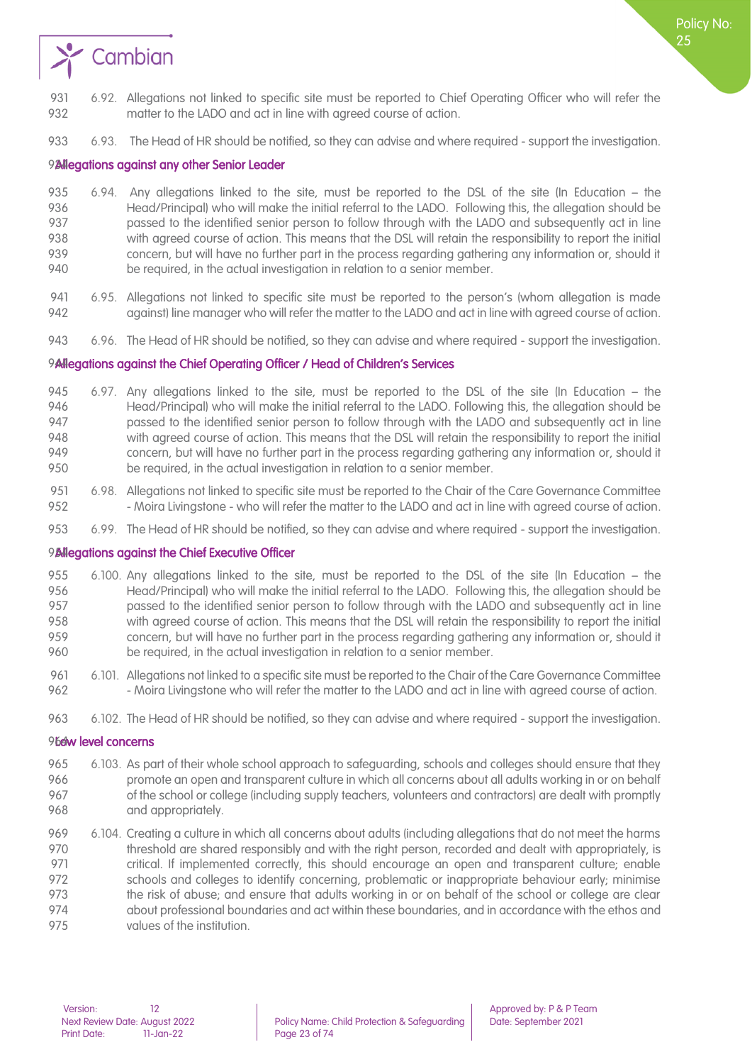6.92. Allegations not linked to specific site must be reported to Chief Operating Officer who will refer the matter to the LADO and act in line with agreed course of action.

6.93. The Head of HR should be notified, so they can advise and where required - support the investigation.

### Allegations against any other Senior Leader

6.94. Any allegations linked to the site, must be reported to the DSL of the site (In Education – the Head/Principal) who will make the initial referral to the LADO. Following this, the allegation should be passed to the identified senior person to follow through with the LADO and subsequently act in line with agreed course of action. This means that the DSL will retain the responsibility to report the initial concern, but will have no further part in the process regarding gathering any information or, should it be required, in the actual investigation in relation to a senior member.

6.95. Allegations not linked to specific site must be reported to the person's (whom allegation is made against) line manager who will refer the matter to the LADO and act in line with agreed course of action.

6.96. The Head of HR should be notified, so they can advise and where required - support the investigation.

### Allegations against the Chief Operating Officer / Head of Children's Services

6.97. Any allegations linked to the site, must be reported to the DSL of the site (In Education – the Head/Principal) who will make the initial referral to the LADO. Following this, the allegation should be passed to the identified senior person to follow through with the LADO and subsequently act in line with agreed course of action. This means that the DSL will retain the responsibility to report the initial concern, but will have no further part in the process regarding gathering any information or, should it be required, in the actual investigation in relation to a senior member.

6.98. Allegations not linked to specific site must be reported to the Chair of the Care Governance Committee - Moira Livingstone - who will refer the matter to the LADO and act in line with agreed course of action.

6.99. The Head of HR should be notified, so they can advise and where required - support the investigation.

### Allegations against the Chief Executive Officer

6.100. Any allegations linked to the site, must be reported to the DSL of the site (In Education – the Head/Principal) who will make the initial referral to the LADO. Following this, the allegation should be passed to the identified senior person to follow through with the LADO and subsequently act in line with agreed course of action. This means that the DSL will retain the responsibility to report the initial concern, but will have no further part in the process regarding gathering any information or, should it be required, in the actual investigation in relation to a senior member.

6.101. Allegations not linked to a specific site must be reported to the Chair of the Care Governance Committee - Moira Livingstone who will refer the matter to the LADO and act in line with agreed course of action.

6.102. The Head of HR should be notified, so they can advise and where required - support the investigation.

### Low level concerns

6.103. As part of their whole school approach to safeguarding, schools and colleges should ensure that they promote an open and transparent culture in which all concerns about all adults working in or on behalf of the school or college (including supply teachers, volunteers and contractors) are dealt with promptly and appropriately.

6.104. Creating a culture in which all concerns about adults (including allegations that do not meet the harms threshold are shared responsibly and with the right person, recorded and dealt with appropriately, is critical. If implemented correctly, this should encourage an open and transparent culture; enable schools and colleges to identify concerning, problematic or inappropriate behaviour early; minimise the risk of abuse; and ensure that adults working in or on behalf of the school or college are clear about professional boundaries and act within these boundaries, and in accordance with the ethos and values of the institution.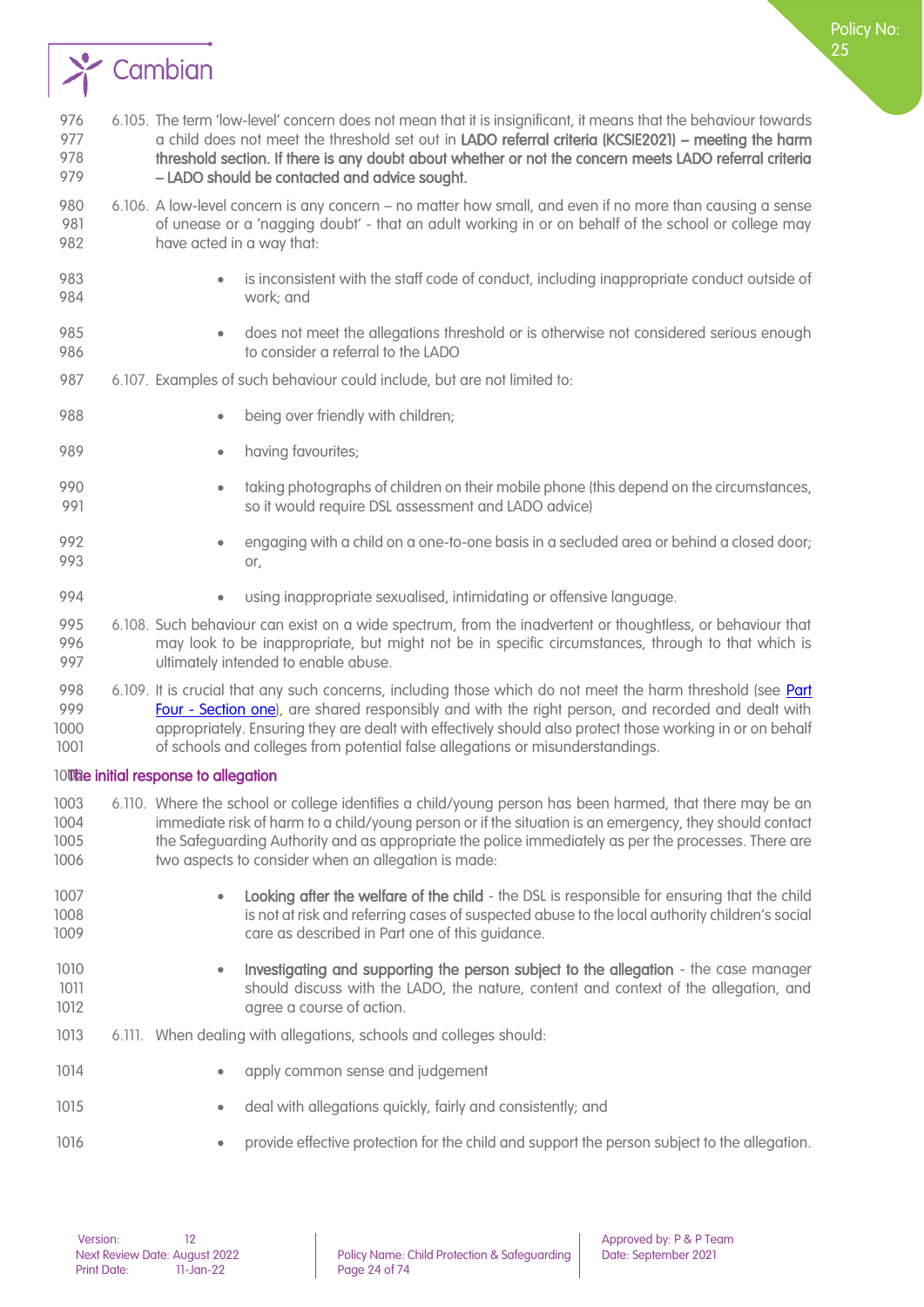6.105. The term 'low-level' concern does not mean that it is insignificant, it means that the behaviour towards a child does not meet the threshold set out in **LADO referral criteria (KCSIE2021) – meeting the harm threshold section. If there is any doubt about whether or not the concern meets LADO referral criteria – LADO should be contacted and advice sought.**

6.106. A low-level concern is any concern – no matter how small, and even if no more than causing a sense of unease or a 'nagging doubt' - that an adult working in or on behalf of the school or college may have acted in a way that:

- is inconsistent with the staff code of conduct, including inappropriate conduct outside of work; and
- does not meet the allegations threshold or is otherwise not considered serious enough to consider a referral to the LADO

6.107. Examples of such behaviour could include, but are not limited to:

- being over friendly with children;
- having favourites;
- taking photographs of children on their mobile phone (this depend on the circumstances, so it would require DSL assessment and LADO advice)
- engaging with a child on a one-to-one basis in a secluded area or behind a closed door; or,
- using inappropriate sexualised, intimidating or offensive language.

6.108. Such behaviour can exist on a wide spectrum, from the inadvertent or thoughtless, or behaviour that may look to be inappropriate, but might not be in specific circumstances, through to that which is ultimately intended to enable abuse.

6.109. It is crucial that any such concerns, including those which do not meet the harm threshold (see Part Four - Section one), are shared responsibly and with the right person, and recorded and dealt with appropriately. Ensuring they are dealt with effectively should also protect those working in or on behalf of schools and colleges from potential false allegations or misunderstandings.

## The initial response to allegation

6.110. Where the school or college identifies a child/young person has been harmed, that there may be an immediate risk of harm to a child/young person or if the situation is an emergency, they should contact the Safeguarding Authority and as appropriate the police immediately as per the processes. There are two aspects to consider when an allegation is made:

- **Looking after the welfare of the child** - the DSL is responsible for ensuring that the child is not at risk and referring cases of suspected abuse to the local authority children's social care as described in Part one of this guidance.
- **Investigating and supporting the person subject to the allegation** - the case manager should discuss with the LADO, the nature, content and context of the allegation, and agree a course of action.

6.111. When dealing with allegations, schools and colleges should:

- apply common sense and judgement
- deal with allegations quickly, fairly and consistently; and
- provide effective protection for the child and support the person subject to the allegation.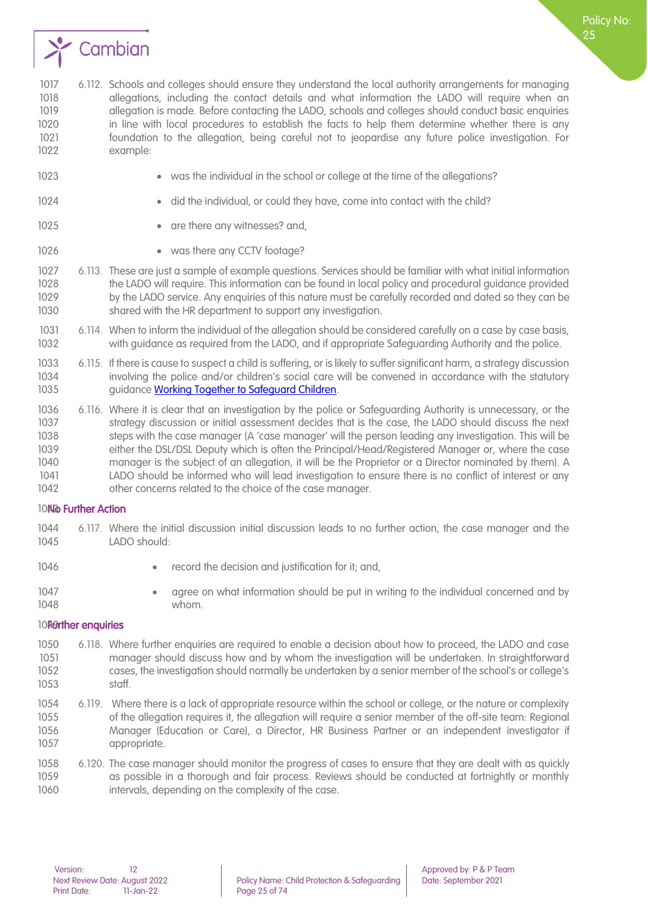6.112. Schools and colleges should ensure they understand the local authority arrangements for managing allegations, including the contact details and what information the LADO will require when an allegation is made. Before contacting the LADO, schools and colleges should conduct basic enquiries in line with local procedures to establish the facts to help them determine whether there is any foundation to the allegation, being careful not to jeopardise any future police investigation. For example:

- was the individual in the school or college at the time of the allegations?
- did the individual, or could they have, come into contact with the child?
- are there any witnesses? and,
- was there any CCTV footage?

6.113. These are just a sample of example questions. Services should be familiar with what initial information the LADO will require. This information can be found in local policy and procedural guidance provided by the LADO service. Any enquiries of this nature must be carefully recorded and dated so they can be shared with the HR department to support any investigation.

6.114. When to inform the individual of the allegation should be considered carefully on a case by case basis, with guidance as required from the LADO, and if appropriate Safeguarding Authority and the police.

6.115. If there is cause to suspect a child is suffering, or is likely to suffer significant harm, a strategy discussion involving the police and/or children's social care will be convened in accordance with the statutory guidance [Working Together to Safeguard Children](#).

6.116. Where it is clear that an investigation by the police or Safeguarding Authority is unnecessary, or the strategy discussion or initial assessment decides that is the case, the LADO should discuss the next steps with the case manager (A 'case manager' will the person leading any investigation. This will be either the DSL/DSL Deputy which is often the Principal/Head/Registered Manager or, where the case manager is the subject of an allegation, it will be the Proprietor or a Director nominated by them). A LADO should be informed who will lead investigation to ensure there is no conflict of interest or any other concerns related to the choice of the case manager.

### No Further Action

6.117. Where the initial discussion initial discussion leads to no further action, the case manager and the LADO should:

- record the decision and justification for it; and,
- agree on what information should be put in writing to the individual concerned and by whom.

### Further enquiries

6.118. Where further enquiries are required to enable a decision about how to proceed, the LADO and case manager should discuss how and by whom the investigation will be undertaken. In straightforward cases, the investigation should normally be undertaken by a senior member of the school's or college's staff.

6.119. Where there is a lack of appropriate resource within the school or college, or the nature or complexity of the allegation requires it, the allegation will require a senior member of the off-site team: Regional Manager (Education or Care), a Director, HR Business Partner or an independent investigator if appropriate.

6.120. The case manager should monitor the progress of cases to ensure that they are dealt with as quickly as possible in a thorough and fair process. Reviews should be conducted at fortnightly or monthly intervals, depending on the complexity of the case.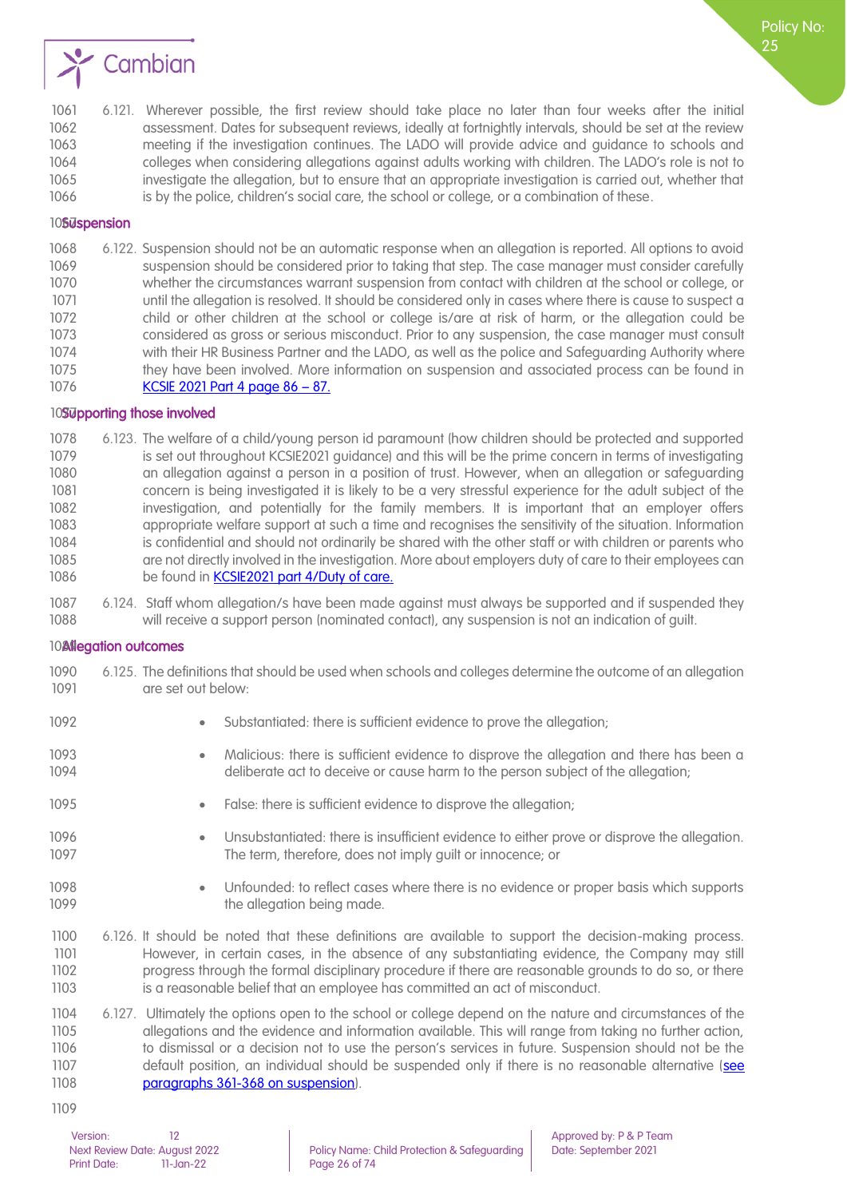6.121. Wherever possible, the first review should take place no later than four weeks after the initial assessment. Dates for subsequent reviews, ideally at fortnightly intervals, should be set at the review meeting if the investigation continues. The LADO will provide advice and guidance to schools and colleges when considering allegations against adults working with children. The LADO's role is not to investigate the allegation, but to ensure that an appropriate investigation is carried out, whether that is by the police, children's social care, the school or college, or a combination of these.

### Suspension

6.122. Suspension should not be an automatic response when an allegation is reported. All options to avoid suspension should be considered prior to taking that step. The case manager must consider carefully whether the circumstances warrant suspension from contact with children at the school or college, or until the allegation is resolved. It should be considered only in cases where there is cause to suspect a child or other children at the school or college is/are at risk of harm, or the allegation could be considered as gross or serious misconduct. Prior to any suspension, the case manager must consult with their HR Business Partner and the LADO, as well as the police and Safeguarding Authority where they have been involved. More information on suspension and associated process can be found in [KCSIE 2021 Part 4 page 86 – 87.]

### Supporting those involved

6.123. The welfare of a child/young person id paramount (how children should be protected and supported is set out throughout KCSIE2021 guidance) and this will be the prime concern in terms of investigating an allegation against a person in a position of trust. However, when an allegation or safeguarding concern is being investigated it is likely to be a very stressful experience for the adult subject of the investigation, and potentially for the family members. It is important that an employer offers appropriate welfare support at such a time and recognises the sensitivity of the situation. Information is confidential and should not ordinarily be shared with the other staff or with children or parents who are not directly involved in the investigation. More about employers duty of care to their employees can be found in [KCSIE2021 part 4/Duty of care.]

6.124. Staff whom allegation/s have been made against must always be supported and if suspended they will receive a support person (nominated contact), any suspension is not an indication of guilt.

### Allegation outcomes

6.125. The definitions that should be used when schools and colleges determine the outcome of an allegation are set out below:

- Substantiated: there is sufficient evidence to prove the allegation;
- Malicious: there is sufficient evidence to disprove the allegation and there has been a deliberate act to deceive or cause harm to the person subject of the allegation;
- False: there is sufficient evidence to disprove the allegation;
- Unsubstantiated: there is insufficient evidence to either prove or disprove the allegation. The term, therefore, does not imply guilt or innocence; or
- Unfounded: to reflect cases where there is no evidence or proper basis which supports the allegation being made.

6.126. It should be noted that these definitions are available to support the decision-making process. However, in certain cases, in the absence of any substantiating evidence, the Company may still progress through the formal disciplinary procedure if there are reasonable grounds to do so, or there is a reasonable belief that an employee has committed an act of misconduct.

6.127. Ultimately the options open to the school or college depend on the nature and circumstances of the allegations and the evidence and information available. This will range from taking no further action, to dismissal or a decision not to use the person's services in future. Suspension should not be the default position, an individual should be suspended only if there is no reasonable alternative ([see paragraphs 361-368 on suspension]).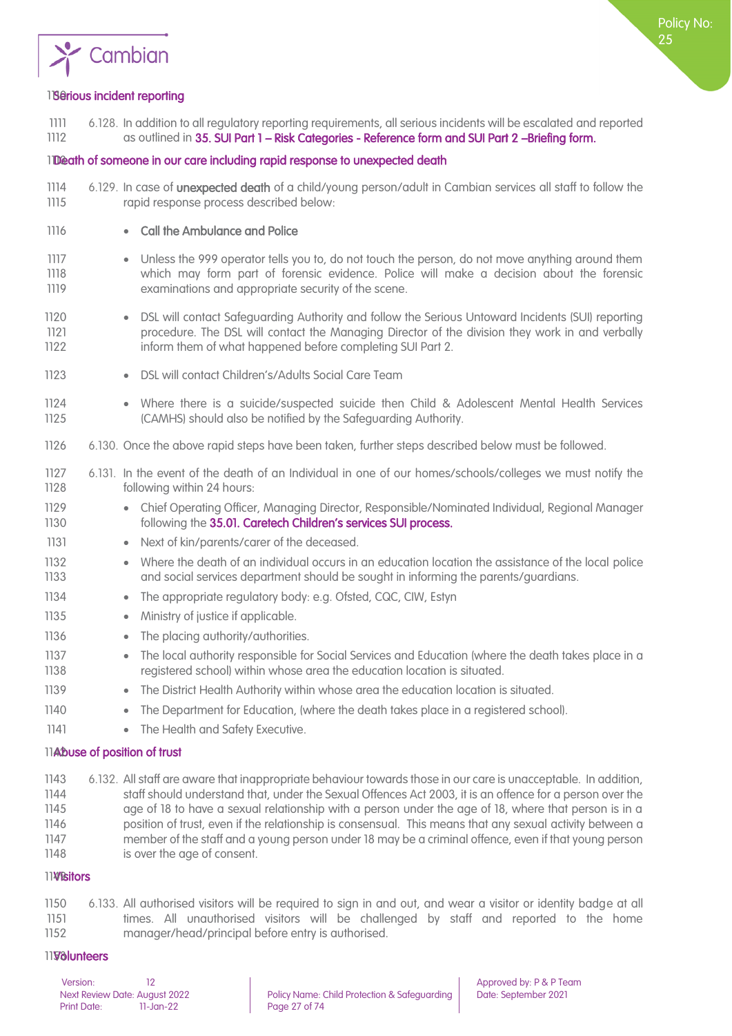## Serious incident reporting

6.128. In addition to all regulatory reporting requirements, all serious incidents will be escalated and reported as outlined in **35. SUI Part 1 – Risk Categories - Reference form and SUI Part 2 –Briefing form.**

## Death of someone in our care including rapid response to unexpected death

6.129. In case of **unexpected death** of a child/young person/adult in Cambian services all staff to follow the rapid response process described below:

- Call the Ambulance and Police
- Unless the 999 operator tells you to, do not touch the person, do not move anything around them which may form part of forensic evidence. Police will make a decision about the forensic examinations and appropriate security of the scene.
- DSL will contact Safeguarding Authority and follow the Serious Untoward Incidents (SUI) reporting procedure. The DSL will contact the Managing Director of the division they work in and verbally inform them of what happened before completing SUI Part 2.
- DSL will contact Children's/Adults Social Care Team
- Where there is a suicide/suspected suicide then Child & Adolescent Mental Health Services (CAMHS) should also be notified by the Safeguarding Authority.

6.130. Once the above rapid steps have been taken, further steps described below must be followed.

6.131. In the event of the death of an Individual in one of our homes/schools/colleges we must notify the following within 24 hours:

- Chief Operating Officer, Managing Director, Responsible/Nominated Individual, Regional Manager following the **35.01. Caretech Children's services SUI process.**
- Next of kin/parents/carer of the deceased.
- Where the death of an individual occurs in an education location the assistance of the local police and social services department should be sought in informing the parents/guardians.
- The appropriate regulatory body: e.g. Ofsted, CQC, CIW, Estyn
- Ministry of justice if applicable.
- The placing authority/authorities.
- The local authority responsible for Social Services and Education (where the death takes place in a registered school) within whose area the education location is situated.
- The District Health Authority within whose area the education location is situated.
- The Department for Education, (where the death takes place in a registered school).
- The Health and Safety Executive.

## Abuse of position of trust

6.132. All staff are aware that inappropriate behaviour towards those in our care is unacceptable. In addition, staff should understand that, under the Sexual Offences Act 2003, it is an offence for a person over the age of 18 to have a sexual relationship with a person under the age of 18, where that person is in a position of trust, even if the relationship is consensual. This means that any sexual activity between a member of the staff and a young person under 18 may be a criminal offence, even if that young person is over the age of consent.

## Visitors

6.133. All authorised visitors will be required to sign in and out, and wear a visitor or identity badge at all times. All unauthorised visitors will be challenged by staff and reported to the home manager/head/principal before entry is authorised.

## Volunteers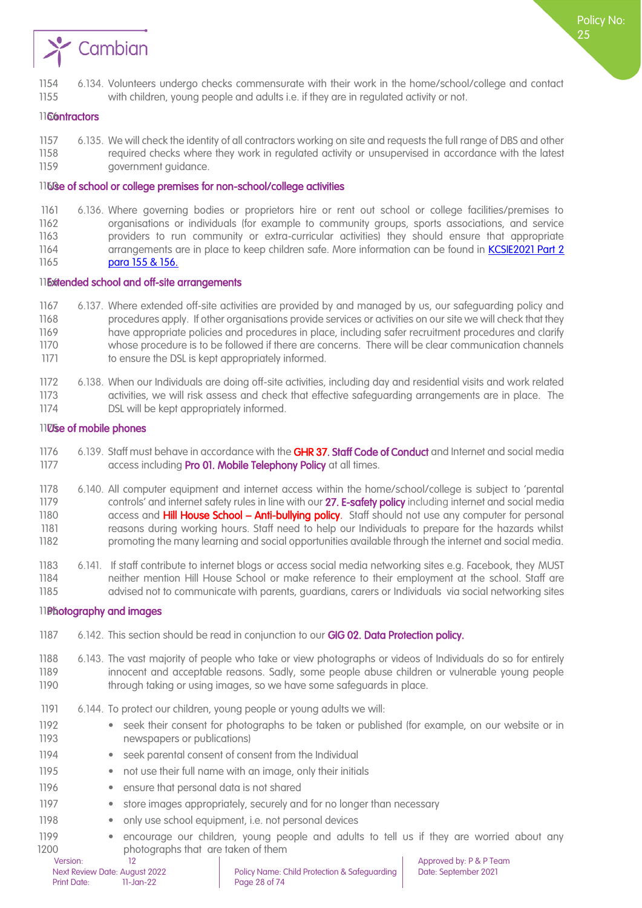6.134. Volunteers undergo checks commensurate with their work in the home/school/college and contact with children, young people and adults i.e. if they are in regulated activity or not.

### Contractors

6.135. We will check the identity of all contractors working on site and requests the full range of DBS and other required checks where they work in regulated activity or unsupervised in accordance with the latest government guidance.

### Use of school or college premises for non-school/college activities

6.136. Where governing bodies or proprietors hire or rent out school or college facilities/premises to organisations or individuals (for example to community groups, sports associations, and service providers to run community or extra-curricular activities) they should ensure that appropriate arrangements are in place to keep children safe. More information can be found in KCSIE2021 Part 2 para 155 & 156.

### Extended school and off-site arrangements

6.137. Where extended off-site activities are provided by and managed by us, our safeguarding policy and procedures apply. If other organisations provide services or activities on our site we will check that they have appropriate policies and procedures in place, including safer recruitment procedures and clarify whose procedure is to be followed if there are concerns. There will be clear communication channels to ensure the DSL is kept appropriately informed.

6.138. When our Individuals are doing off-site activities, including day and residential visits and work related activities, we will risk assess and check that effective safeguarding arrangements are in place. The DSL will be kept appropriately informed.

### Use of mobile phones

6.139. Staff must behave in accordance with the **GHR 37. Staff Code of Conduct** and Internet and social media access including **Pro 01. Mobile Telephony Policy** at all times.

6.140. All computer equipment and internet access within the home/school/college is subject to 'parental controls' and internet safety rules in line with our **27. E-safety policy** including internet and social media access and **Hill House School – Anti-bullying policy**. Staff should not use any computer for personal reasons during working hours. Staff need to help our Individuals to prepare for the hazards whilst promoting the many learning and social opportunities available through the internet and social media.

6.141. If staff contribute to internet blogs or access social media networking sites e.g. Facebook, they MUST neither mention Hill House School or make reference to their employment at the school. Staff are advised not to communicate with parents, guardians, carers or Individuals via social networking sites

### Photography and images

6.142. This section should be read in conjunction to our **GIG 02. Data Protection policy.**

6.143. The vast majority of people who take or view photographs or videos of Individuals do so for entirely innocent and acceptable reasons. Sadly, some people abuse children or vulnerable young people through taking or using images, so we have some safeguards in place.

6.144. To protect our children, young people or young adults we will:

- seek their consent for photographs to be taken or published (for example, on our website or in newspapers or publications)
- seek parental consent of consent from the Individual
- not use their full name with an image, only their initials
- ensure that personal data is not shared
- store images appropriately, securely and for no longer than necessary
- only use school equipment, i.e. not personal devices
- encourage our children, young people and adults to tell us if they are worried about any photographs that are taken of them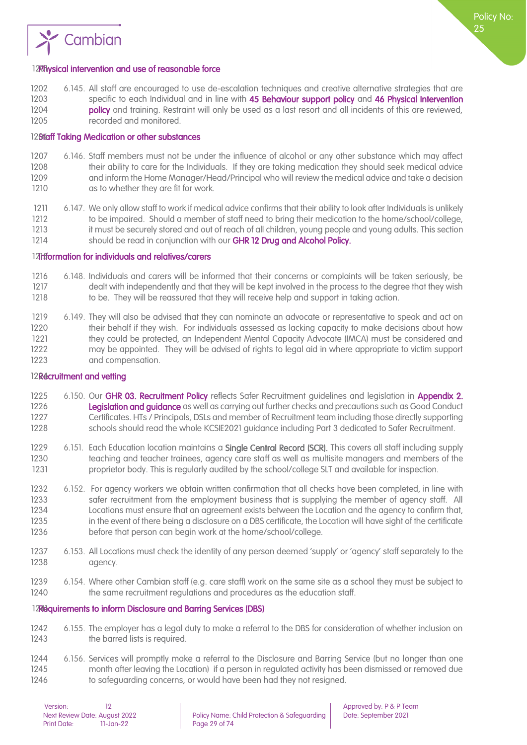### Physical intervention and use of reasonable force

6.145. All staff are encouraged to use de-escalation techniques and creative alternative strategies that are specific to each Individual and in line with **45 Behaviour support policy** and **46 Physical Intervention policy** and training. Restraint will only be used as a last resort and all incidents of this are reviewed, recorded and monitored.

### Staff Taking Medication or other substances

6.146. Staff members must not be under the influence of alcohol or any other substance which may affect their ability to care for the Individuals. If they are taking medication they should seek medical advice and inform the Home Manager/Head/Principal who will review the medical advice and take a decision as to whether they are fit for work.

6.147. We only allow staff to work if medical advice confirms that their ability to look after Individuals is unlikely to be impaired. Should a member of staff need to bring their medication to the home/school/college, it must be securely stored and out of reach of all children, young people and young adults. This section should be read in conjunction with our **GHR 12 Drug and Alcohol Policy.**

### Information for individuals and relatives/carers

6.148. Individuals and carers will be informed that their concerns or complaints will be taken seriously, be dealt with independently and that they will be kept involved in the process to the degree that they wish to be. They will be reassured that they will receive help and support in taking action.

6.149. They will also be advised that they can nominate an advocate or representative to speak and act on their behalf if they wish. For individuals assessed as lacking capacity to make decisions about how they could be protected, an Independent Mental Capacity Advocate (IMCA) must be considered and may be appointed. They will be advised of rights to legal aid in where appropriate to victim support and compensation.

### Recruitment and vetting

6.150. Our **GHR 03. Recruitment Policy** reflects Safer Recruitment guidelines and legislation in **Appendix 2. Legislation and guidance** as well as carrying out further checks and precautions such as Good Conduct Certificates. HTs / Principals, DSLs and member of Recruitment team including those directly supporting schools should read the whole KCSIE2021 guidance including Part 3 dedicated to Safer Recruitment.

6.151. Each Education location maintains a **Single Central Record (SCR).** This covers all staff including supply teaching and teacher trainees, agency care staff as well as multisite managers and members of the proprietor body. This is regularly audited by the school/college SLT and available for inspection.

6.152. For agency workers we obtain written confirmation that all checks have been completed, in line with safer recruitment from the employment business that is supplying the member of agency staff. All Locations must ensure that an agreement exists between the Location and the agency to confirm that, in the event of there being a disclosure on a DBS certificate, the Location will have sight of the certificate before that person can begin work at the home/school/college.

6.153. All Locations must check the identity of any person deemed 'supply' or 'agency' staff separately to the agency.

6.154. Where other Cambian staff (e.g. care staff) work on the same site as a school they must be subject to the same recruitment regulations and procedures as the education staff.

### Requirements to inform Disclosure and Barring Services (DBS)

6.155. The employer has a legal duty to make a referral to the DBS for consideration of whether inclusion on the barred lists is required.

6.156. Services will promptly make a referral to the Disclosure and Barring Service (but no longer than one month after leaving the Location) if a person in regulated activity has been dismissed or removed due to safeguarding concerns, or would have been had they not resigned.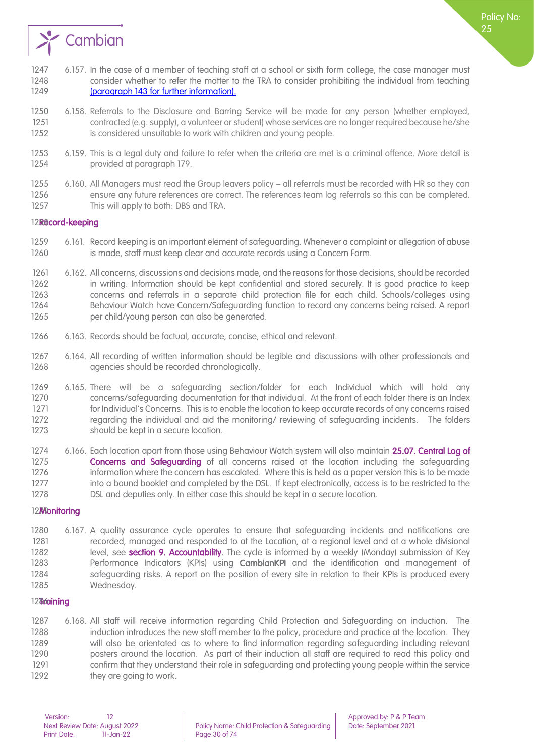6.157. In the case of a member of teaching staff at a school or sixth form college, the case manager must consider whether to refer the matter to the TRA to consider prohibiting the individual from teaching (paragraph 143 for further information).

6.158. Referrals to the Disclosure and Barring Service will be made for any person (whether employed, contracted (e.g. supply), a volunteer or student) whose services are no longer required because he/she is considered unsuitable to work with children and young people.

6.159. This is a legal duty and failure to refer when the criteria are met is a criminal offence. More detail is provided at paragraph 179.

6.160. All Managers must read the Group leavers policy – all referrals must be recorded with HR so they can ensure any future references are correct. The references team log referrals so this can be completed. This will apply to both: DBS and TRA.

## Record-keeping

6.161. Record keeping is an important element of safeguarding. Whenever a complaint or allegation of abuse is made, staff must keep clear and accurate records using a Concern Form.

6.162. All concerns, discussions and decisions made, and the reasons for those decisions, should be recorded in writing. Information should be kept confidential and stored securely. It is good practice to keep concerns and referrals in a separate child protection file for each child. Schools/colleges using Behaviour Watch have Concern/Safeguarding function to record any concerns being raised. A report per child/young person can also be generated.

6.163. Records should be factual, accurate, concise, ethical and relevant.

6.164. All recording of written information should be legible and discussions with other professionals and agencies should be recorded chronologically.

6.165. There will be a safeguarding section/folder for each Individual which will hold any concerns/safeguarding documentation for that individual. At the front of each folder there is an Index for Individual's Concerns. This is to enable the location to keep accurate records of any concerns raised regarding the individual and aid the monitoring/ reviewing of safeguarding incidents. The folders should be kept in a secure location.

6.166. Each location apart from those using Behaviour Watch system will also maintain **25.07. Central Log of Concerns and Safeguarding** of all concerns raised at the location including the safeguarding information where the concern has escalated. Where this is held as a paper version this is to be made into a bound booklet and completed by the DSL. If kept electronically, access is to be restricted to the DSL and deputies only. In either case this should be kept in a secure location.

## Monitoring

6.167. A quality assurance cycle operates to ensure that safeguarding incidents and notifications are recorded, managed and responded to at the Location, at a regional level and at a whole divisional level, see **section 9. Accountability**. The cycle is informed by a weekly (Monday) submission of Key Performance Indicators (KPIs) using **CambianKPI** and the identification and management of safeguarding risks. A report on the position of every site in relation to their KPIs is produced every Wednesday.

## Training

6.168. All staff will receive information regarding Child Protection and Safeguarding on induction. The induction introduces the new staff member to the policy, procedure and practice at the location. They will also be orientated as to where to find information regarding safeguarding including relevant posters around the location. As part of their induction all staff are required to read this policy and confirm that they understand their role in safeguarding and protecting young people within the service they are going to work.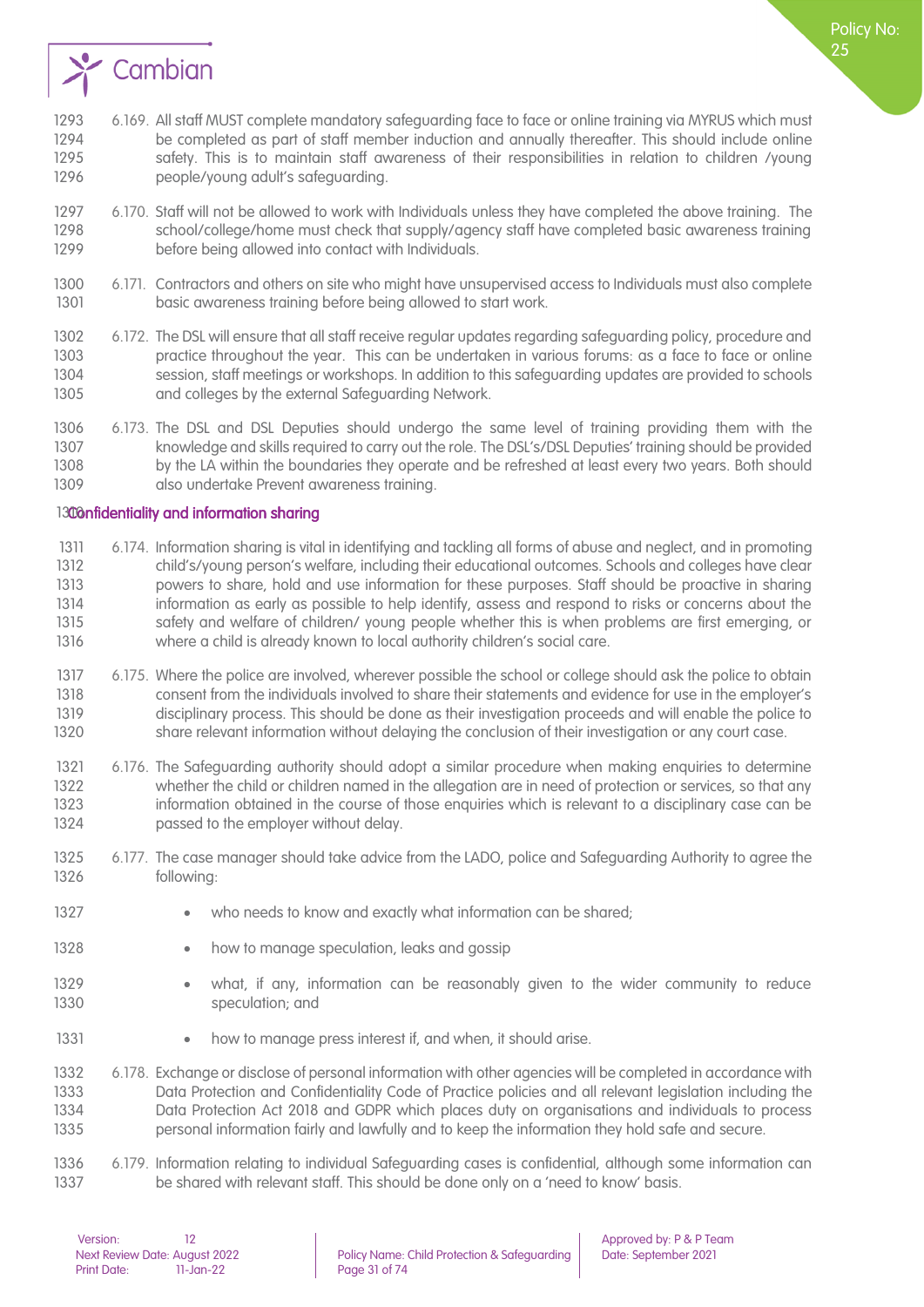6.169. All staff MUST complete mandatory safeguarding face to face or online training via MYRUS which must be completed as part of staff member induction and annually thereafter. This should include online safety. This is to maintain staff awareness of their responsibilities in relation to children /young people/young adult's safeguarding.

6.170. Staff will not be allowed to work with Individuals unless they have completed the above training. The school/college/home must check that supply/agency staff have completed basic awareness training before being allowed into contact with Individuals.

6.171. Contractors and others on site who might have unsupervised access to Individuals must also complete basic awareness training before being allowed to start work.

6.172. The DSL will ensure that all staff receive regular updates regarding safeguarding policy, procedure and practice throughout the year. This can be undertaken in various forums: as a face to face or online session, staff meetings or workshops. In addition to this safeguarding updates are provided to schools and colleges by the external Safeguarding Network.

6.173. The DSL and DSL Deputies should undergo the same level of training providing them with the knowledge and skills required to carry out the role. The DSL's/DSL Deputies' training should be provided by the LA within the boundaries they operate and be refreshed at least every two years. Both should also undertake Prevent awareness training.

## Confidentiality and information sharing

6.174. Information sharing is vital in identifying and tackling all forms of abuse and neglect, and in promoting child's/young person's welfare, including their educational outcomes. Schools and colleges have clear powers to share, hold and use information for these purposes. Staff should be proactive in sharing information as early as possible to help identify, assess and respond to risks or concerns about the safety and welfare of children/ young people whether this is when problems are first emerging, or where a child is already known to local authority children's social care.

6.175. Where the police are involved, wherever possible the school or college should ask the police to obtain consent from the individuals involved to share their statements and evidence for use in the employer's disciplinary process. This should be done as their investigation proceeds and will enable the police to share relevant information without delaying the conclusion of their investigation or any court case.

6.176. The Safeguarding authority should adopt a similar procedure when making enquiries to determine whether the child or children named in the allegation are in need of protection or services, so that any information obtained in the course of those enquiries which is relevant to a disciplinary case can be passed to the employer without delay.

6.177. The case manager should take advice from the LADO, police and Safeguarding Authority to agree the following:

- who needs to know and exactly what information can be shared;
- how to manage speculation, leaks and gossip
- what, if any, information can be reasonably given to the wider community to reduce speculation; and
- how to manage press interest if, and when, it should arise.

6.178. Exchange or disclose of personal information with other agencies will be completed in accordance with Data Protection and Confidentiality Code of Practice policies and all relevant legislation including the Data Protection Act 2018 and GDPR which places duty on organisations and individuals to process personal information fairly and lawfully and to keep the information they hold safe and secure.

6.179. Information relating to individual Safeguarding cases is confidential, although some information can be shared with relevant staff. This should be done only on a 'need to know' basis.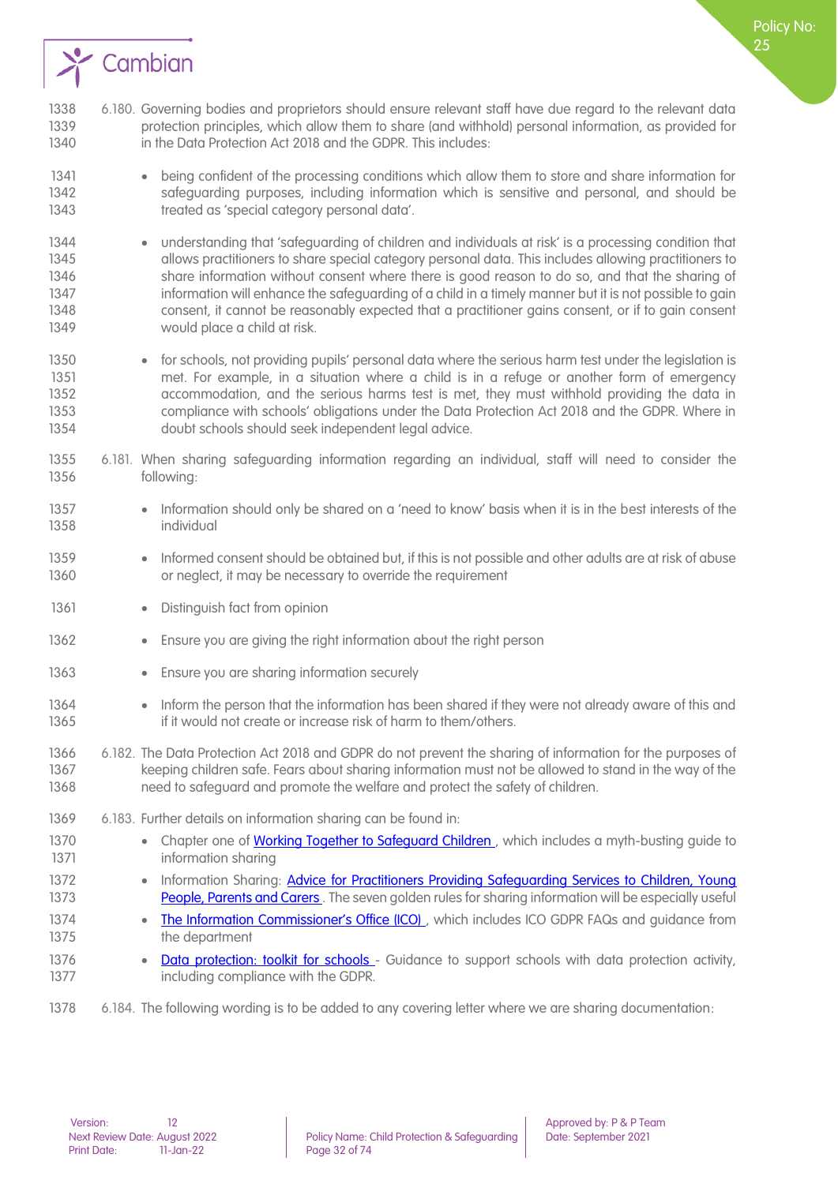6.180. Governing bodies and proprietors should ensure relevant staff have due regard to the relevant data protection principles, which allow them to share (and withhold) personal information, as provided for in the Data Protection Act 2018 and the GDPR. This includes:

- being confident of the processing conditions which allow them to store and share information for safeguarding purposes, including information which is sensitive and personal, and should be treated as 'special category personal data'.
- understanding that 'safeguarding of children and individuals at risk' is a processing condition that allows practitioners to share special category personal data. This includes allowing practitioners to share information without consent where there is good reason to do so, and that the sharing of information will enhance the safeguarding of a child in a timely manner but it is not possible to gain consent, it cannot be reasonably expected that a practitioner gains consent, or if to gain consent would place a child at risk.
- for schools, not providing pupils' personal data where the serious harm test under the legislation is met. For example, in a situation where a child is in a refuge or another form of emergency accommodation, and the serious harms test is met, they must withhold providing the data in compliance with schools' obligations under the Data Protection Act 2018 and the GDPR. Where in doubt schools should seek independent legal advice.

6.181. When sharing safeguarding information regarding an individual, staff will need to consider the following:

- Information should only be shared on a 'need to know' basis when it is in the best interests of the individual
- Informed consent should be obtained but, if this is not possible and other adults are at risk of abuse or neglect, it may be necessary to override the requirement
- Distinguish fact from opinion
- Ensure you are giving the right information about the right person
- Ensure you are sharing information securely
- Inform the person that the information has been shared if they were not already aware of this and if it would not create or increase risk of harm to them/others.

6.182. The Data Protection Act 2018 and GDPR do not prevent the sharing of information for the purposes of keeping children safe. Fears about sharing information must not be allowed to stand in the way of the need to safeguard and promote the welfare and protect the safety of children.

6.183. Further details on information sharing can be found in:

- Chapter one of Working Together to Safeguard Children , which includes a myth-busting guide to information sharing
- Information Sharing: Advice for Practitioners Providing Safeguarding Services to Children, Young People, Parents and Carers . The seven golden rules for sharing information will be especially useful
- The Information Commissioner's Office (ICO) , which includes ICO GDPR FAQs and guidance from the department
- Data protection: toolkit for schools - Guidance to support schools with data protection activity, including compliance with the GDPR.

6.184. The following wording is to be added to any covering letter where we are sharing documentation: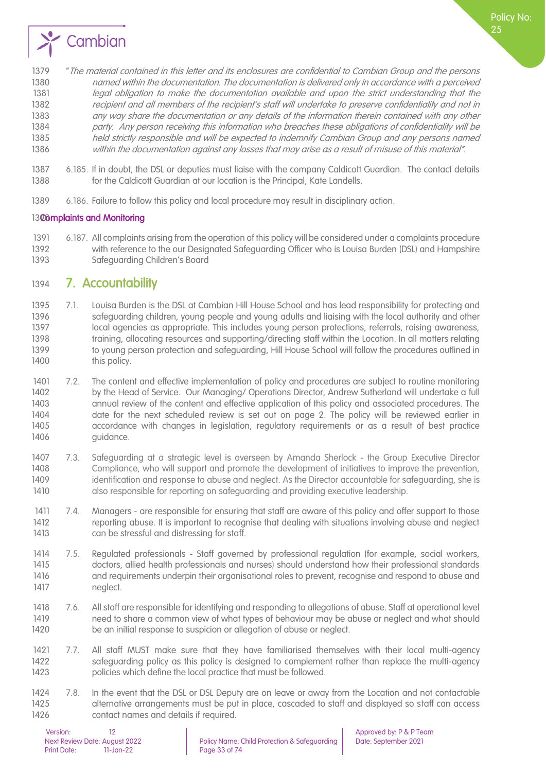*"The material contained in this letter and its enclosures are confidential to Cambian Group and the persons named within the documentation. The documentation is delivered only in accordance with a perceived legal obligation to make the documentation available and upon the strict understanding that the recipient and all members of the recipient's staff will undertake to preserve confidentiality and not in any way share the documentation or any details of the information therein contained with any other party. Any person receiving this information who breaches these obligations of confidentiality will be held strictly responsible and will be expected to indemnify Cambian Group and any persons named within the documentation against any losses that may arise as a result of misuse of this material".*

6.185. If in doubt, the DSL or deputies must liaise with the company Caldicott Guardian. The contact details for the Caldicott Guardian at our location is the Principal, Kate Landells.

6.186. Failure to follow this policy and local procedure may result in disciplinary action.

### Complaints and Monitoring

6.187. All complaints arising from the operation of this policy will be considered under a complaints procedure with reference to the our Designated Safeguarding Officer who is Louisa Burden (DSL) and Hampshire Safeguarding Children's Board

## 7. Accountability

7.1. Louisa Burden is the DSL at Cambian Hill House School and has lead responsibility for protecting and safeguarding children, young people and young adults and liaising with the local authority and other local agencies as appropriate. This includes young person protections, referrals, raising awareness, training, allocating resources and supporting/directing staff within the Location. In all matters relating to young person protection and safeguarding, Hill House School will follow the procedures outlined in this policy.

7.2. The content and effective implementation of policy and procedures are subject to routine monitoring by the Head of Service. Our Managing/ Operations Director, Andrew Sutherland will undertake a full annual review of the content and effective application of this policy and associated procedures. The date for the next scheduled review is set out on page 2. The policy will be reviewed earlier in accordance with changes in legislation, regulatory requirements or as a result of best practice guidance.

7.3. Safeguarding at a strategic level is overseen by Amanda Sherlock - the Group Executive Director Compliance, who will support and promote the development of initiatives to improve the prevention, identification and response to abuse and neglect. As the Director accountable for safeguarding, she is also responsible for reporting on safeguarding and providing executive leadership.

7.4. Managers - are responsible for ensuring that staff are aware of this policy and offer support to those reporting abuse. It is important to recognise that dealing with situations involving abuse and neglect can be stressful and distressing for staff.

7.5. Regulated professionals - Staff governed by professional regulation (for example, social workers, doctors, allied health professionals and nurses) should understand how their professional standards and requirements underpin their organisational roles to prevent, recognise and respond to abuse and neglect.

7.6. All staff are responsible for identifying and responding to allegations of abuse. Staff at operational level need to share a common view of what types of behaviour may be abuse or neglect and what should be an initial response to suspicion or allegation of abuse or neglect.

7.7. All staff MUST make sure that they have familiarised themselves with their local multi-agency safeguarding policy as this policy is designed to complement rather than replace the multi-agency policies which define the local practice that must be followed.

7.8. In the event that the DSL or DSL Deputy are on leave or away from the Location and not contactable alternative arrangements must be put in place, cascaded to staff and displayed so staff can access contact names and details if required.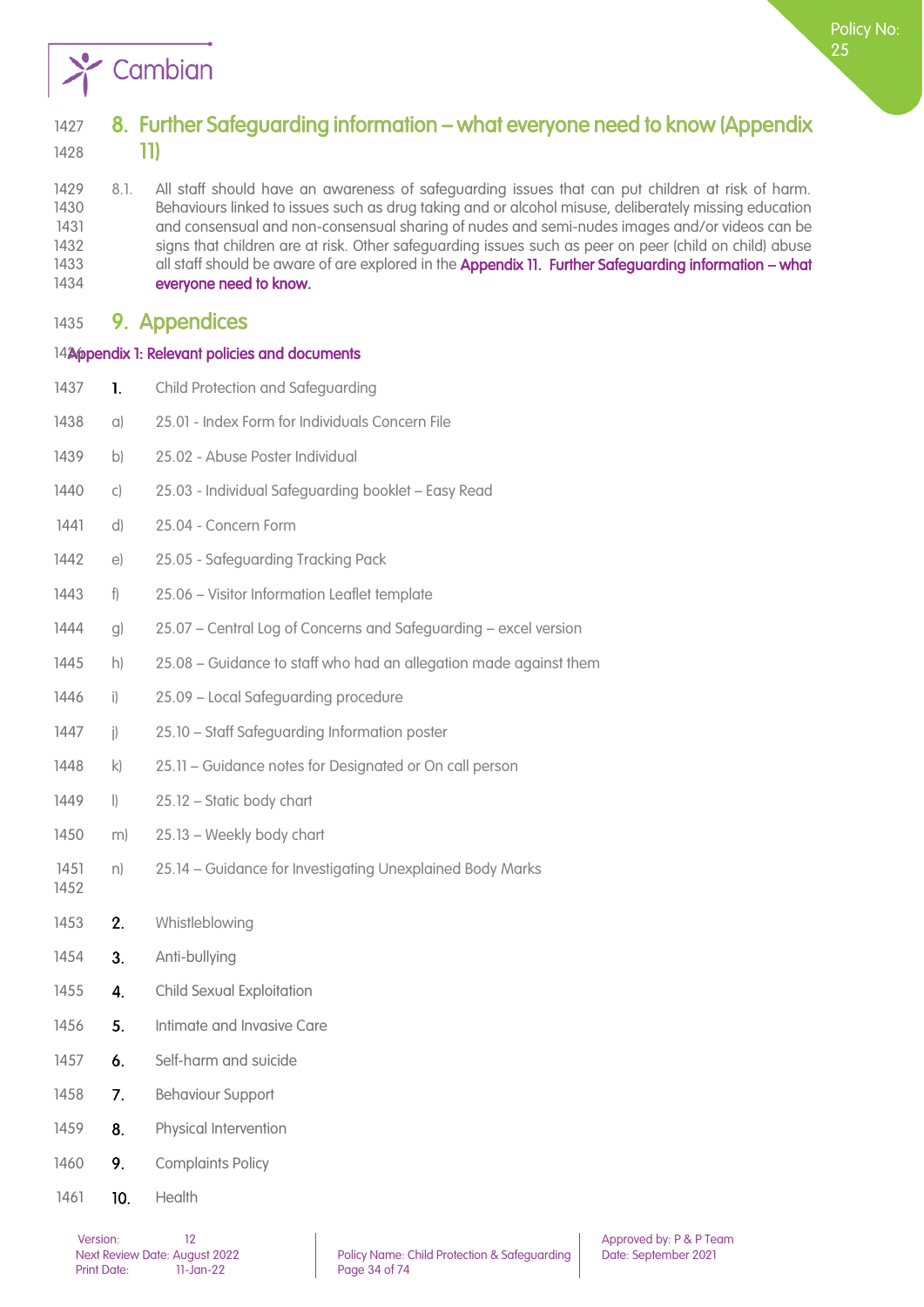## 8. Further Safeguarding information – what everyone need to know (Appendix 11)

8.1. All staff should have an awareness of safeguarding issues that can put children at risk of harm. Behaviours linked to issues such as drug taking and or alcohol misuse, deliberately missing education and consensual and non-consensual sharing of nudes and semi-nudes images and/or videos can be signs that children are at risk. Other safeguarding issues such as peer on peer (child on child) abuse all staff should be aware of are explored in the **Appendix 11. Further Safeguarding information – what everyone need to know.**

## 9. Appendices

### Appendix 1: Relevant policies and documents

1. Child Protection and Safeguarding
   a) 25.01 - Index Form for Individuals Concern File
   b) 25.02 - Abuse Poster Individual
   c) 25.03 - Individual Safeguarding booklet – Easy Read
   d) 25.04 - Concern Form
   e) 25.05 - Safeguarding Tracking Pack
   f) 25.06 – Visitor Information Leaflet template
   g) 25.07 – Central Log of Concerns and Safeguarding – excel version
   h) 25.08 – Guidance to staff who had an allegation made against them
   i) 25.09 – Local Safeguarding procedure
   j) 25.10 – Staff Safeguarding Information poster
   k) 25.11 – Guidance notes for Designated or On call person
   l) 25.12 – Static body chart
   m) 25.13 – Weekly body chart
   n) 25.14 – Guidance for Investigating Unexplained Body Marks
2. Whistleblowing
3. Anti-bullying
4. Child Sexual Exploitation
5. Intimate and Invasive Care
6. Self-harm and suicide
7. Behaviour Support
8. Physical Intervention
9. Complaints Policy
10. Health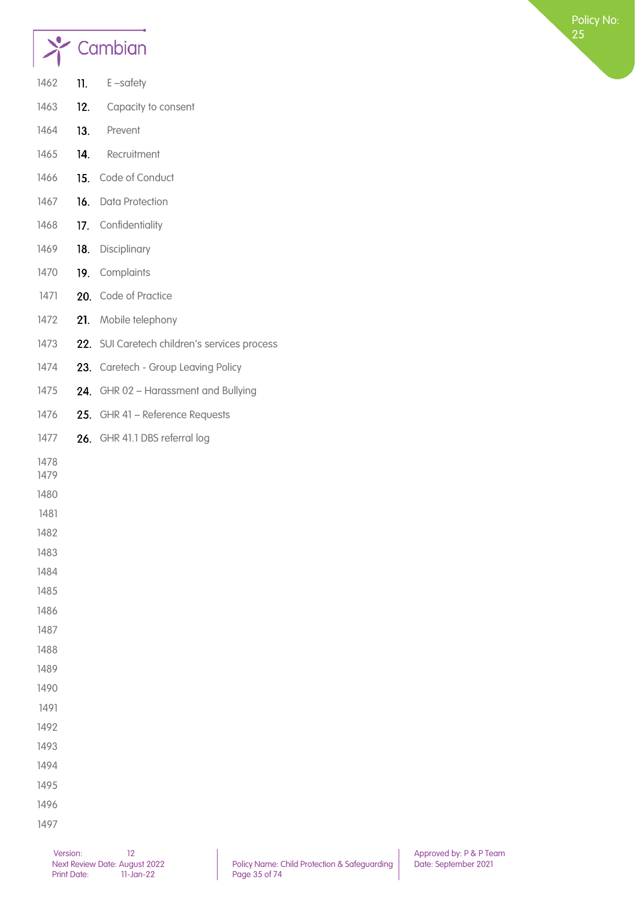11. E –safety
12. Capacity to consent
13. Prevent
14. Recruitment
15. Code of Conduct
16. Data Protection
17. Confidentiality
18. Disciplinary
19. Complaints
20. Code of Practice
21. Mobile telephony
22. SUI Caretech children's services process
23. Caretech - Group Leaving Policy
24. GHR 02 – Harassment and Bullying
25. GHR 41 – Reference Requests
26. GHR 41.1 DBS referral log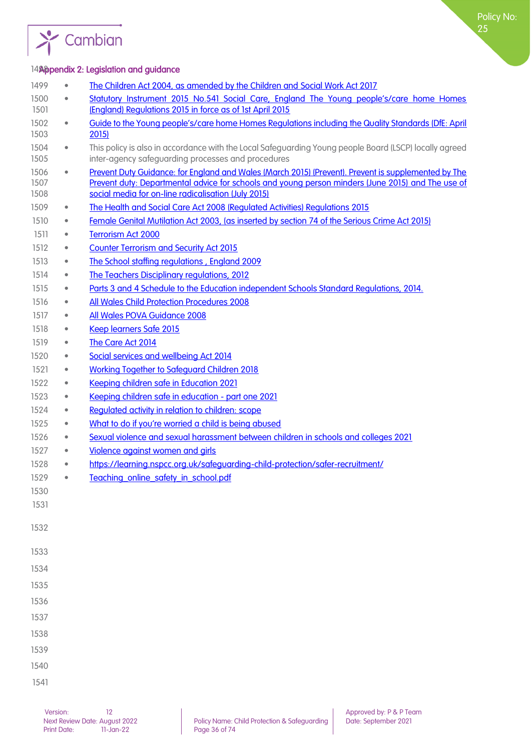## Appendix 2: Legislation and guidance

- The Children Act 2004, as amended by the Children and Social Work Act 2017
- Statutory Instrument 2015 No.541 Social Care, England The Young people's/care home Homes (England) Regulations 2015 in force as of 1st April 2015
- Guide to the Young people's/care home Homes Regulations including the Quality Standards (DfE: April 2015)
- This policy is also in accordance with the Local Safeguarding Young people Board (LSCP) locally agreed inter-agency safeguarding processes and procedures
- Prevent Duty Guidance: for England and Wales (March 2015) (Prevent). Prevent is supplemented by The Prevent duty: Departmental advice for schools and young person minders (June 2015) and The use of social media for on-line radicalisation (July 2015)
- The Health and Social Care Act 2008 (Regulated Activities) Regulations 2015
- Female Genital Mutilation Act 2003, (as inserted by section 74 of the Serious Crime Act 2015)
- Terrorism Act 2000
- Counter Terrorism and Security Act 2015
- The School staffing regulations , England 2009
- The Teachers Disciplinary regulations, 2012
- Parts 3 and 4 Schedule to the Education independent Schools Standard Regulations, 2014.
- All Wales Child Protection Procedures 2008
- All Wales POVA Guidance 2008
- Keep learners Safe 2015
- The Care Act 2014
- Social services and wellbeing Act 2014
- Working Together to Safeguard Children 2018
- Keeping children safe in Education 2021
- Keeping children safe in education - part one 2021
- Regulated activity in relation to children: scope
- What to do if you're worried a child is being abused
- Sexual violence and sexual harassment between children in schools and colleges 2021
- Violence against women and girls
- https://learning.nspcc.org.uk/safeguarding-child-protection/safer-recruitment/
- Teaching_online_safety_in_school.pdf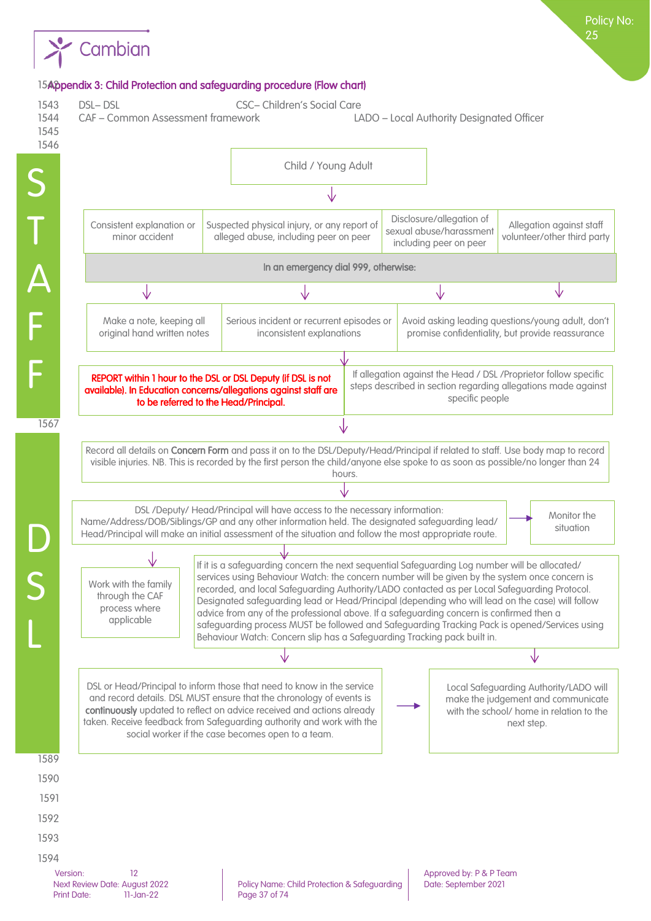## Appendix 3: Child Protection and safeguarding procedure (Flow chart)

DSL– DSL
CSC– Children's Social Care
CAF – Common Assessment framework
LADO – Local Authority Designated Officer

**STAFF**

Child / Young Adult

↓

| Consistent explanation or minor accident | Suspected physical injury, or any report of alleged abuse, including peer on peer | Disclosure/allegation of sexual abuse/harassment including peer on peer | Allegation against staff volunteer/other third party |
|---|---|---|---|

**In an emergency dial 999, otherwise:**

| Make a note, keeping all original hand written notes | Serious incident or recurrent episodes or inconsistent explanations | Avoid asking leading questions/young adult, don't promise confidentiality, but provide reassurance |
|---|---|---|

**REPORT within 1 hour to the DSL or DSL Deputy (if DSL is not available). In Education concerns/allegations against staff are to be referred to the Head/Principal.**

If allegation against the Head / DSL /Proprietor follow specific steps described in section regarding allegations made against specific people

↓

Record all details on **Concern Form** and pass it on to the DSL/Deputy/Head/Principal if related to staff. Use body map to record visible injuries. NB. This is recorded by the first person the child/anyone else spoke to as soon as possible/no longer than 24 hours.

**DSL**

↓

DSL /Deputy/ Head/Principal will have access to the necessary information: Name/Address/DOB/Siblings/GP and any other information held. The designated safeguarding lead/ Head/Principal will make an initial assessment of the situation and follow the most appropriate route. → Monitor the situation

Work with the family through the CAF process where applicable

If it is a safeguarding concern the next sequential Safeguarding Log number will be allocated/ services using Behaviour Watch: the concern number will be given by the system once concern is recorded, and local Safeguarding Authority/LADO contacted as per Local Safeguarding Protocol. Designated safeguarding lead or Head/Principal (depending who will lead on the case) will follow advice from any of the professional above. If a safeguarding concern is confirmed then a safeguarding process MUST be followed and Safeguarding Tracking Pack is opened/Services using Behaviour Watch: Concern slip has a Safeguarding Tracking pack built in.

DSL or Head/Principal to inform those that need to know in the service and record details. DSL MUST ensure that the chronology of events is **continuously** updated to reflect on advice received and actions already taken. Receive feedback from Safeguarding authority and work with the social worker if the case becomes open to a team. → Local Safeguarding Authority/LADO will make the judgement and communicate with the school/ home in relation to the next step.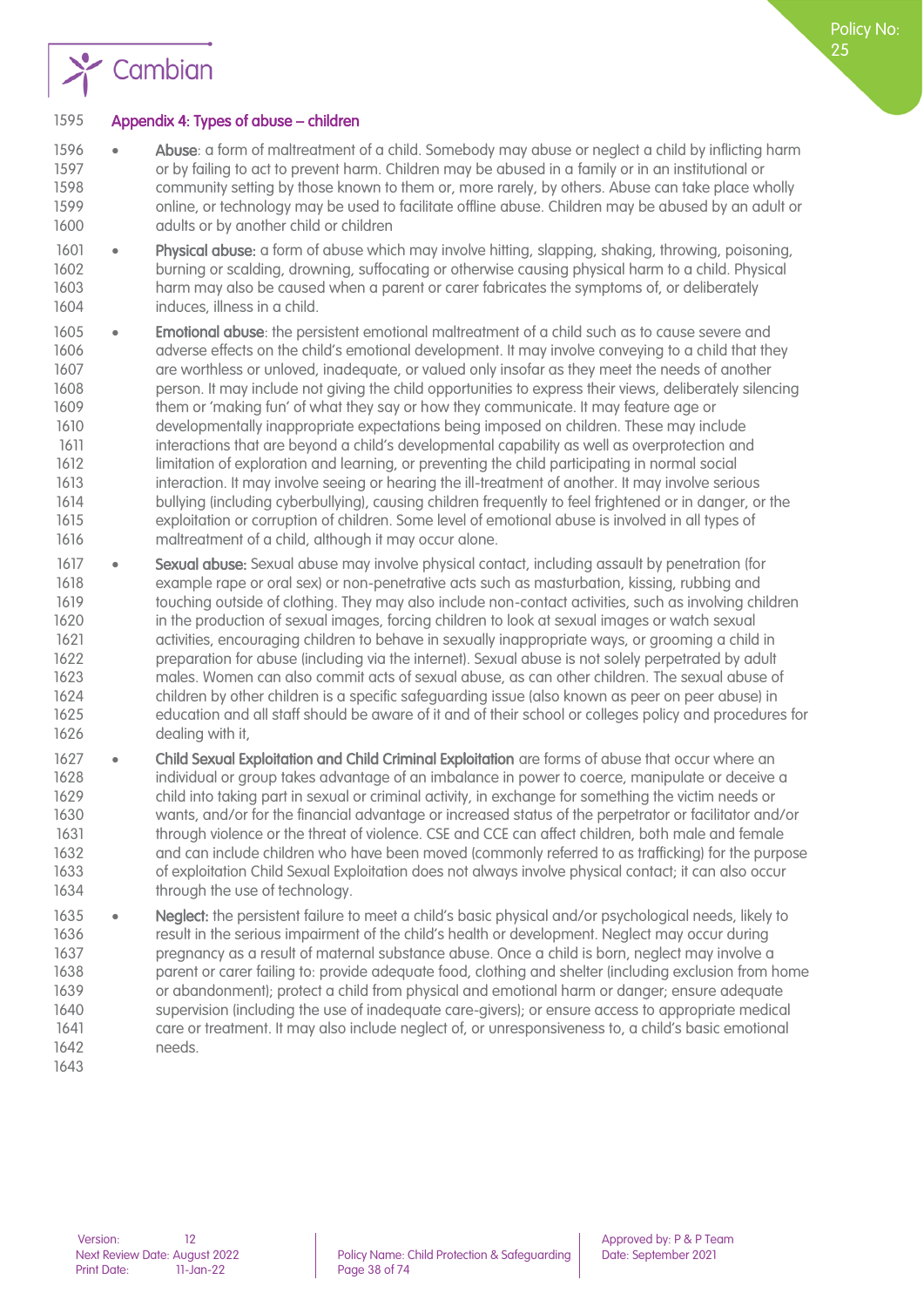## Appendix 4: Types of abuse – children

- **Abuse**: a form of maltreatment of a child. Somebody may abuse or neglect a child by inflicting harm or by failing to act to prevent harm. Children may be abused in a family or in an institutional or community setting by those known to them or, more rarely, by others. Abuse can take place wholly online, or technology may be used to facilitate offline abuse. Children may be abused by an adult or adults or by another child or children
- **Physical abuse:** a form of abuse which may involve hitting, slapping, shaking, throwing, poisoning, burning or scalding, drowning, suffocating or otherwise causing physical harm to a child. Physical harm may also be caused when a parent or carer fabricates the symptoms of, or deliberately induces, illness in a child.
- **Emotional abuse**: the persistent emotional maltreatment of a child such as to cause severe and adverse effects on the child's emotional development. It may involve conveying to a child that they are worthless or unloved, inadequate, or valued only insofar as they meet the needs of another person. It may include not giving the child opportunities to express their views, deliberately silencing them or 'making fun' of what they say or how they communicate. It may feature age or developmentally inappropriate expectations being imposed on children. These may include interactions that are beyond a child's developmental capability as well as overprotection and limitation of exploration and learning, or preventing the child participating in normal social interaction. It may involve seeing or hearing the ill-treatment of another. It may involve serious bullying (including cyberbullying), causing children frequently to feel frightened or in danger, or the exploitation or corruption of children. Some level of emotional abuse is involved in all types of maltreatment of a child, although it may occur alone.
- **Sexual abuse:** Sexual abuse may involve physical contact, including assault by penetration (for example rape or oral sex) or non-penetrative acts such as masturbation, kissing, rubbing and touching outside of clothing. They may also include non-contact activities, such as involving children in the production of sexual images, forcing children to look at sexual images or watch sexual activities, encouraging children to behave in sexually inappropriate ways, or grooming a child in preparation for abuse (including via the internet). Sexual abuse is not solely perpetrated by adult males. Women can also commit acts of sexual abuse, as can other children. The sexual abuse of children by other children is a specific safeguarding issue (also known as peer on peer abuse) in education and all staff should be aware of it and of their school or colleges policy and procedures for dealing with it,
- **Child Sexual Exploitation and Child Criminal Exploitation** are forms of abuse that occur where an individual or group takes advantage of an imbalance in power to coerce, manipulate or deceive a child into taking part in sexual or criminal activity, in exchange for something the victim needs or wants, and/or for the financial advantage or increased status of the perpetrator or facilitator and/or through violence or the threat of violence. CSE and CCE can affect children, both male and female and can include children who have been moved (commonly referred to as trafficking) for the purpose of exploitation Child Sexual Exploitation does not always involve physical contact; it can also occur through the use of technology.
- **Neglect:** the persistent failure to meet a child's basic physical and/or psychological needs, likely to result in the serious impairment of the child's health or development. Neglect may occur during pregnancy as a result of maternal substance abuse. Once a child is born, neglect may involve a parent or carer failing to: provide adequate food, clothing and shelter (including exclusion from home or abandonment); protect a child from physical and emotional harm or danger; ensure adequate supervision (including the use of inadequate care-givers); or ensure access to appropriate medical care or treatment. It may also include neglect of, or unresponsiveness to, a child's basic emotional needs.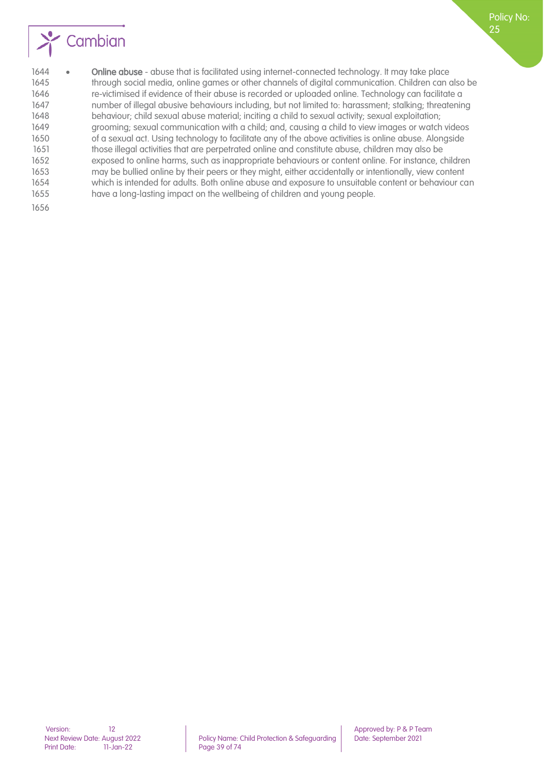- **Online abuse** - abuse that is facilitated using internet-connected technology. It may take place through social media, online games or other channels of digital communication. Children can also be re-victimised if evidence of their abuse is recorded or uploaded online. Technology can facilitate a number of illegal abusive behaviours including, but not limited to: harassment; stalking; threatening behaviour; child sexual abuse material; inciting a child to sexual activity; sexual exploitation; grooming; sexual communication with a child; and, causing a child to view images or watch videos of a sexual act. Using technology to facilitate any of the above activities is online abuse. Alongside those illegal activities that are perpetrated online and constitute abuse, children may also be exposed to online harms, such as inappropriate behaviours or content online. For instance, children may be bullied online by their peers or they might, either accidentally or intentionally, view content which is intended for adults. Both online abuse and exposure to unsuitable content or behaviour can have a long-lasting impact on the wellbeing of children and young people.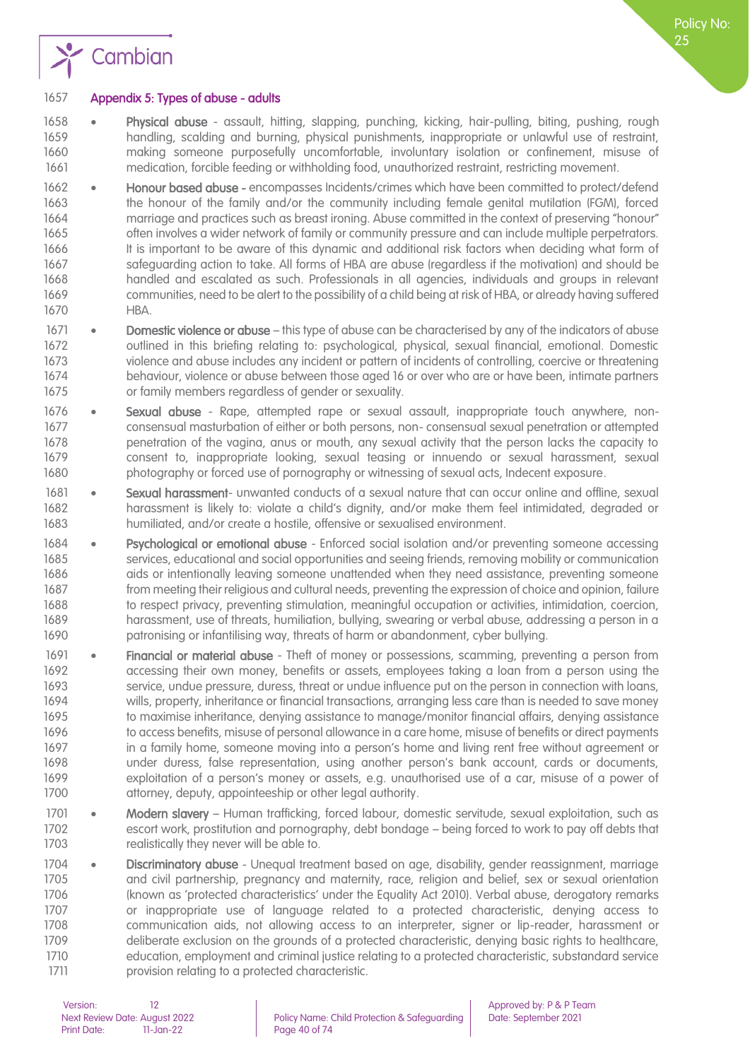## Appendix 5: Types of abuse - adults

- **Physical abuse** - assault, hitting, slapping, punching, kicking, hair-pulling, biting, pushing, rough handling, scalding and burning, physical punishments, inappropriate or unlawful use of restraint, making someone purposefully uncomfortable, involuntary isolation or confinement, misuse of medication, forcible feeding or withholding food, unauthorized restraint, restricting movement.
- **Honour based abuse -** encompasses Incidents/crimes which have been committed to protect/defend the honour of the family and/or the community including female genital mutilation (FGM), forced marriage and practices such as breast ironing. Abuse committed in the context of preserving "honour" often involves a wider network of family or community pressure and can include multiple perpetrators. It is important to be aware of this dynamic and additional risk factors when deciding what form of safeguarding action to take. All forms of HBA are abuse (regardless if the motivation) and should be handled and escalated as such. Professionals in all agencies, individuals and groups in relevant communities, need to be alert to the possibility of a child being at risk of HBA, or already having suffered HBA.
- **Domestic violence or abuse** – this type of abuse can be characterised by any of the indicators of abuse outlined in this briefing relating to: psychological, physical, sexual financial, emotional. Domestic violence and abuse includes any incident or pattern of incidents of controlling, coercive or threatening behaviour, violence or abuse between those aged 16 or over who are or have been, intimate partners or family members regardless of gender or sexuality.
- **Sexual abuse** - Rape, attempted rape or sexual assault, inappropriate touch anywhere, non-consensual masturbation of either or both persons, non- consensual sexual penetration or attempted penetration of the vagina, anus or mouth, any sexual activity that the person lacks the capacity to consent to, inappropriate looking, sexual teasing or innuendo or sexual harassment, sexual photography or forced use of pornography or witnessing of sexual acts, Indecent exposure.
- **Sexual harassment**- unwanted conducts of a sexual nature that can occur online and offline, sexual harassment is likely to: violate a child's dignity, and/or make them feel intimidated, degraded or humiliated, and/or create a hostile, offensive or sexualised environment.
- **Psychological or emotional abuse** - Enforced social isolation and/or preventing someone accessing services, educational and social opportunities and seeing friends, removing mobility or communication aids or intentionally leaving someone unattended when they need assistance, preventing someone from meeting their religious and cultural needs, preventing the expression of choice and opinion, failure to respect privacy, preventing stimulation, meaningful occupation or activities, intimidation, coercion, harassment, use of threats, humiliation, bullying, swearing or verbal abuse, addressing a person in a patronising or infantilising way, threats of harm or abandonment, cyber bullying.
- **Financial or material abuse** - Theft of money or possessions, scamming, preventing a person from accessing their own money, benefits or assets, employees taking a loan from a person using the service, undue pressure, duress, threat or undue influence put on the person in connection with loans, wills, property, inheritance or financial transactions, arranging less care than is needed to save money to maximise inheritance, denying assistance to manage/monitor financial affairs, denying assistance to access benefits, misuse of personal allowance in a care home, misuse of benefits or direct payments in a family home, someone moving into a person's home and living rent free without agreement or under duress, false representation, using another person's bank account, cards or documents, exploitation of a person's money or assets, e.g. unauthorised use of a car, misuse of a power of attorney, deputy, appointeeship or other legal authority.
- **Modern slavery** – Human trafficking, forced labour, domestic servitude, sexual exploitation, such as escort work, prostitution and pornography, debt bondage – being forced to work to pay off debts that realistically they never will be able to.
- **Discriminatory abuse** - Unequal treatment based on age, disability, gender reassignment, marriage and civil partnership, pregnancy and maternity, race, religion and belief, sex or sexual orientation (known as 'protected characteristics' under the Equality Act 2010). Verbal abuse, derogatory remarks or inappropriate use of language related to a protected characteristic, denying access to communication aids, not allowing access to an interpreter, signer or lip-reader, harassment or deliberate exclusion on the grounds of a protected characteristic, denying basic rights to healthcare, education, employment and criminal justice relating to a protected characteristic, substandard service provision relating to a protected characteristic.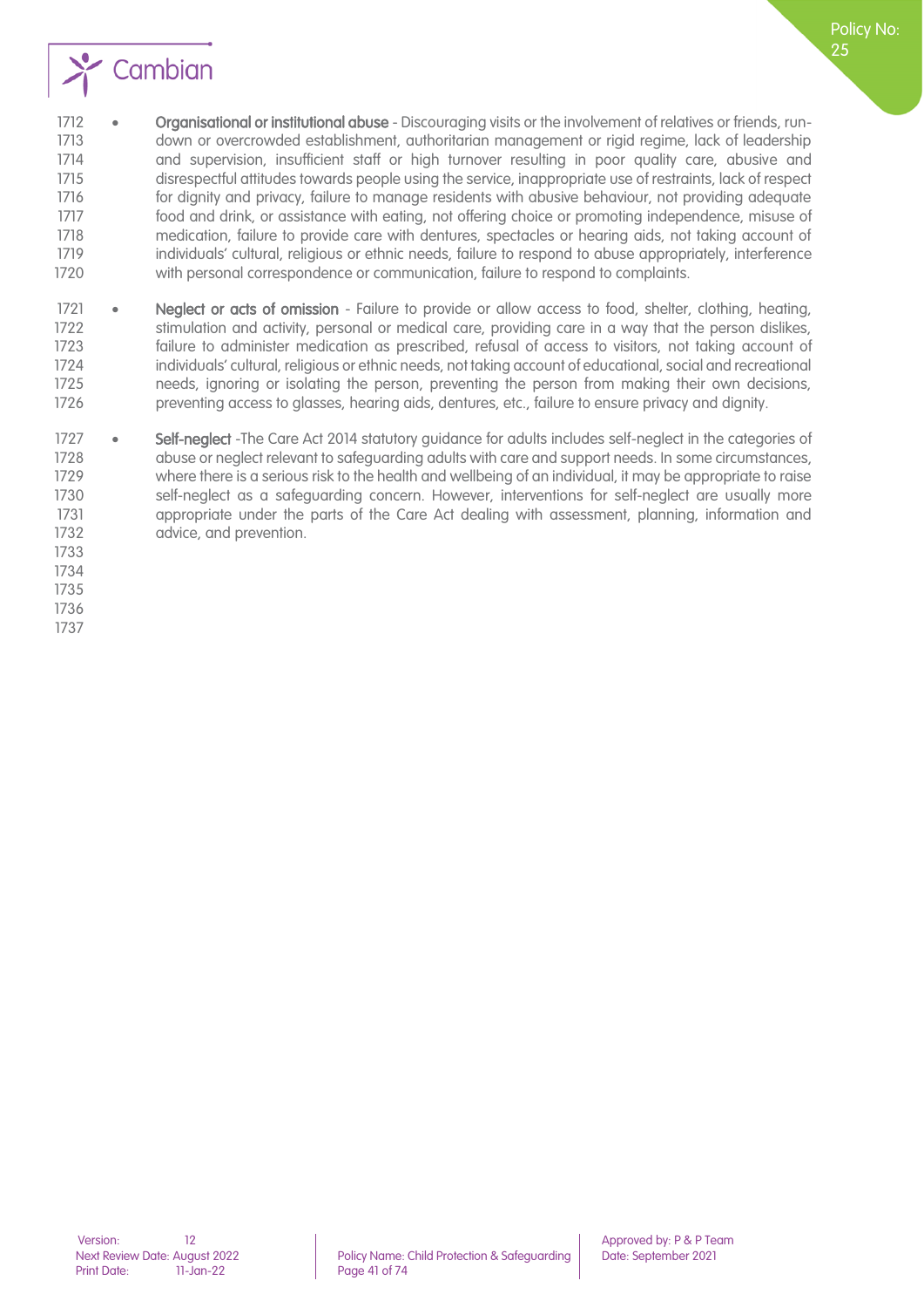- **Organisational or institutional abuse** - Discouraging visits or the involvement of relatives or friends, run-down or overcrowded establishment, authoritarian management or rigid regime, lack of leadership and supervision, insufficient staff or high turnover resulting in poor quality care, abusive and disrespectful attitudes towards people using the service, inappropriate use of restraints, lack of respect for dignity and privacy, failure to manage residents with abusive behaviour, not providing adequate food and drink, or assistance with eating, not offering choice or promoting independence, misuse of medication, failure to provide care with dentures, spectacles or hearing aids, not taking account of individuals' cultural, religious or ethnic needs, failure to respond to abuse appropriately, interference with personal correspondence or communication, failure to respond to complaints.

- **Neglect or acts of omission** - Failure to provide or allow access to food, shelter, clothing, heating, stimulation and activity, personal or medical care, providing care in a way that the person dislikes, failure to administer medication as prescribed, refusal of access to visitors, not taking account of individuals' cultural, religious or ethnic needs, not taking account of educational, social and recreational needs, ignoring or isolating the person, preventing the person from making their own decisions, preventing access to glasses, hearing aids, dentures, etc., failure to ensure privacy and dignity.

- **Self-neglect** -The Care Act 2014 statutory guidance for adults includes self-neglect in the categories of abuse or neglect relevant to safeguarding adults with care and support needs. In some circumstances, where there is a serious risk to the health and wellbeing of an individual, it may be appropriate to raise self-neglect as a safeguarding concern. However, interventions for self-neglect are usually more appropriate under the parts of the Care Act dealing with assessment, planning, information and advice, and prevention.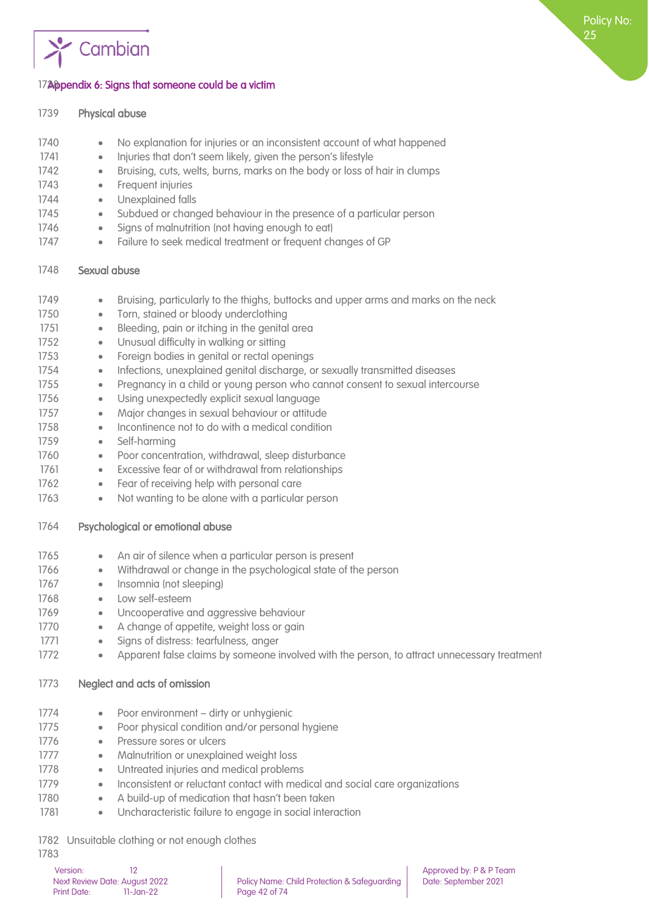## Appendix 6: Signs that someone could be a victim

### Physical abuse

- No explanation for injuries or an inconsistent account of what happened
- Injuries that don't seem likely, given the person's lifestyle
- Bruising, cuts, welts, burns, marks on the body or loss of hair in clumps
- Frequent injuries
- Unexplained falls
- Subdued or changed behaviour in the presence of a particular person
- Signs of malnutrition (not having enough to eat)
- Failure to seek medical treatment or frequent changes of GP

### Sexual abuse

- Bruising, particularly to the thighs, buttocks and upper arms and marks on the neck
- Torn, stained or bloody underclothing
- Bleeding, pain or itching in the genital area
- Unusual difficulty in walking or sitting
- Foreign bodies in genital or rectal openings
- Infections, unexplained genital discharge, or sexually transmitted diseases
- Pregnancy in a child or young person who cannot consent to sexual intercourse
- Using unexpectedly explicit sexual language
- Major changes in sexual behaviour or attitude
- Incontinence not to do with a medical condition
- Self-harming
- Poor concentration, withdrawal, sleep disturbance
- Excessive fear of or withdrawal from relationships
- Fear of receiving help with personal care
- Not wanting to be alone with a particular person

### Psychological or emotional abuse

- An air of silence when a particular person is present
- Withdrawal or change in the psychological state of the person
- Insomnia (not sleeping)
- Low self-esteem
- Uncooperative and aggressive behaviour
- A change of appetite, weight loss or gain
- Signs of distress: tearfulness, anger
- Apparent false claims by someone involved with the person, to attract unnecessary treatment

### Neglect and acts of omission

- Poor environment – dirty or unhygienic
- Poor physical condition and/or personal hygiene
- Pressure sores or ulcers
- Malnutrition or unexplained weight loss
- Untreated injuries and medical problems
- Inconsistent or reluctant contact with medical and social care organizations
- A build-up of medication that hasn't been taken
- Uncharacteristic failure to engage in social interaction

Unsuitable clothing or not enough clothes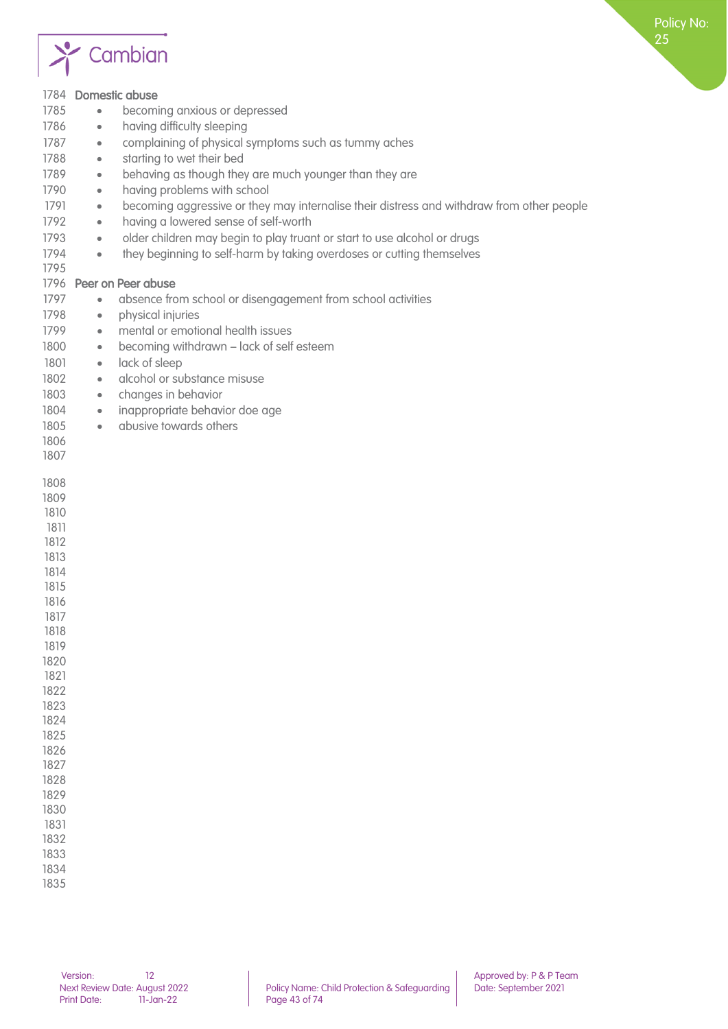**Domestic abuse**

- becoming anxious or depressed
- having difficulty sleeping
- complaining of physical symptoms such as tummy aches
- starting to wet their bed
- behaving as though they are much younger than they are
- having problems with school
- becoming aggressive or they may internalise their distress and withdraw from other people
- having a lowered sense of self-worth
- older children may begin to play truant or start to use alcohol or drugs
- they beginning to self-harm by taking overdoses or cutting themselves

**Peer on Peer abuse**

- absence from school or disengagement from school activities
- physical injuries
- mental or emotional health issues
- becoming withdrawn – lack of self esteem
- lack of sleep
- alcohol or substance misuse
- changes in behavior
- inappropriate behavior doe age
- abusive towards others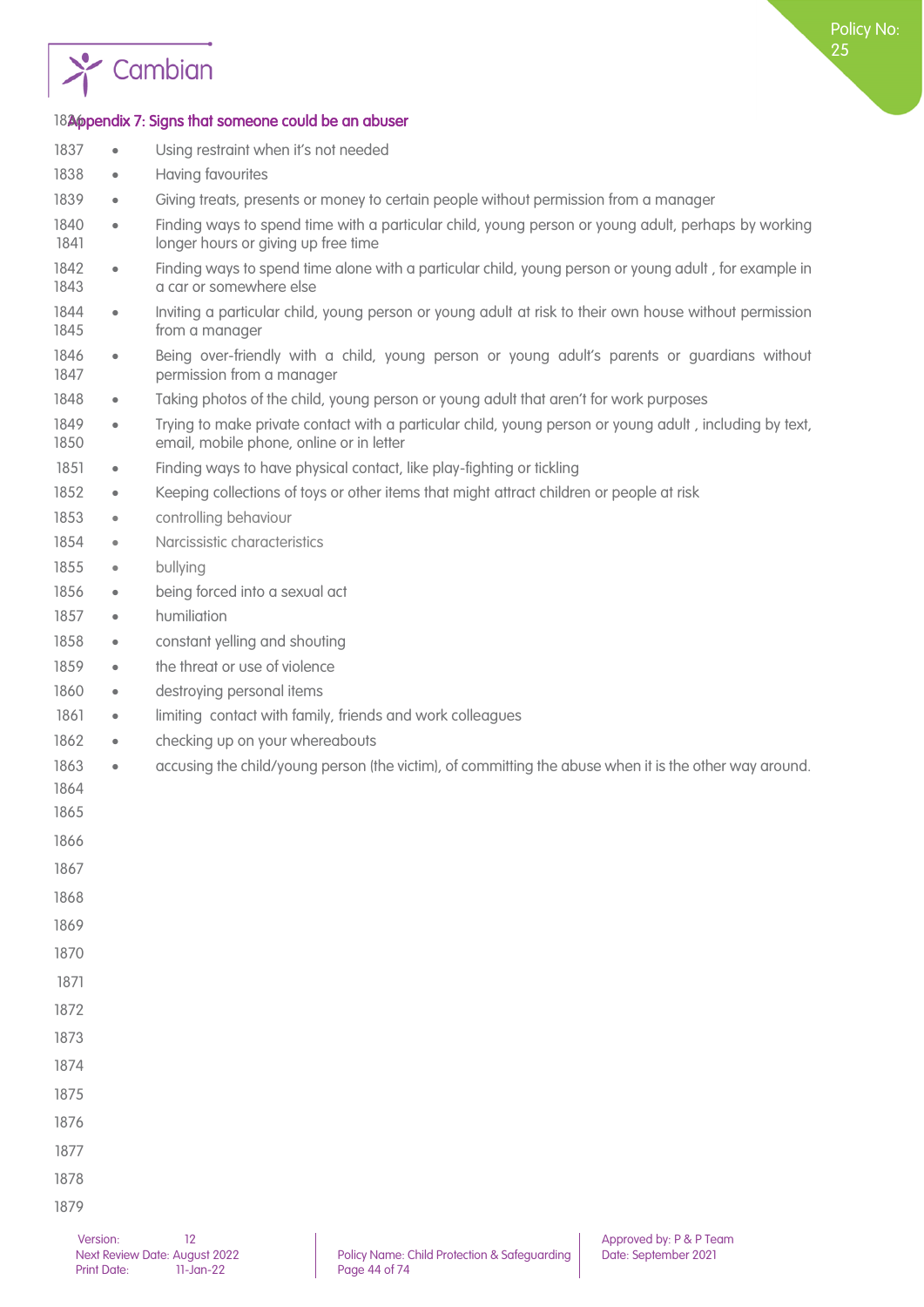## Appendix 7: Signs that someone could be an abuser

- Using restraint when it's not needed
- Having favourites
- Giving treats, presents or money to certain people without permission from a manager
- Finding ways to spend time with a particular child, young person or young adult, perhaps by working longer hours or giving up free time
- Finding ways to spend time alone with a particular child, young person or young adult , for example in a car or somewhere else
- Inviting a particular child, young person or young adult at risk to their own house without permission from a manager
- Being over-friendly with a child, young person or young adult's parents or guardians without permission from a manager
- Taking photos of the child, young person or young adult that aren't for work purposes
- Trying to make private contact with a particular child, young person or young adult , including by text, email, mobile phone, online or in letter
- Finding ways to have physical contact, like play-fighting or tickling
- Keeping collections of toys or other items that might attract children or people at risk
- controlling behaviour
- Narcissistic characteristics
- bullying
- being forced into a sexual act
- humiliation
- constant yelling and shouting
- the threat or use of violence
- destroying personal items
- limiting contact with family, friends and work colleagues
- checking up on your whereabouts
- accusing the child/young person (the victim), of committing the abuse when it is the other way around.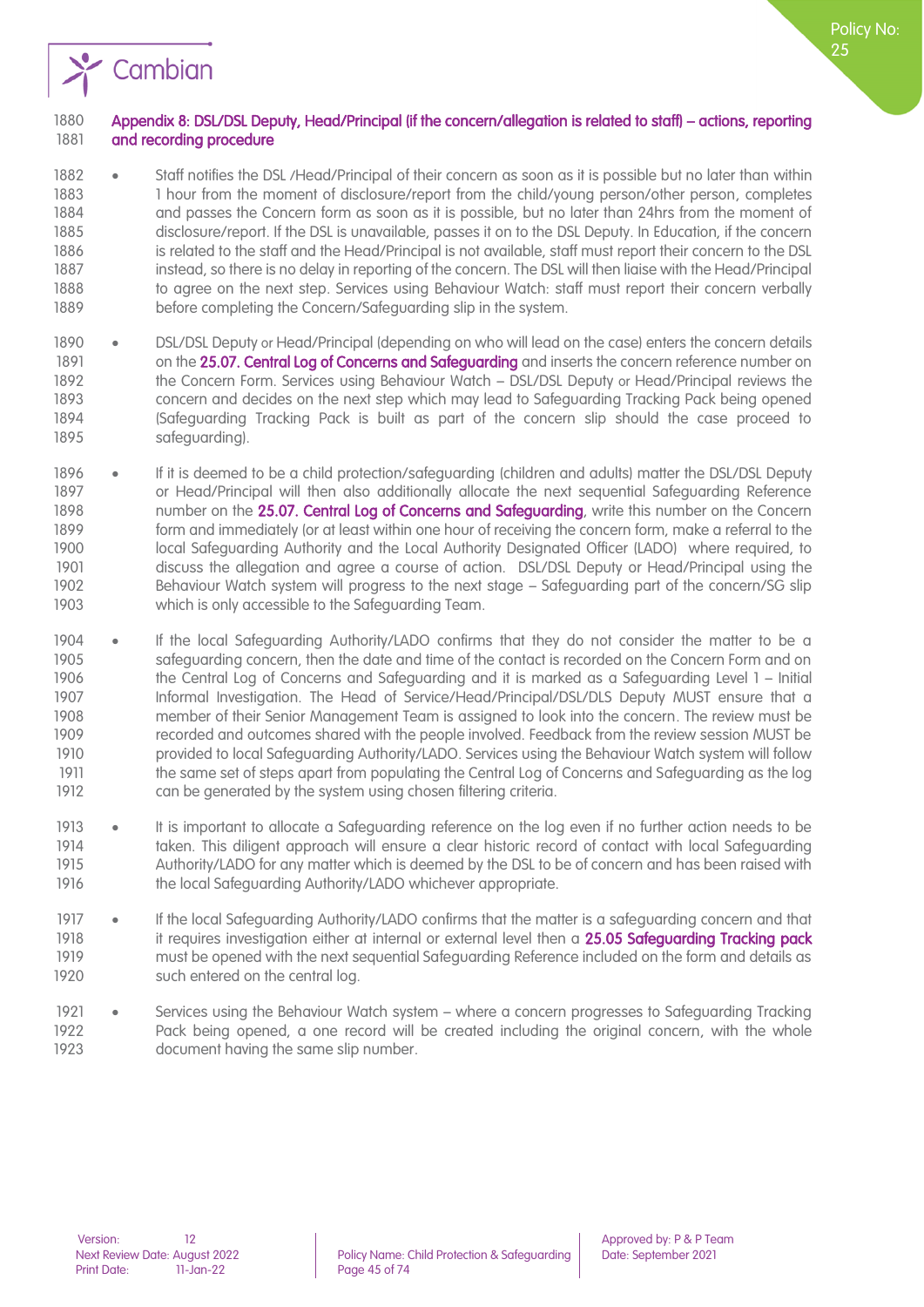## Appendix 8: DSL/DSL Deputy, Head/Principal (if the concern/allegation is related to staff) – actions, reporting and recording procedure

- Staff notifies the DSL /Head/Principal of their concern as soon as it is possible but no later than within 1 hour from the moment of disclosure/report from the child/young person/other person, completes and passes the Concern form as soon as it is possible, but no later than 24hrs from the moment of disclosure/report. If the DSL is unavailable, passes it on to the DSL Deputy. In Education, if the concern is related to the staff and the Head/Principal is not available, staff must report their concern to the DSL instead, so there is no delay in reporting of the concern. The DSL will then liaise with the Head/Principal to agree on the next step. Services using Behaviour Watch: staff must report their concern verbally before completing the Concern/Safeguarding slip in the system.
- DSL/DSL Deputy or Head/Principal (depending on who will lead on the case) enters the concern details on the 25.07. Central Log of Concerns and Safeguarding and inserts the concern reference number on the Concern Form. Services using Behaviour Watch – DSL/DSL Deputy or Head/Principal reviews the concern and decides on the next step which may lead to Safeguarding Tracking Pack being opened (Safeguarding Tracking Pack is built as part of the concern slip should the case proceed to safeguarding).
- If it is deemed to be a child protection/safeguarding (children and adults) matter the DSL/DSL Deputy or Head/Principal will then also additionally allocate the next sequential Safeguarding Reference number on the 25.07. Central Log of Concerns and Safeguarding, write this number on the Concern form and immediately (or at least within one hour of receiving the concern form, make a referral to the local Safeguarding Authority and the Local Authority Designated Officer (LADO) where required, to discuss the allegation and agree a course of action. DSL/DSL Deputy or Head/Principal using the Behaviour Watch system will progress to the next stage – Safeguarding part of the concern/SG slip which is only accessible to the Safeguarding Team.
- If the local Safeguarding Authority/LADO confirms that they do not consider the matter to be a safeguarding concern, then the date and time of the contact is recorded on the Concern Form and on the Central Log of Concerns and Safeguarding and it is marked as a Safeguarding Level 1 – Initial Informal Investigation. The Head of Service/Head/Principal/DSL/DLS Deputy MUST ensure that a member of their Senior Management Team is assigned to look into the concern. The review must be recorded and outcomes shared with the people involved. Feedback from the review session MUST be provided to local Safeguarding Authority/LADO. Services using the Behaviour Watch system will follow the same set of steps apart from populating the Central Log of Concerns and Safeguarding as the log can be generated by the system using chosen filtering criteria.
- It is important to allocate a Safeguarding reference on the log even if no further action needs to be taken. This diligent approach will ensure a clear historic record of contact with local Safeguarding Authority/LADO for any matter which is deemed by the DSL to be of concern and has been raised with the local Safeguarding Authority/LADO whichever appropriate.
- If the local Safeguarding Authority/LADO confirms that the matter is a safeguarding concern and that it requires investigation either at internal or external level then a 25.05 Safeguarding Tracking pack must be opened with the next sequential Safeguarding Reference included on the form and details as such entered on the central log.
- Services using the Behaviour Watch system – where a concern progresses to Safeguarding Tracking Pack being opened, a one record will be created including the original concern, with the whole document having the same slip number.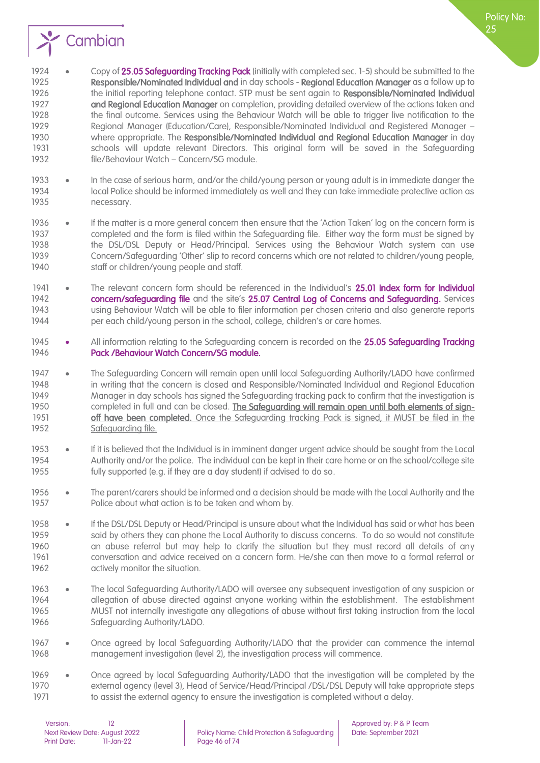- Copy of **25.05 Safeguarding Tracking Pack** (initially with completed sec. 1-5) should be submitted to the **Responsible/Nominated Individual and** in day schools - **Regional Education Manager** as a follow up to the initial reporting telephone contact. STP must be sent again to **Responsible/Nominated Individual and Regional Education Manager** on completion, providing detailed overview of the actions taken and the final outcome. Services using the Behaviour Watch will be able to trigger live notification to the Regional Manager (Education/Care), Responsible/Nominated Individual and Registered Manager – where appropriate. The **Responsible/Nominated Individual and Regional Education Manager** in day schools will update relevant Directors. This original form will be saved in the Safeguarding file/Behaviour Watch – Concern/SG module.

- In the case of serious harm, and/or the child/young person or young adult is in immediate danger the local Police should be informed immediately as well and they can take immediate protective action as necessary.

- If the matter is a more general concern then ensure that the 'Action Taken' log on the concern form is completed and the form is filed within the Safeguarding file. Either way the form must be signed by the DSL/DSL Deputy or Head/Principal. Services using the Behaviour Watch system can use Concern/Safeguarding 'Other' slip to record concerns which are not related to children/young people, staff or children/young people and staff.

- The relevant concern form should be referenced in the Individual's **25.01 Index form for Individual concern/safeguarding file** and the site's **25.07 Central Log of Concerns and Safeguarding.** Services using Behaviour Watch will be able to filer information per chosen criteria and also generate reports per each child/young person in the school, college, children's or care homes.

- All information relating to the Safeguarding concern is recorded on the **25.05 Safeguarding Tracking Pack /Behaviour Watch Concern/SG module.**

- The Safeguarding Concern will remain open until local Safeguarding Authority/LADO have confirmed in writing that the concern is closed and Responsible/Nominated Individual and Regional Education Manager in day schools has signed the Safeguarding tracking pack to confirm that the investigation is completed in full and can be closed. **The Safeguarding will remain open until both elements of sign-off have been completed.** Once the Safeguarding tracking Pack is signed, it MUST be filed in the Safeguarding file.

- If it is believed that the Individual is in imminent danger urgent advice should be sought from the Local Authority and/or the police. The individual can be kept in their care home or on the school/college site fully supported (e.g. if they are a day student) if advised to do so.

- The parent/carers should be informed and a decision should be made with the Local Authority and the Police about what action is to be taken and whom by.

- If the DSL/DSL Deputy or Head/Principal is unsure about what the Individual has said or what has been said by others they can phone the Local Authority to discuss concerns. To do so would not constitute an abuse referral but may help to clarify the situation but they must record all details of any conversation and advice received on a concern form. He/she can then move to a formal referral or actively monitor the situation.

- The local Safeguarding Authority/LADO will oversee any subsequent investigation of any suspicion or allegation of abuse directed against anyone working within the establishment. The establishment MUST not internally investigate any allegations of abuse without first taking instruction from the local Safeguarding Authority/LADO.

- Once agreed by local Safeguarding Authority/LADO that the provider can commence the internal management investigation (level 2), the investigation process will commence.

- Once agreed by local Safeguarding Authority/LADO that the investigation will be completed by the external agency (level 3), Head of Service/Head/Principal /DSL/DSL Deputy will take appropriate steps to assist the external agency to ensure the investigation is completed without a delay.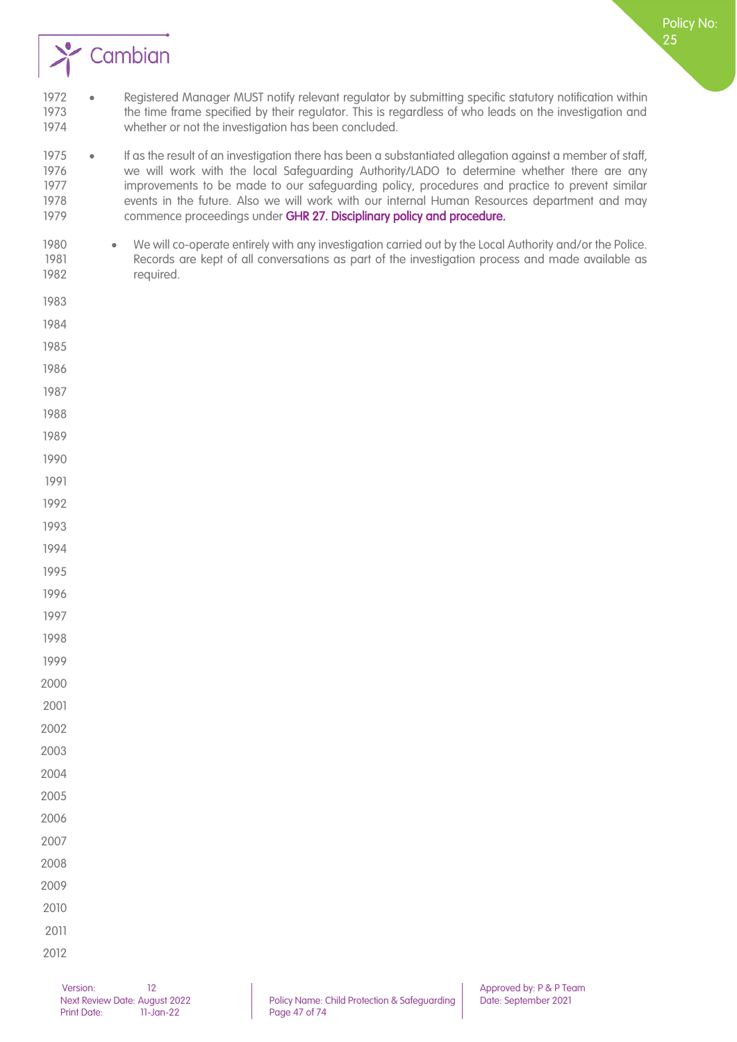- Registered Manager MUST notify relevant regulator by submitting specific statutory notification within the time frame specified by their regulator. This is regardless of who leads on the investigation and whether or not the investigation has been concluded.
- If as the result of an investigation there has been a substantiated allegation against a member of staff, we will work with the local Safeguarding Authority/LADO to determine whether there are any improvements to be made to our safeguarding policy, procedures and practice to prevent similar events in the future. Also we will work with our internal Human Resources department and may commence proceedings under **GHR 27. Disciplinary policy and procedure.**
- We will co-operate entirely with any investigation carried out by the Local Authority and/or the Police. Records are kept of all conversations as part of the investigation process and made available as required.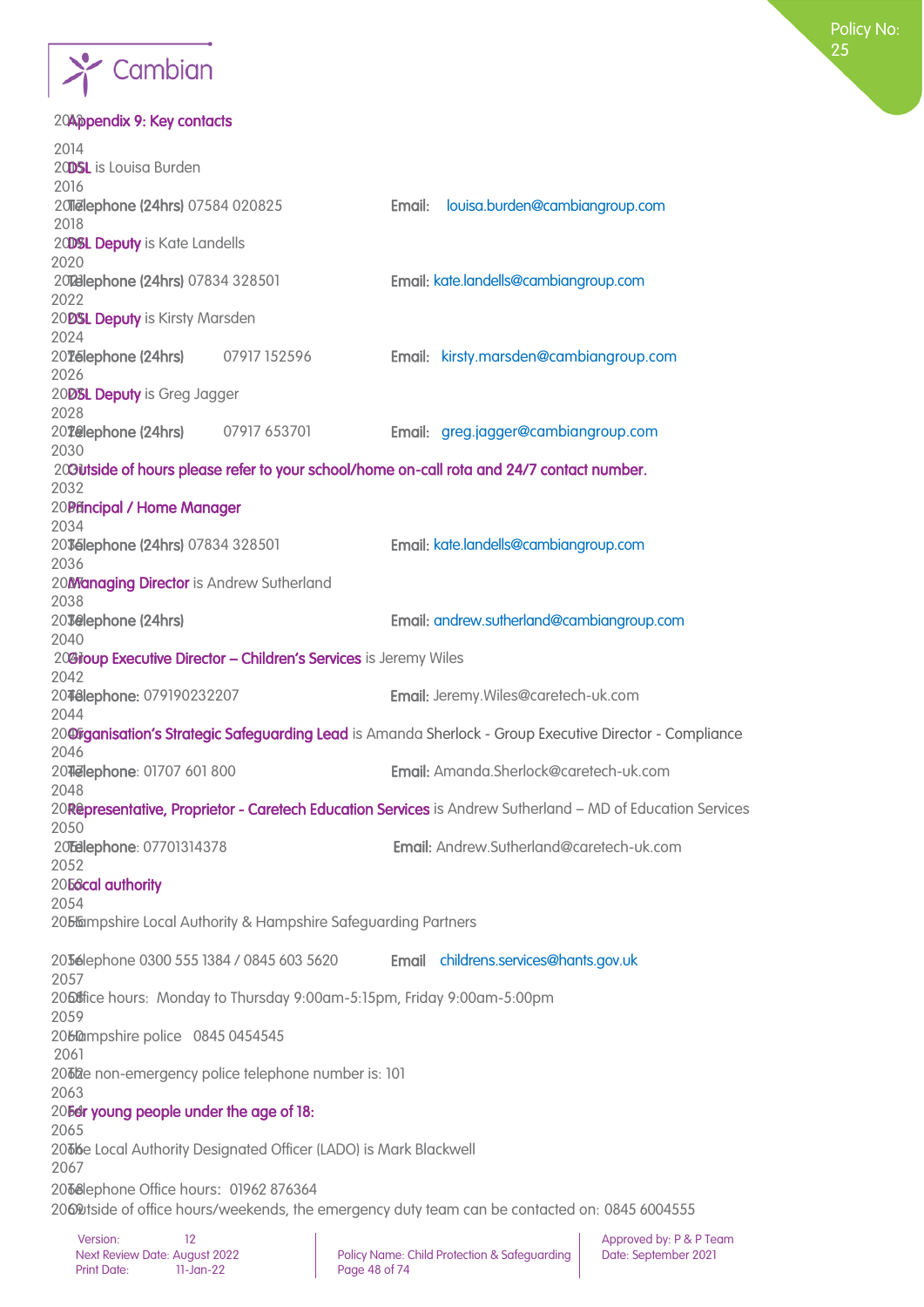## Appendix 9: Key contacts

**DSL** is Louisa Burden

**Telephone (24hrs)** 07584 020825 **Email:** louisa.burden@cambiangroup.com

**DSL Deputy** is Kate Landells

**Telephone (24hrs)** 07834 328501 **Email:** kate.landells@cambiangroup.com

**DSL Deputy** is Kirsty Marsden

**Telephone (24hrs)** 07917 152596 **Email:** kirsty.marsden@cambiangroup.com

**DSL Deputy** is Greg Jagger

**Telephone (24hrs)** 07917 653701 **Email:** greg.jagger@cambiangroup.com

**Outside of hours please refer to your school/home on-call rota and 24/7 contact number.**

**Principal / Home Manager**

**Telephone (24hrs)** 07834 328501 **Email:** kate.landells@cambiangroup.com

**Managing Director** is Andrew Sutherland

**Telephone (24hrs)** **Email:** andrew.sutherland@cambiangroup.com

**Group Executive Director – Children's Services** is Jeremy Wiles

**Telephone:** 079190232207 **Email:** Jeremy.Wiles@caretech-uk.com

**Organisation's Strategic Safeguarding Lead** is Amanda Sherlock - Group Executive Director - Compliance

**Telephone**: 01707 601 800 **Email:** Amanda.Sherlock@caretech-uk.com

**Representative, Proprietor - Caretech Education Services** is Andrew Sutherland – MD of Education Services

**Telephone**: 07701314378 **Email:** Andrew.Sutherland@caretech-uk.com

**Local authority**

Hampshire Local Authority & Hampshire Safeguarding Partners

Telephone 0300 555 1384 / 0845 603 5620 **Email** childrens.services@hants.gov.uk

Office hours: Monday to Thursday 9:00am-5:15pm, Friday 9:00am-5:00pm

Hampshire police 0845 0454545

The non-emergency police telephone number is: 101

**For young people under the age of 18:**

The Local Authority Designated Officer (LADO) is Mark Blackwell

Telephone Office hours: 01962 876364

Outside of office hours/weekends, the emergency duty team can be contacted on: 0845 6004555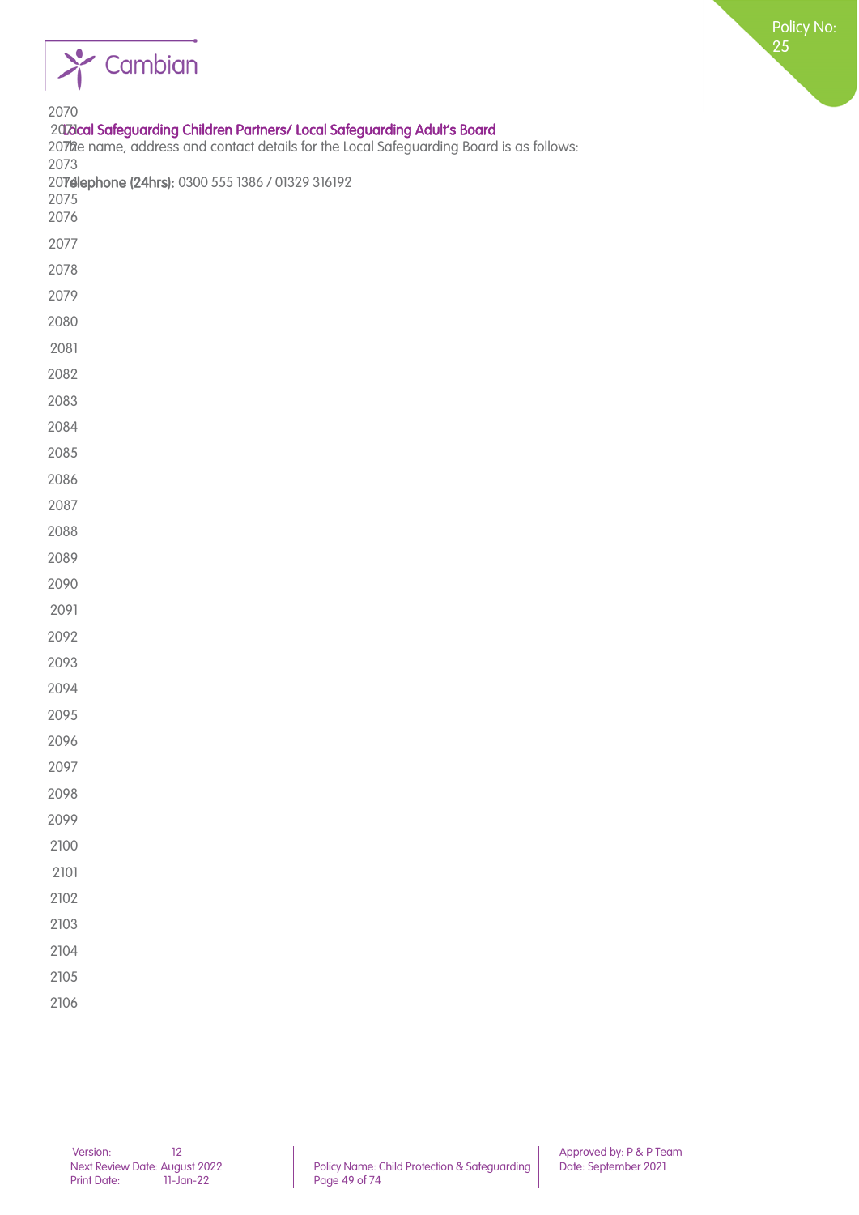## Local Safeguarding Children Partners/ Local Safeguarding Adult's Board

The name, address and contact details for the Local Safeguarding Board is as follows:

**Telephone (24hrs):** 0300 555 1386 / 01329 316192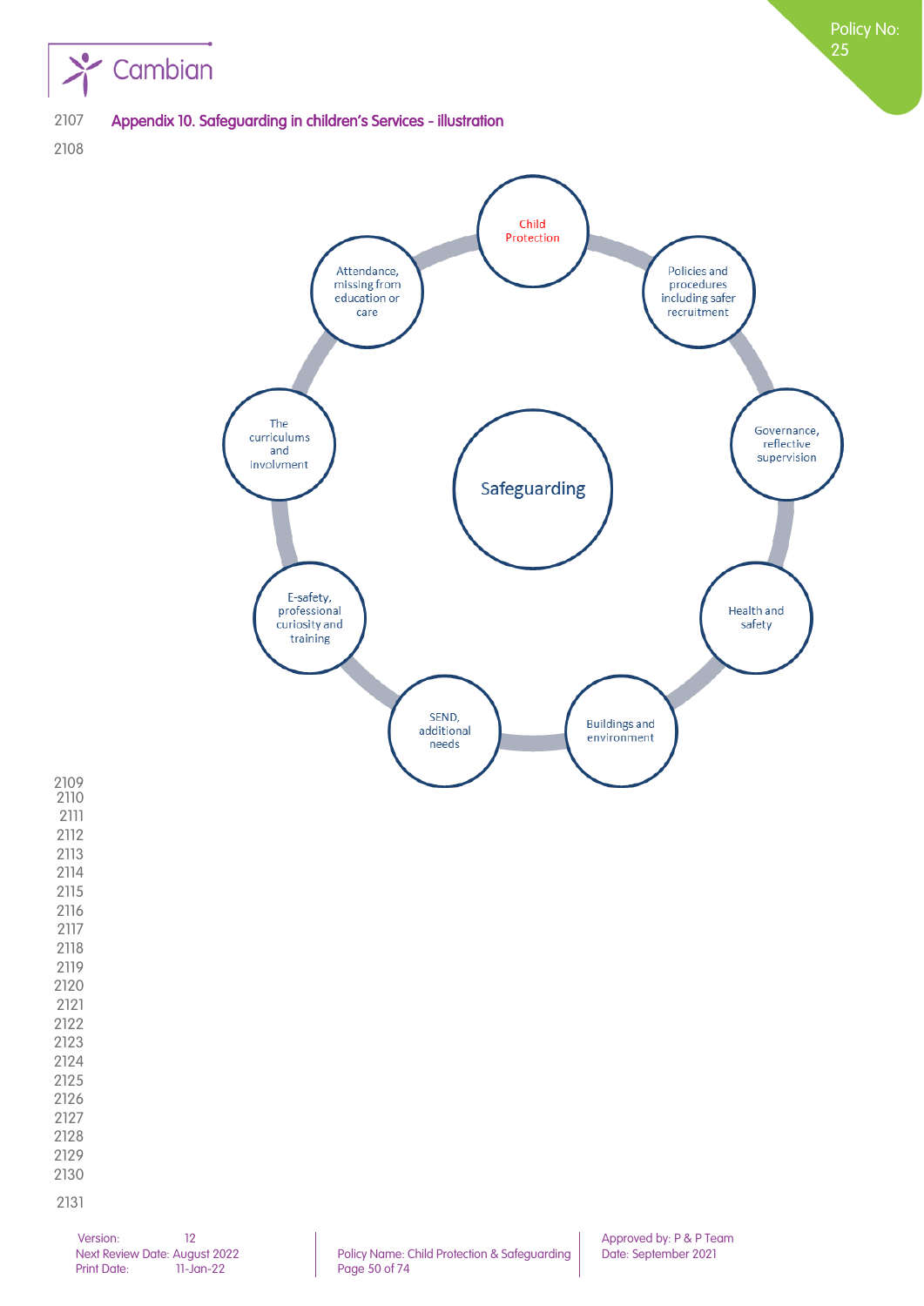## Appendix 10. Safeguarding in children's Services - illustration

Safeguarding

Child Protection

Policies and procedures including safer recruitment

Governance, reflective supervision

Health and safety

Buildings and environment

SEND, additional needs

E-safety, professional curiosity and training

The curriculums and involvment

Attendance, missing from education or care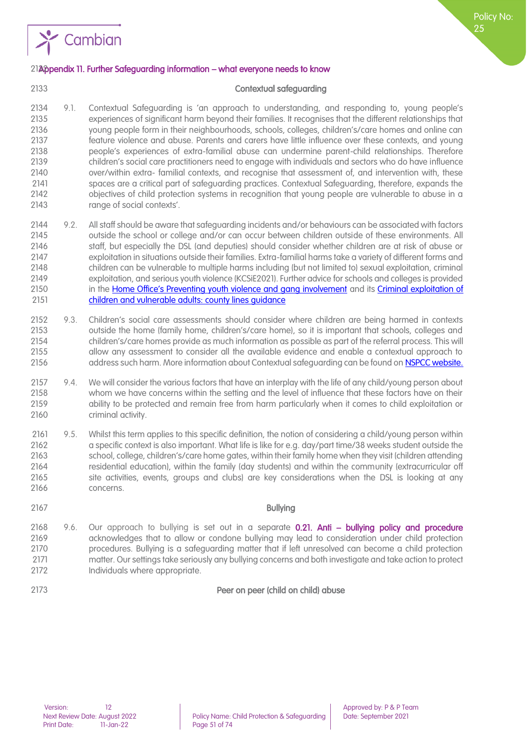## Appendix 11. Further Safeguarding information – what everyone needs to know

### Contextual safeguarding

9.1. Contextual Safeguarding is 'an approach to understanding, and responding to, young people's experiences of significant harm beyond their families. It recognises that the different relationships that young people form in their neighbourhoods, schools, colleges, children's/care homes and online can feature violence and abuse. Parents and carers have little influence over these contexts, and young people's experiences of extra-familial abuse can undermine parent-child relationships. Therefore children's social care practitioners need to engage with individuals and sectors who do have influence over/within extra- familial contexts, and recognise that assessment of, and intervention with, these spaces are a critical part of safeguarding practices. Contextual Safeguarding, therefore, expands the objectives of child protection systems in recognition that young people are vulnerable to abuse in a range of social contexts'.

9.2. All staff should be aware that safeguarding incidents and/or behaviours can be associated with factors outside the school or college and/or can occur between children outside of these environments. All staff, but especially the DSL (and deputies) should consider whether children are at risk of abuse or exploitation in situations outside their families. Extra-familial harms take a variety of different forms and children can be vulnerable to multiple harms including (but not limited to) sexual exploitation, criminal exploitation, and serious youth violence (KCSiE2021). Further advice for schools and colleges is provided in the Home Office's Preventing youth violence and gang involvement and its Criminal exploitation of children and vulnerable adults: county lines guidance

9.3. Children's social care assessments should consider where children are being harmed in contexts outside the home (family home, children's/care home), so it is important that schools, colleges and children's/care homes provide as much information as possible as part of the referral process. This will allow any assessment to consider all the available evidence and enable a contextual approach to address such harm. More information about Contextual safeguarding can be found on NSPCC website.

9.4. We will consider the various factors that have an interplay with the life of any child/young person about whom we have concerns within the setting and the level of influence that these factors have on their ability to be protected and remain free from harm particularly when it comes to child exploitation or criminal activity.

9.5. Whilst this term applies to this specific definition, the notion of considering a child/young person within a specific context is also important. What life is like for e.g. day/part time/38 weeks student outside the school, college, children's/care home gates, within their family home when they visit (children attending residential education), within the family (day students) and within the community (extracurricular off site activities, events, groups and clubs) are key considerations when the DSL is looking at any concerns.

### Bullying

9.6. Our approach to bullying is set out in a separate **0.21. Anti – bullying policy and procedure** acknowledges that to allow or condone bullying may lead to consideration under child protection procedures. Bullying is a safeguarding matter that if left unresolved can become a child protection matter. Our settings take seriously any bullying concerns and both investigate and take action to protect Individuals where appropriate.

### Peer on peer (child on child) abuse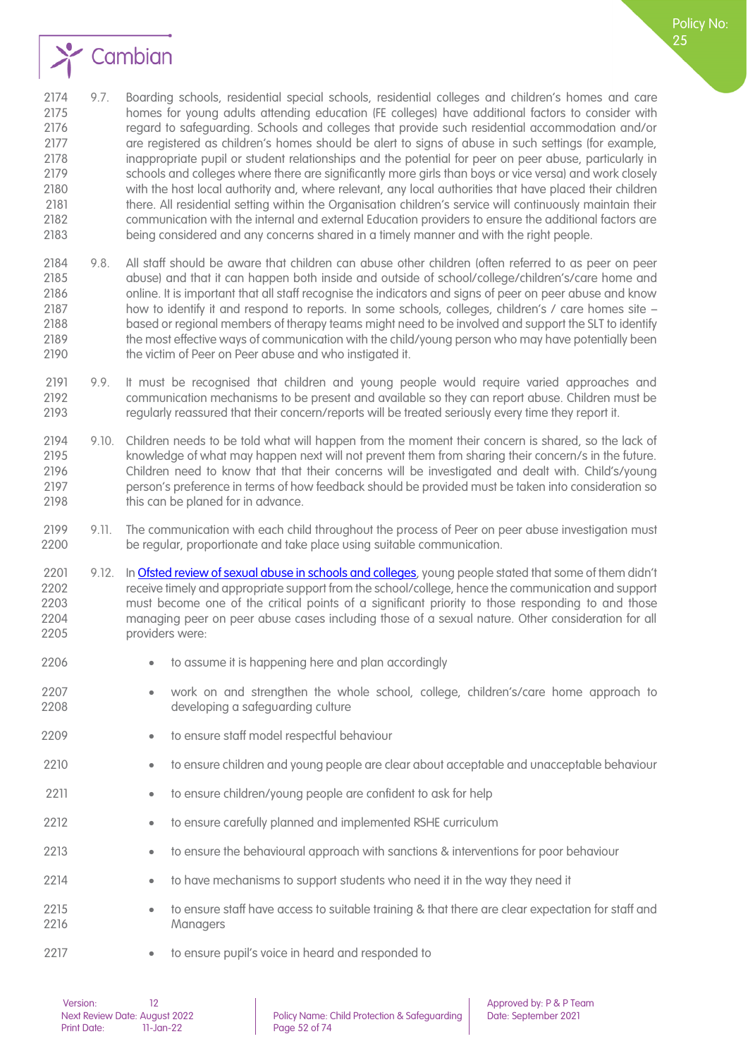9.7. Boarding schools, residential special schools, residential colleges and children's homes and care homes for young adults attending education (FE colleges) have additional factors to consider with regard to safeguarding. Schools and colleges that provide such residential accommodation and/or are registered as children's homes should be alert to signs of abuse in such settings (for example, inappropriate pupil or student relationships and the potential for peer on peer abuse, particularly in schools and colleges where there are significantly more girls than boys or vice versa) and work closely with the host local authority and, where relevant, any local authorities that have placed their children there. All residential setting within the Organisation children's service will continuously maintain their communication with the internal and external Education providers to ensure the additional factors are being considered and any concerns shared in a timely manner and with the right people.

9.8. All staff should be aware that children can abuse other children (often referred to as peer on peer abuse) and that it can happen both inside and outside of school/college/children's/care home and online. It is important that all staff recognise the indicators and signs of peer on peer abuse and know how to identify it and respond to reports. In some schools, colleges, children's / care homes site – based or regional members of therapy teams might need to be involved and support the SLT to identify the most effective ways of communication with the child/young person who may have potentially been the victim of Peer on Peer abuse and who instigated it.

9.9. It must be recognised that children and young people would require varied approaches and communication mechanisms to be present and available so they can report abuse. Children must be regularly reassured that their concern/reports will be treated seriously every time they report it.

9.10. Children needs to be told what will happen from the moment their concern is shared, so the lack of knowledge of what may happen next will not prevent them from sharing their concern/s in the future. Children need to know that that their concerns will be investigated and dealt with. Child's/young person's preference in terms of how feedback should be provided must be taken into consideration so this can be planed for in advance.

9.11. The communication with each child throughout the process of Peer on peer abuse investigation must be regular, proportionate and take place using suitable communication.

9.12. In Ofsted review of sexual abuse in schools and colleges, young people stated that some of them didn't receive timely and appropriate support from the school/college, hence the communication and support must become one of the critical points of a significant priority to those responding to and those managing peer on peer abuse cases including those of a sexual nature. Other consideration for all providers were:

- to assume it is happening here and plan accordingly
- work on and strengthen the whole school, college, children's/care home approach to developing a safeguarding culture
- to ensure staff model respectful behaviour
- to ensure children and young people are clear about acceptable and unacceptable behaviour
- to ensure children/young people are confident to ask for help
- to ensure carefully planned and implemented RSHE curriculum
- to ensure the behavioural approach with sanctions & interventions for poor behaviour
- to have mechanisms to support students who need it in the way they need it
- to ensure staff have access to suitable training & that there are clear expectation for staff and Managers
- to ensure pupil's voice in heard and responded to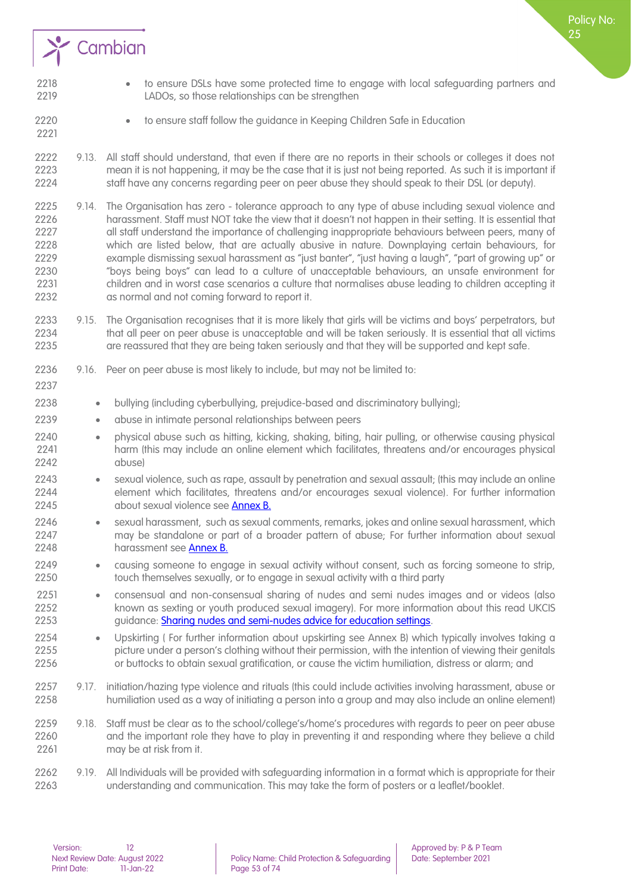- to ensure DSLs have some protected time to engage with local safeguarding partners and LADOs, so those relationships can be strengthen
- to ensure staff follow the guidance in Keeping Children Safe in Education

9.13. All staff should understand, that even if there are no reports in their schools or colleges it does not mean it is not happening, it may be the case that it is just not being reported. As such it is important if staff have any concerns regarding peer on peer abuse they should speak to their DSL (or deputy).

9.14. The Organisation has zero - tolerance approach to any type of abuse including sexual violence and harassment. Staff must NOT take the view that it doesn't not happen in their setting. It is essential that all staff understand the importance of challenging inappropriate behaviours between peers, many of which are listed below, that are actually abusive in nature. Downplaying certain behaviours, for example dismissing sexual harassment as "just banter", "just having a laugh", "part of growing up" or "boys being boys" can lead to a culture of unacceptable behaviours, an unsafe environment for children and in worst case scenarios a culture that normalises abuse leading to children accepting it as normal and not coming forward to report it.

9.15. The Organisation recognises that it is more likely that girls will be victims and boys' perpetrators, but that all peer on peer abuse is unacceptable and will be taken seriously. It is essential that all victims are reassured that they are being taken seriously and that they will be supported and kept safe.

9.16. Peer on peer abuse is most likely to include, but may not be limited to:

- bullying (including cyberbullying, prejudice-based and discriminatory bullying);
- abuse in intimate personal relationships between peers
- physical abuse such as hitting, kicking, shaking, biting, hair pulling, or otherwise causing physical harm (this may include an online element which facilitates, threatens and/or encourages physical abuse)
- sexual violence, such as rape, assault by penetration and sexual assault; (this may include an online element which facilitates, threatens and/or encourages sexual violence). For further information about sexual violence see Annex B.
- sexual harassment, such as sexual comments, remarks, jokes and online sexual harassment, which may be standalone or part of a broader pattern of abuse; For further information about sexual harassment see Annex B.
- causing someone to engage in sexual activity without consent, such as forcing someone to strip, touch themselves sexually, or to engage in sexual activity with a third party
- consensual and non-consensual sharing of nudes and semi nudes images and or videos (also known as sexting or youth produced sexual imagery). For more information about this read UKCIS guidance: Sharing nudes and semi-nudes advice for education settings.
- Upskirting ( For further information about upskirting see Annex B) which typically involves taking a picture under a person's clothing without their permission, with the intention of viewing their genitals or buttocks to obtain sexual gratification, or cause the victim humiliation, distress or alarm; and

9.17. initiation/hazing type violence and rituals (this could include activities involving harassment, abuse or humiliation used as a way of initiating a person into a group and may also include an online element)

9.18. Staff must be clear as to the school/college's/home's procedures with regards to peer on peer abuse and the important role they have to play in preventing it and responding where they believe a child may be at risk from it.

9.19. All Individuals will be provided with safeguarding information in a format which is appropriate for their understanding and communication. This may take the form of posters or a leaflet/booklet.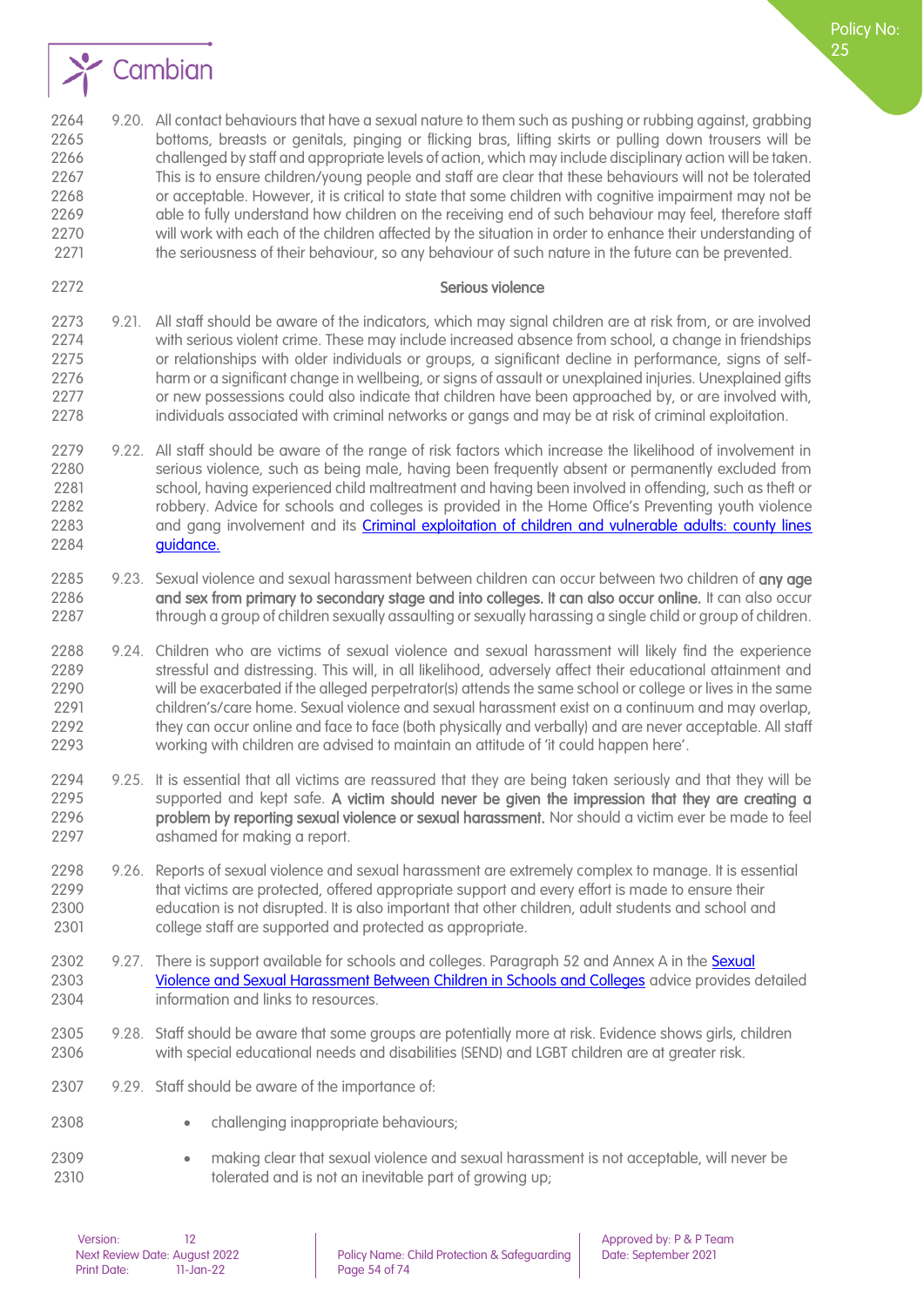9.20. All contact behaviours that have a sexual nature to them such as pushing or rubbing against, grabbing bottoms, breasts or genitals, pinging or flicking bras, lifting skirts or pulling down trousers will be challenged by staff and appropriate levels of action, which may include disciplinary action will be taken. This is to ensure children/young people and staff are clear that these behaviours will not be tolerated or acceptable. However, it is critical to state that some children with cognitive impairment may not be able to fully understand how children on the receiving end of such behaviour may feel, therefore staff will work with each of the children affected by the situation in order to enhance their understanding of the seriousness of their behaviour, so any behaviour of such nature in the future can be prevented.

### Serious violence

9.21. All staff should be aware of the indicators, which may signal children are at risk from, or are involved with serious violent crime. These may include increased absence from school, a change in friendships or relationships with older individuals or groups, a significant decline in performance, signs of self-harm or a significant change in wellbeing, or signs of assault or unexplained injuries. Unexplained gifts or new possessions could also indicate that children have been approached by, or are involved with, individuals associated with criminal networks or gangs and may be at risk of criminal exploitation.

9.22. All staff should be aware of the range of risk factors which increase the likelihood of involvement in serious violence, such as being male, having been frequently absent or permanently excluded from school, having experienced child maltreatment and having been involved in offending, such as theft or robbery. Advice for schools and colleges is provided in the Home Office's Preventing youth violence and gang involvement and its [Criminal exploitation of children and vulnerable adults: county lines guidance.](#)

9.23. Sexual violence and sexual harassment between children can occur between two children of **any age and sex from primary to secondary stage and into colleges. It can also occur online.** It can also occur through a group of children sexually assaulting or sexually harassing a single child or group of children.

9.24. Children who are victims of sexual violence and sexual harassment will likely find the experience stressful and distressing. This will, in all likelihood, adversely affect their educational attainment and will be exacerbated if the alleged perpetrator(s) attends the same school or college or lives in the same children's/care home. Sexual violence and sexual harassment exist on a continuum and may overlap, they can occur online and face to face (both physically and verbally) and are never acceptable. All staff working with children are advised to maintain an attitude of 'it could happen here'.

9.25. It is essential that all victims are reassured that they are being taken seriously and that they will be supported and kept safe. **A victim should never be given the impression that they are creating a problem by reporting sexual violence or sexual harassment.** Nor should a victim ever be made to feel ashamed for making a report.

9.26. Reports of sexual violence and sexual harassment are extremely complex to manage. It is essential that victims are protected, offered appropriate support and every effort is made to ensure their education is not disrupted. It is also important that other children, adult students and school and college staff are supported and protected as appropriate.

9.27. There is support available for schools and colleges. Paragraph 52 and Annex A in the [Sexual Violence and Sexual Harassment Between Children in Schools and Colleges](#) advice provides detailed information and links to resources.

9.28. Staff should be aware that some groups are potentially more at risk. Evidence shows girls, children with special educational needs and disabilities (SEND) and LGBT children are at greater risk.

9.29. Staff should be aware of the importance of:

- challenging inappropriate behaviours;
- making clear that sexual violence and sexual harassment is not acceptable, will never be tolerated and is not an inevitable part of growing up;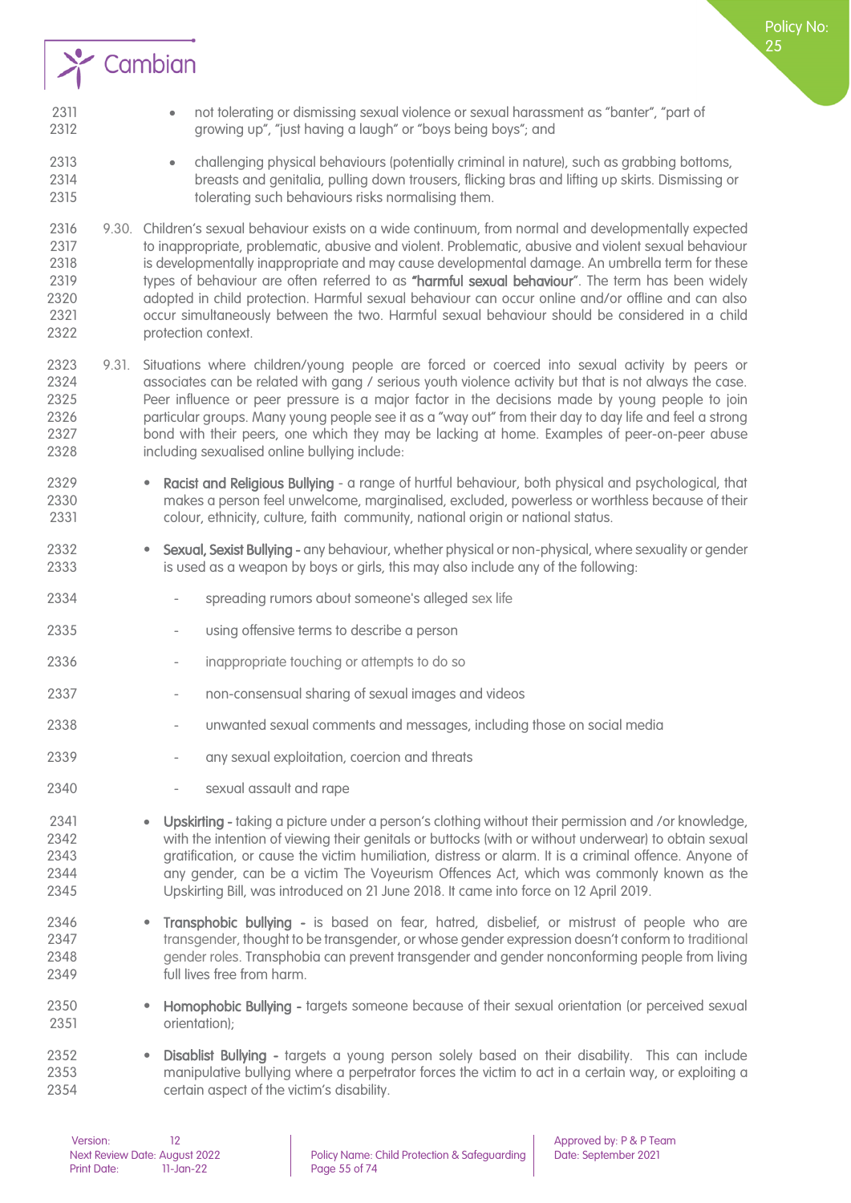- not tolerating or dismissing sexual violence or sexual harassment as "banter", "part of growing up", "just having a laugh" or "boys being boys"; and
- challenging physical behaviours (potentially criminal in nature), such as grabbing bottoms, breasts and genitalia, pulling down trousers, flicking bras and lifting up skirts. Dismissing or tolerating such behaviours risks normalising them.

9.30. Children's sexual behaviour exists on a wide continuum, from normal and developmentally expected to inappropriate, problematic, abusive and violent. Problematic, abusive and violent sexual behaviour is developmentally inappropriate and may cause developmental damage. An umbrella term for these types of behaviour are often referred to as **"harmful sexual behaviour"**. The term has been widely adopted in child protection. Harmful sexual behaviour can occur online and/or offline and can also occur simultaneously between the two. Harmful sexual behaviour should be considered in a child protection context.

9.31. Situations where children/young people are forced or coerced into sexual activity by peers or associates can be related with gang / serious youth violence activity but that is not always the case. Peer influence or peer pressure is a major factor in the decisions made by young people to join particular groups. Many young people see it as a "way out" from their day to day life and feel a strong bond with their peers, one which they may be lacking at home. Examples of peer-on-peer abuse including sexualised online bullying include:

- **Racist and Religious Bullying** - a range of hurtful behaviour, both physical and psychological, that makes a person feel unwelcome, marginalised, excluded, powerless or worthless because of their colour, ethnicity, culture, faith community, national origin or national status.
- **Sexual, Sexist Bullying -** any behaviour, whether physical or non-physical, where sexuality or gender is used as a weapon by boys or girls, this may also include any of the following:
  - spreading rumors about someone's alleged sex life
  - using offensive terms to describe a person
  - inappropriate touching or attempts to do so
  - non-consensual sharing of sexual images and videos
  - unwanted sexual comments and messages, including those on social media
  - any sexual exploitation, coercion and threats
  - sexual assault and rape
- **Upskirting -** taking a picture under a person's clothing without their permission and /or knowledge, with the intention of viewing their genitals or buttocks (with or without underwear) to obtain sexual gratification, or cause the victim humiliation, distress or alarm. It is a criminal offence. Anyone of any gender, can be a victim The Voyeurism Offences Act, which was commonly known as the Upskirting Bill, was introduced on 21 June 2018. It came into force on 12 April 2019.
- **Transphobic bullying -** is based on fear, hatred, disbelief, or mistrust of people who are transgender, thought to be transgender, or whose gender expression doesn't conform to traditional gender roles. Transphobia can prevent transgender and gender nonconforming people from living full lives free from harm.
- **Homophobic Bullying -** targets someone because of their sexual orientation (or perceived sexual orientation);
- **Disablist Bullying -** targets a young person solely based on their disability. This can include manipulative bullying where a perpetrator forces the victim to act in a certain way, or exploiting a certain aspect of the victim's disability.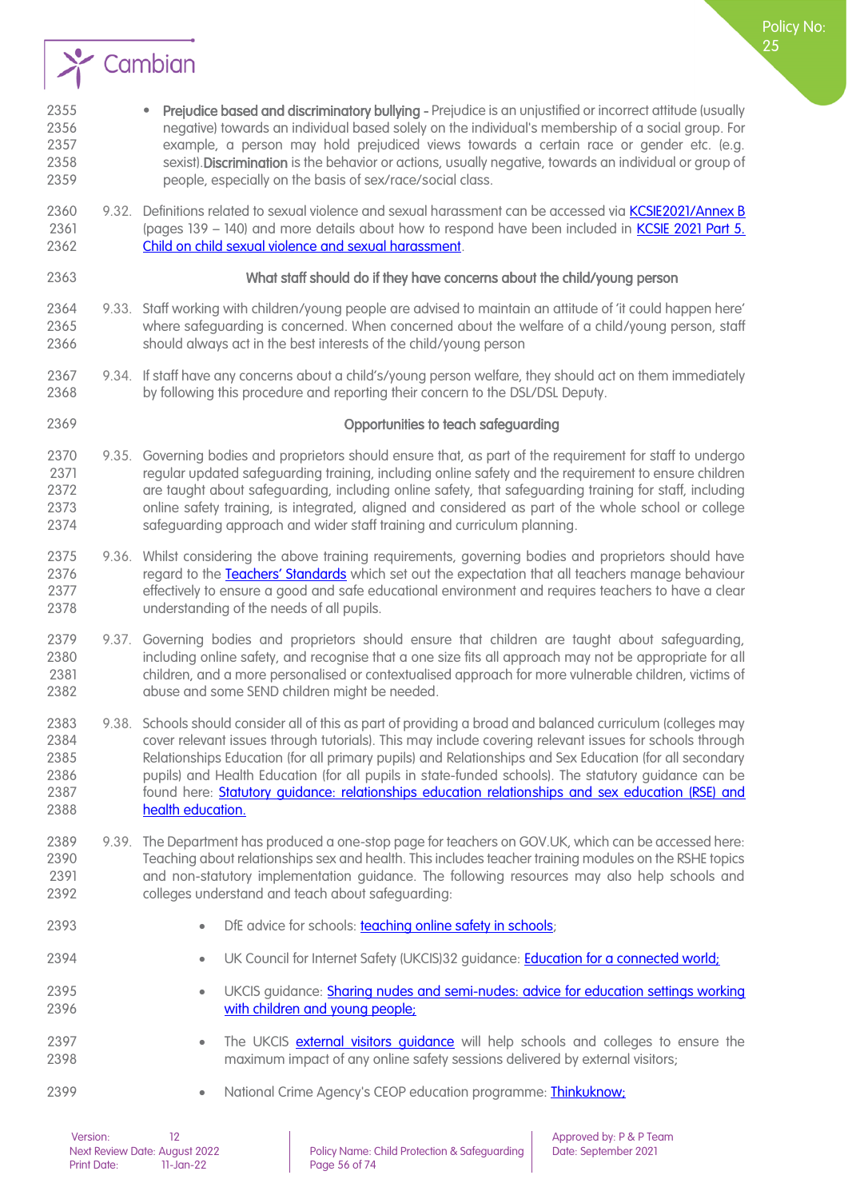- **Prejudice based and discriminatory bullying** - Prejudice is an unjustified or incorrect attitude (usually negative) towards an individual based solely on the individual's membership of a social group. For example, a person may hold prejudiced views towards a certain race or gender etc. (e.g. sexist).**Discrimination** is the behavior or actions, usually negative, towards an individual or group of people, especially on the basis of sex/race/social class.

9.32. Definitions related to sexual violence and sexual harassment can be accessed via KCSIE2021/Annex B (pages 139 – 140) and more details about how to respond have been included in KCSIE 2021 Part 5. Child on child sexual violence and sexual harassment.

### What staff should do if they have concerns about the child/young person

9.33. Staff working with children/young people are advised to maintain an attitude of 'it could happen here' where safeguarding is concerned. When concerned about the welfare of a child/young person, staff should always act in the best interests of the child/young person

9.34. If staff have any concerns about a child's/young person welfare, they should act on them immediately by following this procedure and reporting their concern to the DSL/DSL Deputy.

### Opportunities to teach safeguarding

9.35. Governing bodies and proprietors should ensure that, as part of the requirement for staff to undergo regular updated safeguarding training, including online safety and the requirement to ensure children are taught about safeguarding, including online safety, that safeguarding training for staff, including online safety training, is integrated, aligned and considered as part of the whole school or college safeguarding approach and wider staff training and curriculum planning.

9.36. Whilst considering the above training requirements, governing bodies and proprietors should have regard to the Teachers' Standards which set out the expectation that all teachers manage behaviour effectively to ensure a good and safe educational environment and requires teachers to have a clear understanding of the needs of all pupils.

9.37. Governing bodies and proprietors should ensure that children are taught about safeguarding, including online safety, and recognise that a one size fits all approach may not be appropriate for all children, and a more personalised or contextualised approach for more vulnerable children, victims of abuse and some SEND children might be needed.

9.38. Schools should consider all of this as part of providing a broad and balanced curriculum (colleges may cover relevant issues through tutorials). This may include covering relevant issues for schools through Relationships Education (for all primary pupils) and Relationships and Sex Education (for all secondary pupils) and Health Education (for all pupils in state-funded schools). The statutory guidance can be found here: Statutory guidance: relationships education relationships and sex education (RSE) and health education.

9.39. The Department has produced a one-stop page for teachers on GOV.UK, which can be accessed here: Teaching about relationships sex and health. This includes teacher training modules on the RSHE topics and non-statutory implementation guidance. The following resources may also help schools and colleges understand and teach about safeguarding:

- DfE advice for schools: teaching online safety in schools;
- UK Council for Internet Safety (UKCIS)32 guidance: Education for a connected world;
- UKCIS guidance: Sharing nudes and semi-nudes: advice for education settings working with children and young people;
- The UKCIS external visitors guidance will help schools and colleges to ensure the maximum impact of any online safety sessions delivered by external visitors;
- National Crime Agency's CEOP education programme: Thinkuknow;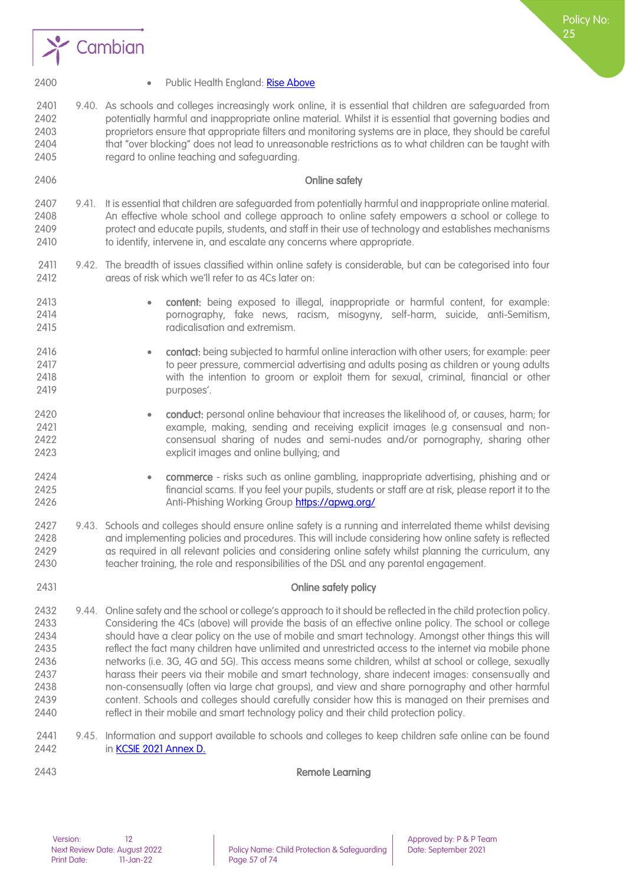- Public Health England: [Rise Above]

9.40. As schools and colleges increasingly work online, it is essential that children are safeguarded from potentially harmful and inappropriate online material. Whilst it is essential that governing bodies and proprietors ensure that appropriate filters and monitoring systems are in place, they should be careful that "over blocking" does not lead to unreasonable restrictions as to what children can be taught with regard to online teaching and safeguarding.

### Online safety

9.41. It is essential that children are safeguarded from potentially harmful and inappropriate online material. An effective whole school and college approach to online safety empowers a school or college to protect and educate pupils, students, and staff in their use of technology and establishes mechanisms to identify, intervene in, and escalate any concerns where appropriate.

9.42. The breadth of issues classified within online safety is considerable, but can be categorised into four areas of risk which we'll refer to as 4Cs later on:

- **content:** being exposed to illegal, inappropriate or harmful content, for example: pornography, fake news, racism, misogyny, self-harm, suicide, anti-Semitism, radicalisation and extremism.
- **contact:** being subjected to harmful online interaction with other users; for example: peer to peer pressure, commercial advertising and adults posing as children or young adults with the intention to groom or exploit them for sexual, criminal, financial or other purposes'.
- **conduct:** personal online behaviour that increases the likelihood of, or causes, harm; for example, making, sending and receiving explicit images (e.g consensual and non-consensual sharing of nudes and semi-nudes and/or pornography, sharing other explicit images and online bullying; and
- **commerce** - risks such as online gambling, inappropriate advertising, phishing and or financial scams. If you feel your pupils, students or staff are at risk, please report it to the Anti-Phishing Working Group https://apwg.org/

9.43. Schools and colleges should ensure online safety is a running and interrelated theme whilst devising and implementing policies and procedures. This will include considering how online safety is reflected as required in all relevant policies and considering online safety whilst planning the curriculum, any teacher training, the role and responsibilities of the DSL and any parental engagement.

### Online safety policy

9.44. Online safety and the school or college's approach to it should be reflected in the child protection policy. Considering the 4Cs (above) will provide the basis of an effective online policy. The school or college should have a clear policy on the use of mobile and smart technology. Amongst other things this will reflect the fact many children have unlimited and unrestricted access to the internet via mobile phone networks (i.e. 3G, 4G and 5G). This access means some children, whilst at school or college, sexually harass their peers via their mobile and smart technology, share indecent images: consensually and non-consensually (often via large chat groups), and view and share pornography and other harmful content. Schools and colleges should carefully consider how this is managed on their premises and reflect in their mobile and smart technology policy and their child protection policy.

9.45. Information and support available to schools and colleges to keep children safe online can be found in [KCSIE 2021 Annex D.]

### Remote Learning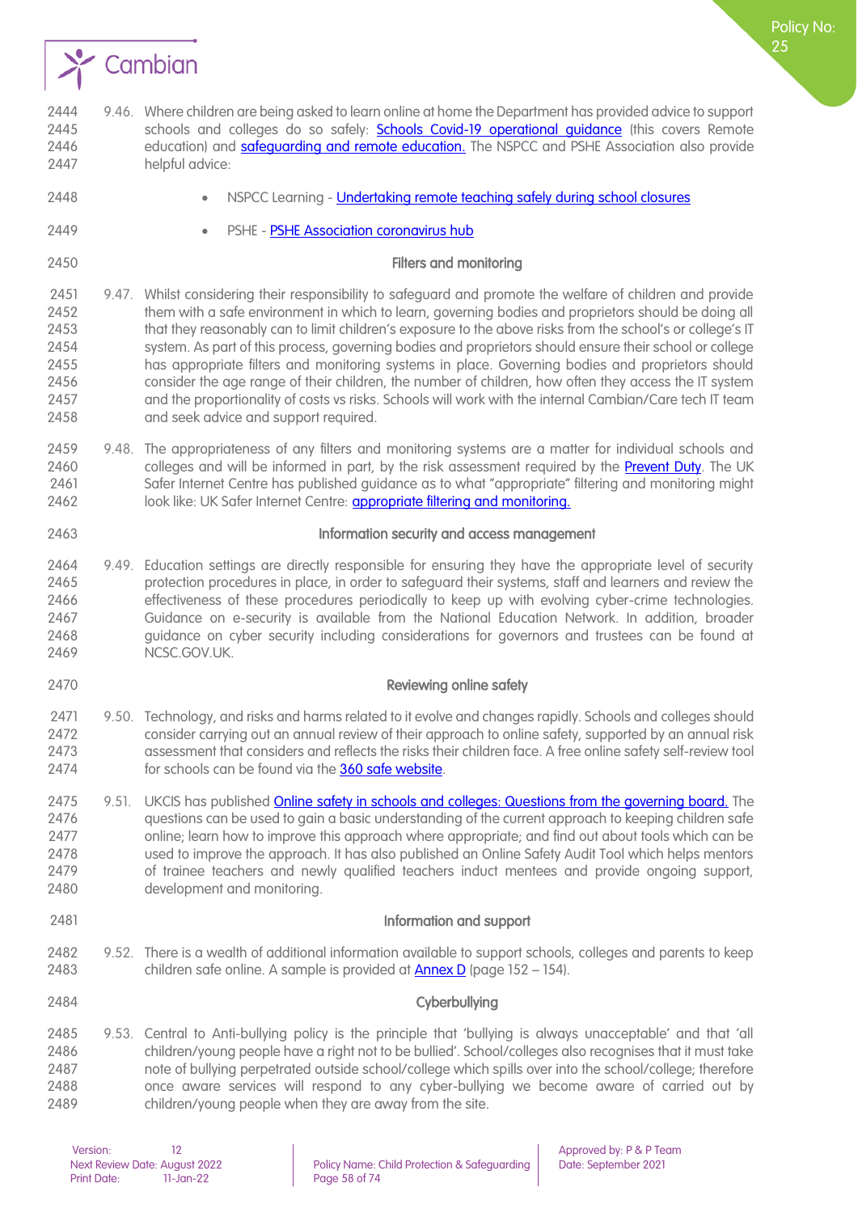9.46. Where children are being asked to learn online at home the Department has provided advice to support schools and colleges do so safely: Schools Covid-19 operational guidance (this covers Remote education) and safeguarding and remote education. The NSPCC and PSHE Association also provide helpful advice:

- NSPCC Learning - Undertaking remote teaching safely during school closures
- PSHE - PSHE Association coronavirus hub

### Filters and monitoring

9.47. Whilst considering their responsibility to safeguard and promote the welfare of children and provide them with a safe environment in which to learn, governing bodies and proprietors should be doing all that they reasonably can to limit children's exposure to the above risks from the school's or college's IT system. As part of this process, governing bodies and proprietors should ensure their school or college has appropriate filters and monitoring systems in place. Governing bodies and proprietors should consider the age range of their children, the number of children, how often they access the IT system and the proportionality of costs vs risks. Schools will work with the internal Cambian/Care tech IT team and seek advice and support required.

9.48. The appropriateness of any filters and monitoring systems are a matter for individual schools and colleges and will be informed in part, by the risk assessment required by the Prevent Duty. The UK Safer Internet Centre has published guidance as to what "appropriate" filtering and monitoring might look like: UK Safer Internet Centre: appropriate filtering and monitoring.

### Information security and access management

9.49. Education settings are directly responsible for ensuring they have the appropriate level of security protection procedures in place, in order to safeguard their systems, staff and learners and review the effectiveness of these procedures periodically to keep up with evolving cyber-crime technologies. Guidance on e-security is available from the National Education Network. In addition, broader guidance on cyber security including considerations for governors and trustees can be found at NCSC.GOV.UK.

### Reviewing online safety

9.50. Technology, and risks and harms related to it evolve and changes rapidly. Schools and colleges should consider carrying out an annual review of their approach to online safety, supported by an annual risk assessment that considers and reflects the risks their children face. A free online safety self-review tool for schools can be found via the 360 safe website.

9.51. UKCIS has published Online safety in schools and colleges: Questions from the governing board. The questions can be used to gain a basic understanding of the current approach to keeping children safe online; learn how to improve this approach where appropriate; and find out about tools which can be used to improve the approach. It has also published an Online Safety Audit Tool which helps mentors of trainee teachers and newly qualified teachers induct mentees and provide ongoing support, development and monitoring.

### Information and support

9.52. There is a wealth of additional information available to support schools, colleges and parents to keep children safe online. A sample is provided at Annex D (page 152 – 154).

### Cyberbullying

9.53. Central to Anti-bullying policy is the principle that 'bullying is always unacceptable' and that 'all children/young people have a right not to be bullied'. School/colleges also recognises that it must take note of bullying perpetrated outside school/college which spills over into the school/college; therefore once aware services will respond to any cyber-bullying we become aware of carried out by children/young people when they are away from the site.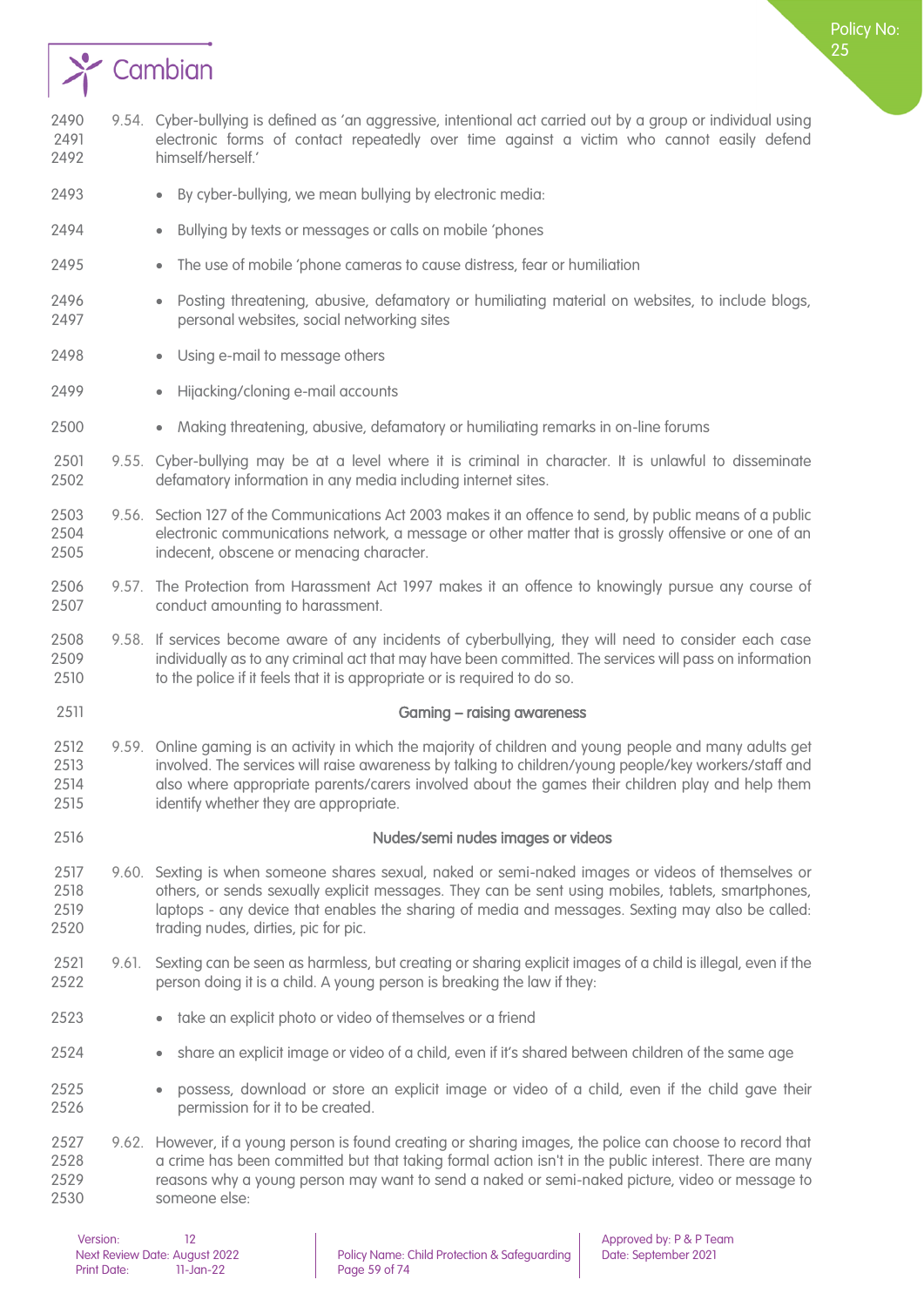9.54. Cyber-bullying is defined as 'an aggressive, intentional act carried out by a group or individual using electronic forms of contact repeatedly over time against a victim who cannot easily defend himself/herself.'

- By cyber-bullying, we mean bullying by electronic media:
- Bullying by texts or messages or calls on mobile 'phones
- The use of mobile 'phone cameras to cause distress, fear or humiliation
- Posting threatening, abusive, defamatory or humiliating material on websites, to include blogs, personal websites, social networking sites
- Using e-mail to message others
- Hijacking/cloning e-mail accounts
- Making threatening, abusive, defamatory or humiliating remarks in on-line forums

9.55. Cyber-bullying may be at a level where it is criminal in character. It is unlawful to disseminate defamatory information in any media including internet sites.

9.56. Section 127 of the Communications Act 2003 makes it an offence to send, by public means of a public electronic communications network, a message or other matter that is grossly offensive or one of an indecent, obscene or menacing character.

9.57. The Protection from Harassment Act 1997 makes it an offence to knowingly pursue any course of conduct amounting to harassment.

9.58. If services become aware of any incidents of cyberbullying, they will need to consider each case individually as to any criminal act that may have been committed. The services will pass on information to the police if it feels that it is appropriate or is required to do so.

### Gaming – raising awareness

9.59. Online gaming is an activity in which the majority of children and young people and many adults get involved. The services will raise awareness by talking to children/young people/key workers/staff and also where appropriate parents/carers involved about the games their children play and help them identify whether they are appropriate.

### Nudes/semi nudes images or videos

9.60. Sexting is when someone shares sexual, naked or semi-naked images or videos of themselves or others, or sends sexually explicit messages. They can be sent using mobiles, tablets, smartphones, laptops - any device that enables the sharing of media and messages. Sexting may also be called: trading nudes, dirties, pic for pic.

9.61. Sexting can be seen as harmless, but creating or sharing explicit images of a child is illegal, even if the person doing it is a child. A young person is breaking the law if they:

- take an explicit photo or video of themselves or a friend
- share an explicit image or video of a child, even if it's shared between children of the same age
- possess, download or store an explicit image or video of a child, even if the child gave their permission for it to be created.

9.62. However, if a young person is found creating or sharing images, the police can choose to record that a crime has been committed but that taking formal action isn't in the public interest. There are many reasons why a young person may want to send a naked or semi-naked picture, video or message to someone else: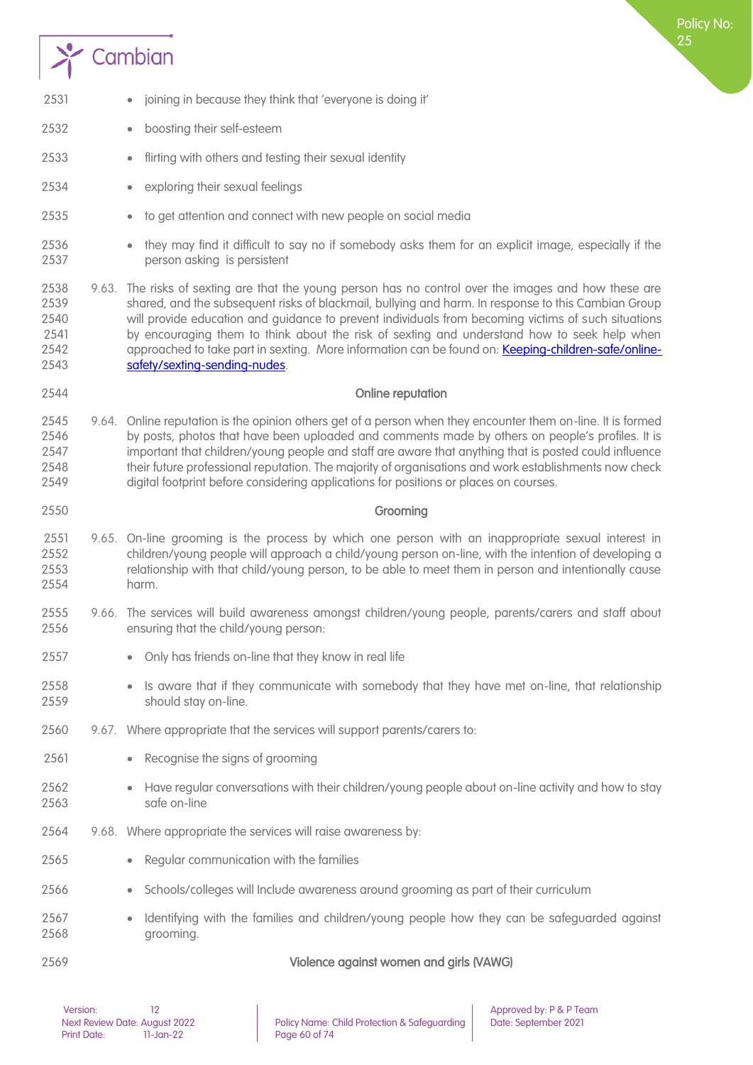- joining in because they think that 'everyone is doing it'
- boosting their self-esteem
- flirting with others and testing their sexual identity
- exploring their sexual feelings
- to get attention and connect with new people on social media
- they may find it difficult to say no if somebody asks them for an explicit image, especially if the person asking is persistent

9.63. The risks of sexting are that the young person has no control over the images and how these are shared, and the subsequent risks of blackmail, bullying and harm. In response to this Cambian Group will provide education and guidance to prevent individuals from becoming victims of such situations by encouraging them to think about the risk of sexting and understand how to seek help when approached to take part in sexting. More information can be found on: [Keeping-children-safe/online-safety/sexting-sending-nudes](Keeping-children-safe/online-safety/sexting-sending-nudes).

### Online reputation

9.64. Online reputation is the opinion others get of a person when they encounter them on-line. It is formed by posts, photos that have been uploaded and comments made by others on people's profiles. It is important that children/young people and staff are aware that anything that is posted could influence their future professional reputation. The majority of organisations and work establishments now check digital footprint before considering applications for positions or places on courses.

### Grooming

9.65. On-line grooming is the process by which one person with an inappropriate sexual interest in children/young people will approach a child/young person on-line, with the intention of developing a relationship with that child/young person, to be able to meet them in person and intentionally cause harm.

9.66. The services will build awareness amongst children/young people, parents/carers and staff about ensuring that the child/young person:

- Only has friends on-line that they know in real life
- Is aware that if they communicate with somebody that they have met on-line, that relationship should stay on-line.

9.67. Where appropriate that the services will support parents/carers to:

- Recognise the signs of grooming
- Have regular conversations with their children/young people about on-line activity and how to stay safe on-line

9.68. Where appropriate the services will raise awareness by:

- Regular communication with the families
- Schools/colleges will Include awareness around grooming as part of their curriculum
- Identifying with the families and children/young people how they can be safeguarded against grooming.

### Violence against women and girls (VAWG)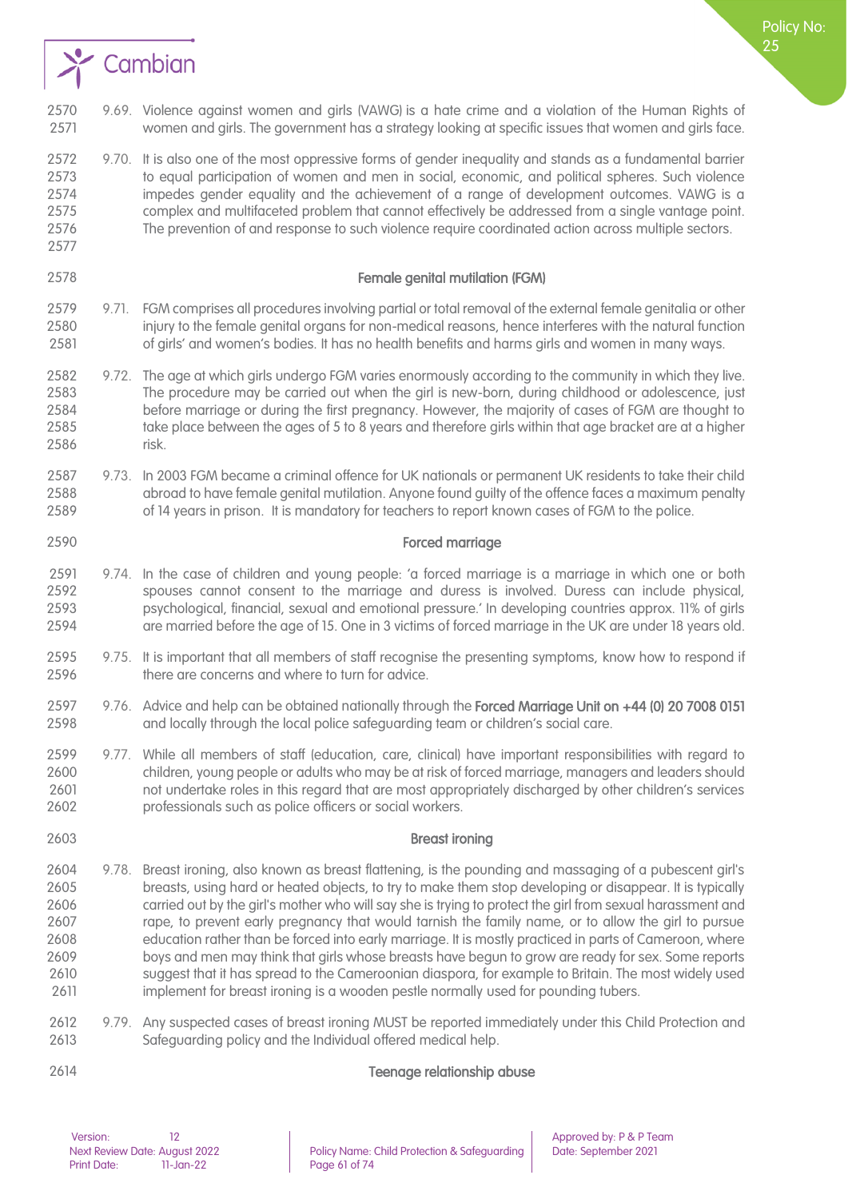9.69. Violence against women and girls (VAWG) is a hate crime and a violation of the Human Rights of women and girls. The government has a strategy looking at specific issues that women and girls face.

9.70. It is also one of the most oppressive forms of gender inequality and stands as a fundamental barrier to equal participation of women and men in social, economic, and political spheres. Such violence impedes gender equality and the achievement of a range of development outcomes. VAWG is a complex and multifaceted problem that cannot effectively be addressed from a single vantage point. The prevention of and response to such violence require coordinated action across multiple sectors.

### Female genital mutilation (FGM)

9.71. FGM comprises all procedures involving partial or total removal of the external female genitalia or other injury to the female genital organs for non-medical reasons, hence interferes with the natural function of girls' and women's bodies. It has no health benefits and harms girls and women in many ways.

9.72. The age at which girls undergo FGM varies enormously according to the community in which they live. The procedure may be carried out when the girl is new-born, during childhood or adolescence, just before marriage or during the first pregnancy. However, the majority of cases of FGM are thought to take place between the ages of 5 to 8 years and therefore girls within that age bracket are at a higher risk.

9.73. In 2003 FGM became a criminal offence for UK nationals or permanent UK residents to take their child abroad to have female genital mutilation. Anyone found guilty of the offence faces a maximum penalty of 14 years in prison. It is mandatory for teachers to report known cases of FGM to the police.

### Forced marriage

9.74. In the case of children and young people: 'a forced marriage is a marriage in which one or both spouses cannot consent to the marriage and duress is involved. Duress can include physical, psychological, financial, sexual and emotional pressure.' In developing countries approx. 11% of girls are married before the age of 15. One in 3 victims of forced marriage in the UK are under 18 years old.

9.75. It is important that all members of staff recognise the presenting symptoms, know how to respond if there are concerns and where to turn for advice.

9.76. Advice and help can be obtained nationally through the **Forced Marriage Unit on +44 (0) 20 7008 0151** and locally through the local police safeguarding team or children's social care.

9.77. While all members of staff (education, care, clinical) have important responsibilities with regard to children, young people or adults who may be at risk of forced marriage, managers and leaders should not undertake roles in this regard that are most appropriately discharged by other children's services professionals such as police officers or social workers.

### Breast ironing

9.78. Breast ironing, also known as breast flattening, is the pounding and massaging of a pubescent girl's breasts, using hard or heated objects, to try to make them stop developing or disappear. It is typically carried out by the girl's mother who will say she is trying to protect the girl from sexual harassment and rape, to prevent early pregnancy that would tarnish the family name, or to allow the girl to pursue education rather than be forced into early marriage. It is mostly practiced in parts of Cameroon, where boys and men may think that girls whose breasts have begun to grow are ready for sex. Some reports suggest that it has spread to the Cameroonian diaspora, for example to Britain. The most widely used implement for breast ironing is a wooden pestle normally used for pounding tubers.

9.79. Any suspected cases of breast ironing MUST be reported immediately under this Child Protection and Safeguarding policy and the Individual offered medical help.

### Teenage relationship abuse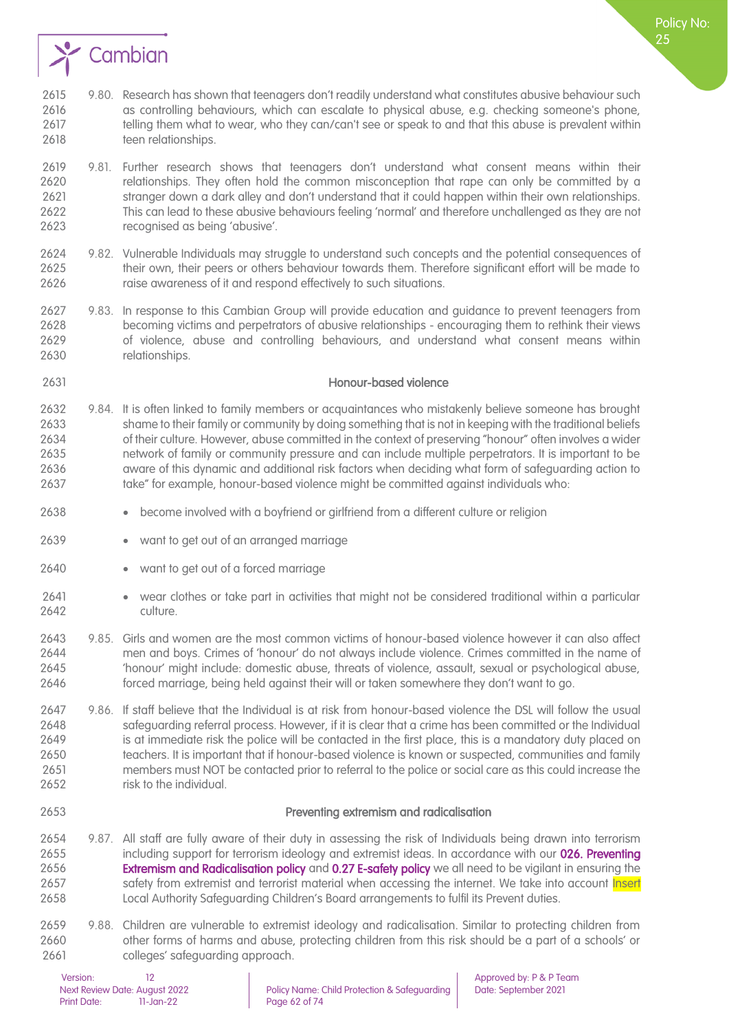9.80. Research has shown that teenagers don't readily understand what constitutes abusive behaviour such as controlling behaviours, which can escalate to physical abuse, e.g. checking someone's phone, telling them what to wear, who they can/can't see or speak to and that this abuse is prevalent within teen relationships.

9.81. Further research shows that teenagers don't understand what consent means within their relationships. They often hold the common misconception that rape can only be committed by a stranger down a dark alley and don't understand that it could happen within their own relationships. This can lead to these abusive behaviours feeling 'normal' and therefore unchallenged as they are not recognised as being 'abusive'.

9.82. Vulnerable Individuals may struggle to understand such concepts and the potential consequences of their own, their peers or others behaviour towards them. Therefore significant effort will be made to raise awareness of it and respond effectively to such situations.

9.83. In response to this Cambian Group will provide education and guidance to prevent teenagers from becoming victims and perpetrators of abusive relationships - encouraging them to rethink their views of violence, abuse and controlling behaviours, and understand what consent means within relationships.

### Honour-based violence

9.84. It is often linked to family members or acquaintances who mistakenly believe someone has brought shame to their family or community by doing something that is not in keeping with the traditional beliefs of their culture. However, abuse committed in the context of preserving "honour" often involves a wider network of family or community pressure and can include multiple perpetrators. It is important to be aware of this dynamic and additional risk factors when deciding what form of safeguarding action to take" for example, honour-based violence might be committed against individuals who:

- become involved with a boyfriend or girlfriend from a different culture or religion
- want to get out of an arranged marriage
- want to get out of a forced marriage
- wear clothes or take part in activities that might not be considered traditional within a particular culture.

9.85. Girls and women are the most common victims of honour-based violence however it can also affect men and boys. Crimes of 'honour' do not always include violence. Crimes committed in the name of 'honour' might include: domestic abuse, threats of violence, assault, sexual or psychological abuse, forced marriage, being held against their will or taken somewhere they don't want to go.

9.86. If staff believe that the Individual is at risk from honour-based violence the DSL will follow the usual safeguarding referral process. However, if it is clear that a crime has been committed or the Individual is at immediate risk the police will be contacted in the first place, this is a mandatory duty placed on teachers. It is important that if honour-based violence is known or suspected, communities and family members must NOT be contacted prior to referral to the police or social care as this could increase the risk to the individual.

### Preventing extremism and radicalisation

9.87. All staff are fully aware of their duty in assessing the risk of Individuals being drawn into terrorism including support for terrorism ideology and extremist ideas. In accordance with our **026. Preventing Extremism and Radicalisation policy** and **0.27 E-safety policy** we all need to be vigilant in ensuring the safety from extremist and terrorist material when accessing the internet. We take into account Insert Local Authority Safeguarding Children's Board arrangements to fulfil its Prevent duties.

9.88. Children are vulnerable to extremist ideology and radicalisation. Similar to protecting children from other forms of harms and abuse, protecting children from this risk should be a part of a schools' or colleges' safeguarding approach.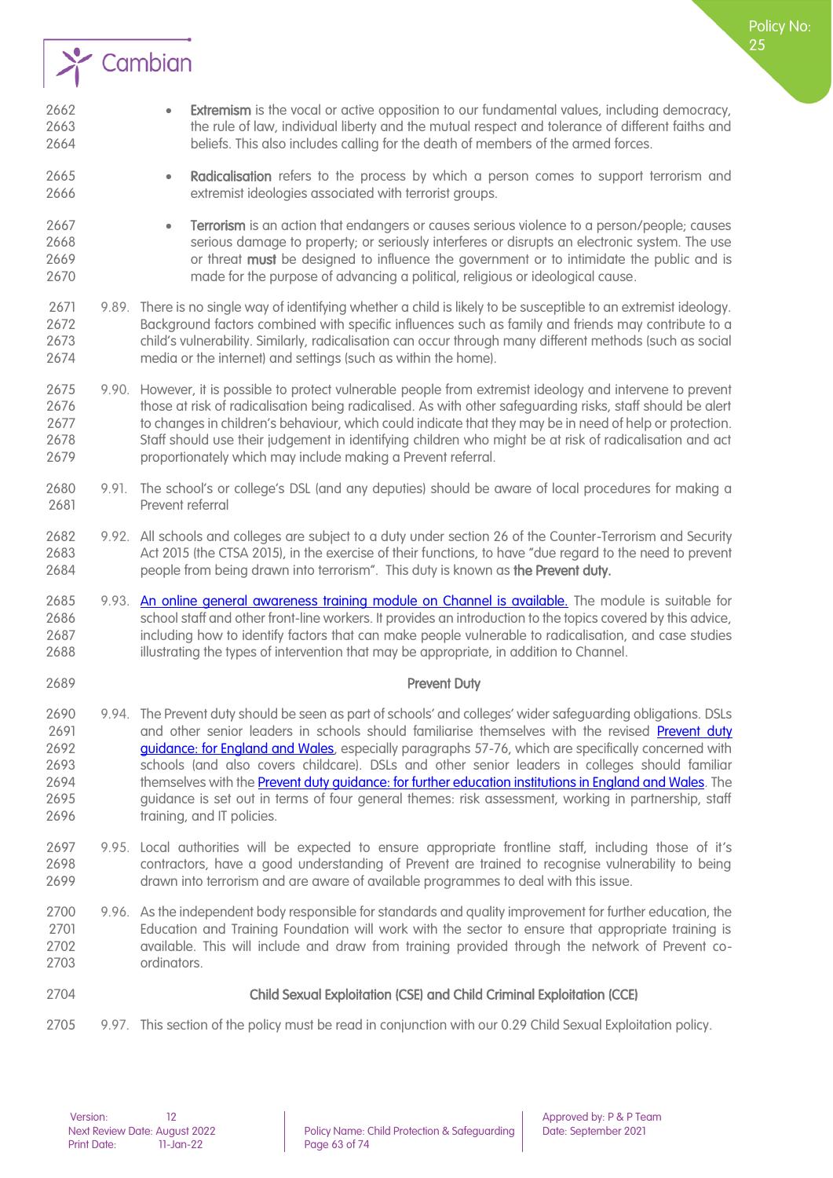- **Extremism** is the vocal or active opposition to our fundamental values, including democracy, the rule of law, individual liberty and the mutual respect and tolerance of different faiths and beliefs. This also includes calling for the death of members of the armed forces.
- **Radicalisation** refers to the process by which a person comes to support terrorism and extremist ideologies associated with terrorist groups.
- **Terrorism** is an action that endangers or causes serious violence to a person/people; causes serious damage to property; or seriously interferes or disrupts an electronic system. The use or threat **must** be designed to influence the government or to intimidate the public and is made for the purpose of advancing a political, religious or ideological cause.

9.89. There is no single way of identifying whether a child is likely to be susceptible to an extremist ideology. Background factors combined with specific influences such as family and friends may contribute to a child's vulnerability. Similarly, radicalisation can occur through many different methods (such as social media or the internet) and settings (such as within the home).

9.90. However, it is possible to protect vulnerable people from extremist ideology and intervene to prevent those at risk of radicalisation being radicalised. As with other safeguarding risks, staff should be alert to changes in children's behaviour, which could indicate that they may be in need of help or protection. Staff should use their judgement in identifying children who might be at risk of radicalisation and act proportionately which may include making a Prevent referral.

9.91. The school's or college's DSL (and any deputies) should be aware of local procedures for making a Prevent referral

9.92. All schools and colleges are subject to a duty under section 26 of the Counter-Terrorism and Security Act 2015 (the CTSA 2015), in the exercise of their functions, to have "due regard to the need to prevent people from being drawn into terrorism". This duty is known as **the Prevent duty.**

9.93. An online general awareness training module on Channel is available. The module is suitable for school staff and other front-line workers. It provides an introduction to the topics covered by this advice, including how to identify factors that can make people vulnerable to radicalisation, and case studies illustrating the types of intervention that may be appropriate, in addition to Channel.

## Prevent Duty

9.94. The Prevent duty should be seen as part of schools' and colleges' wider safeguarding obligations. DSLs and other senior leaders in schools should familiarise themselves with the revised Prevent duty guidance: for England and Wales, especially paragraphs 57-76, which are specifically concerned with schools (and also covers childcare). DSLs and other senior leaders in colleges should familiar themselves with the Prevent duty guidance: for further education institutions in England and Wales. The guidance is set out in terms of four general themes: risk assessment, working in partnership, staff training, and IT policies.

9.95. Local authorities will be expected to ensure appropriate frontline staff, including those of it's contractors, have a good understanding of Prevent are trained to recognise vulnerability to being drawn into terrorism and are aware of available programmes to deal with this issue.

9.96. As the independent body responsible for standards and quality improvement for further education, the Education and Training Foundation will work with the sector to ensure that appropriate training is available. This will include and draw from training provided through the network of Prevent co-ordinators.

## Child Sexual Exploitation (CSE) and Child Criminal Exploitation (CCE)

9.97. This section of the policy must be read in conjunction with our 0.29 Child Sexual Exploitation policy.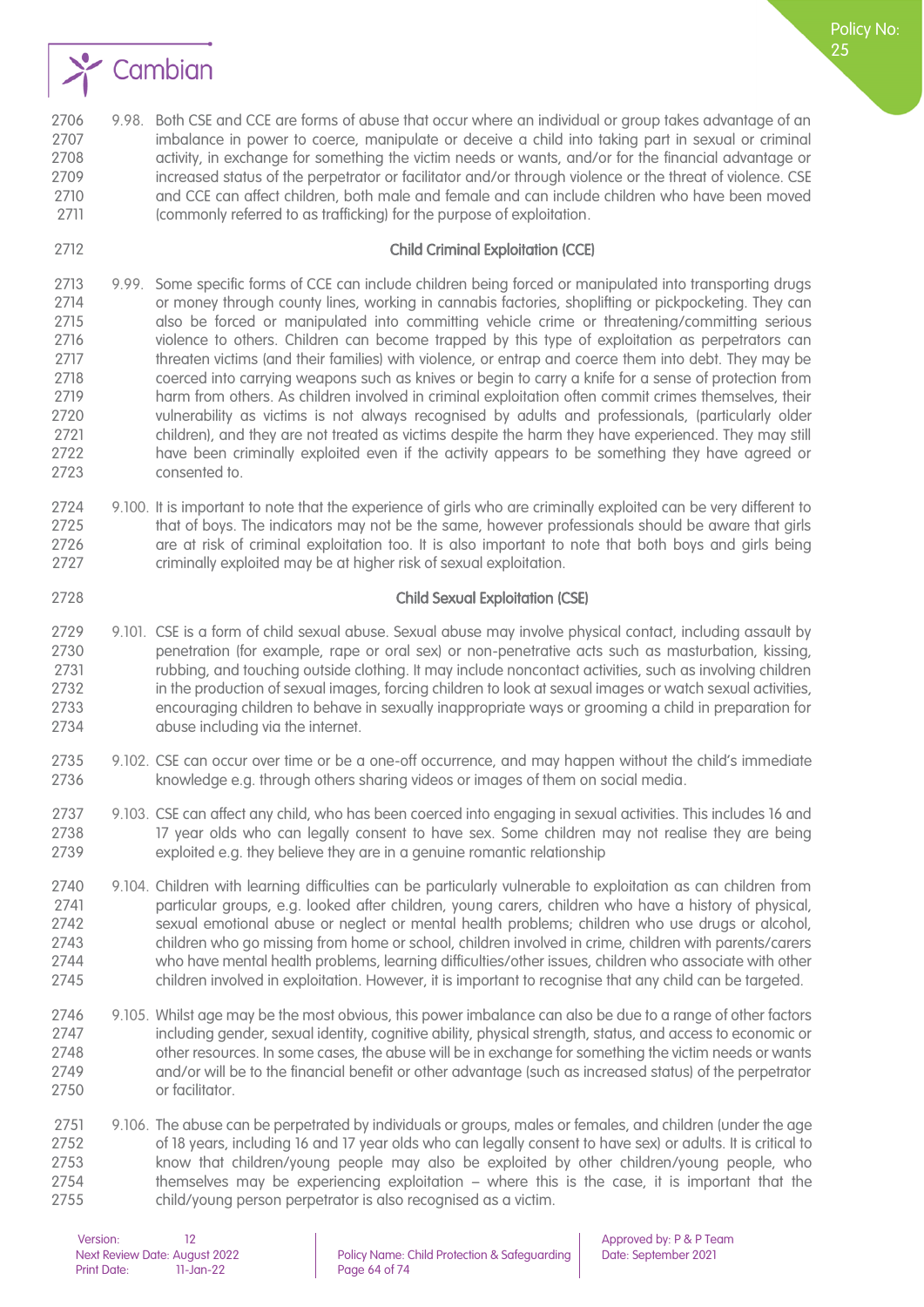9.98. Both CSE and CCE are forms of abuse that occur where an individual or group takes advantage of an imbalance in power to coerce, manipulate or deceive a child into taking part in sexual or criminal activity, in exchange for something the victim needs or wants, and/or for the financial advantage or increased status of the perpetrator or facilitator and/or through violence or the threat of violence. CSE and CCE can affect children, both male and female and can include children who have been moved (commonly referred to as trafficking) for the purpose of exploitation.

### Child Criminal Exploitation (CCE)

9.99. Some specific forms of CCE can include children being forced or manipulated into transporting drugs or money through county lines, working in cannabis factories, shoplifting or pickpocketing. They can also be forced or manipulated into committing vehicle crime or threatening/committing serious violence to others. Children can become trapped by this type of exploitation as perpetrators can threaten victims (and their families) with violence, or entrap and coerce them into debt. They may be coerced into carrying weapons such as knives or begin to carry a knife for a sense of protection from harm from others. As children involved in criminal exploitation often commit crimes themselves, their vulnerability as victims is not always recognised by adults and professionals, (particularly older children), and they are not treated as victims despite the harm they have experienced. They may still have been criminally exploited even if the activity appears to be something they have agreed or consented to.

9.100. It is important to note that the experience of girls who are criminally exploited can be very different to that of boys. The indicators may not be the same, however professionals should be aware that girls are at risk of criminal exploitation too. It is also important to note that both boys and girls being criminally exploited may be at higher risk of sexual exploitation.

### Child Sexual Exploitation (CSE)

9.101. CSE is a form of child sexual abuse. Sexual abuse may involve physical contact, including assault by penetration (for example, rape or oral sex) or non-penetrative acts such as masturbation, kissing, rubbing, and touching outside clothing. It may include noncontact activities, such as involving children in the production of sexual images, forcing children to look at sexual images or watch sexual activities, encouraging children to behave in sexually inappropriate ways or grooming a child in preparation for abuse including via the internet.

9.102. CSE can occur over time or be a one-off occurrence, and may happen without the child's immediate knowledge e.g. through others sharing videos or images of them on social media.

9.103. CSE can affect any child, who has been coerced into engaging in sexual activities. This includes 16 and 17 year olds who can legally consent to have sex. Some children may not realise they are being exploited e.g. they believe they are in a genuine romantic relationship

9.104. Children with learning difficulties can be particularly vulnerable to exploitation as can children from particular groups, e.g. looked after children, young carers, children who have a history of physical, sexual emotional abuse or neglect or mental health problems; children who use drugs or alcohol, children who go missing from home or school, children involved in crime, children with parents/carers who have mental health problems, learning difficulties/other issues, children who associate with other children involved in exploitation. However, it is important to recognise that any child can be targeted.

9.105. Whilst age may be the most obvious, this power imbalance can also be due to a range of other factors including gender, sexual identity, cognitive ability, physical strength, status, and access to economic or other resources. In some cases, the abuse will be in exchange for something the victim needs or wants and/or will be to the financial benefit or other advantage (such as increased status) of the perpetrator or facilitator.

9.106. The abuse can be perpetrated by individuals or groups, males or females, and children (under the age of 18 years, including 16 and 17 year olds who can legally consent to have sex) or adults. It is critical to know that children/young people may also be exploited by other children/young people, who themselves may be experiencing exploitation – where this is the case, it is important that the child/young person perpetrator is also recognised as a victim.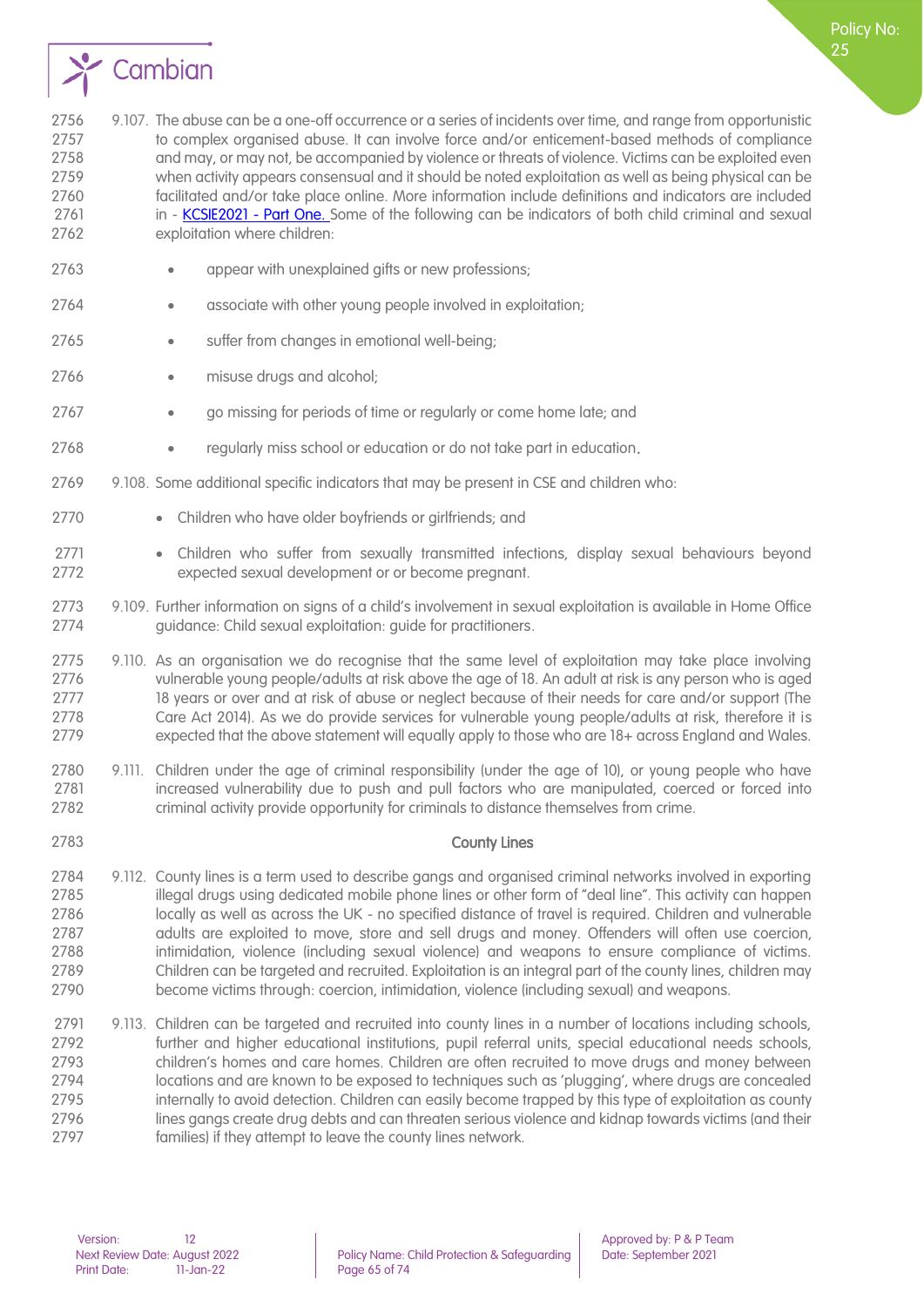9.107. The abuse can be a one-off occurrence or a series of incidents over time, and range from opportunistic to complex organised abuse. It can involve force and/or enticement-based methods of compliance and may, or may not, be accompanied by violence or threats of violence. Victims can be exploited even when activity appears consensual and it should be noted exploitation as well as being physical can be facilitated and/or take place online. More information include definitions and indicators are included in - [KCSIE2021 - Part One.](#) Some of the following can be indicators of both child criminal and sexual exploitation where children:

- appear with unexplained gifts or new professions;
- associate with other young people involved in exploitation;
- suffer from changes in emotional well-being;
- misuse drugs and alcohol;
- go missing for periods of time or regularly or come home late; and
- regularly miss school or education or do not take part in education.

9.108. Some additional specific indicators that may be present in CSE and children who:

- Children who have older boyfriends or girlfriends; and
- Children who suffer from sexually transmitted infections, display sexual behaviours beyond expected sexual development or or become pregnant.

9.109. Further information on signs of a child's involvement in sexual exploitation is available in Home Office guidance: Child sexual exploitation: guide for practitioners.

9.110. As an organisation we do recognise that the same level of exploitation may take place involving vulnerable young people/adults at risk above the age of 18. An adult at risk is any person who is aged 18 years or over and at risk of abuse or neglect because of their needs for care and/or support (The Care Act 2014). As we do provide services for vulnerable young people/adults at risk, therefore it is expected that the above statement will equally apply to those who are 18+ across England and Wales.

9.111. Children under the age of criminal responsibility (under the age of 10), or young people who have increased vulnerability due to push and pull factors who are manipulated, coerced or forced into criminal activity provide opportunity for criminals to distance themselves from crime.

### County Lines

9.112. County lines is a term used to describe gangs and organised criminal networks involved in exporting illegal drugs using dedicated mobile phone lines or other form of "deal line". This activity can happen locally as well as across the UK - no specified distance of travel is required. Children and vulnerable adults are exploited to move, store and sell drugs and money. Offenders will often use coercion, intimidation, violence (including sexual violence) and weapons to ensure compliance of victims. Children can be targeted and recruited. Exploitation is an integral part of the county lines, children may become victims through: coercion, intimidation, violence (including sexual) and weapons.

9.113. Children can be targeted and recruited into county lines in a number of locations including schools, further and higher educational institutions, pupil referral units, special educational needs schools, children's homes and care homes. Children are often recruited to move drugs and money between locations and are known to be exposed to techniques such as 'plugging', where drugs are concealed internally to avoid detection. Children can easily become trapped by this type of exploitation as county lines gangs create drug debts and can threaten serious violence and kidnap towards victims (and their families) if they attempt to leave the county lines network.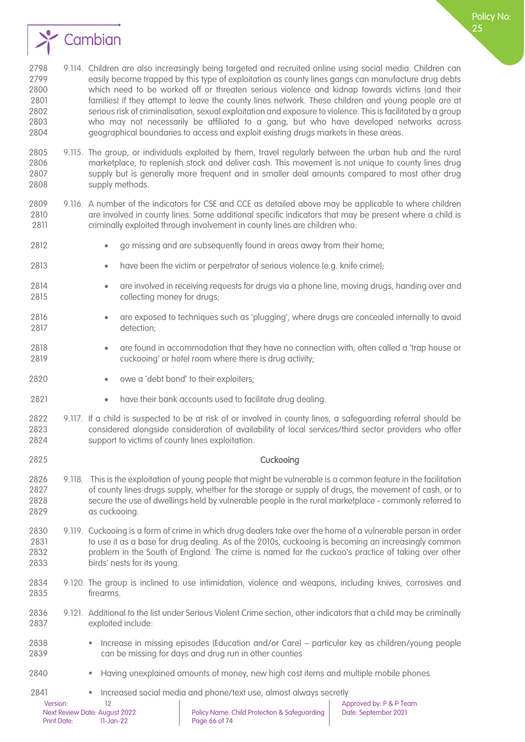9.114. Children are also increasingly being targeted and recruited online using social media. Children can easily become trapped by this type of exploitation as county lines gangs can manufacture drug debts which need to be worked off or threaten serious violence and kidnap towards victims (and their families) if they attempt to leave the county lines network. These children and young people are at serious risk of criminalisation, sexual exploitation and exposure to violence. This is facilitated by a group who may not necessarily be affiliated to a gang, but who have developed networks across geographical boundaries to access and exploit existing drugs markets in these areas.

9.115. The group, or individuals exploited by them, travel regularly between the urban hub and the rural marketplace, to replenish stock and deliver cash. This movement is not unique to county lines drug supply but is generally more frequent and in smaller deal amounts compared to most other drug supply methods.

9.116. A number of the indicators for CSE and CCE as detailed above may be applicable to where children are involved in county lines. Some additional specific indicators that may be present where a child is criminally exploited through involvement in county lines are children who:

- go missing and are subsequently found in areas away from their home;
- have been the victim or perpetrator of serious violence (e.g. knife crime);
- are involved in receiving requests for drugs via a phone line, moving drugs, handing over and collecting money for drugs;
- are exposed to techniques such as 'plugging', where drugs are concealed internally to avoid detection;
- are found in accommodation that they have no connection with, often called a 'trap house or cuckooing' or hotel room where there is drug activity;
- owe a 'debt bond' to their exploiters;
- have their bank accounts used to facilitate drug dealing.

9.117. If a child is suspected to be at risk of or involved in county lines, a safeguarding referral should be considered alongside consideration of availability of local services/third sector providers who offer support to victims of county lines exploitation.

## Cuckooing

9.118. This is the exploitation of young people that might be vulnerable is a common feature in the facilitation of county lines drugs supply, whether for the storage or supply of drugs, the movement of cash, or to secure the use of dwellings held by vulnerable people in the rural marketplace - commonly referred to as cuckooing.

9.119. Cuckooing is a form of crime in which drug dealers take over the home of a vulnerable person in order to use it as a base for drug dealing. As of the 2010s, cuckooing is becoming an increasingly common problem in the South of England. The crime is named for the cuckoo's practice of taking over other birds' nests for its young.

9.120. The group is inclined to use intimidation, violence and weapons, including knives, corrosives and firearms.

9.121. Additional to the list under Serious Violent Crime section, other indicators that a child may be criminally exploited include:

- Increase in missing episodes (Education and/or Care) – particular key as children/young people can be missing for days and drug run in other counties
- Having unexplained amounts of money, new high cost items and multiple mobile phones
- Increased social media and phone/text use, almost always secretly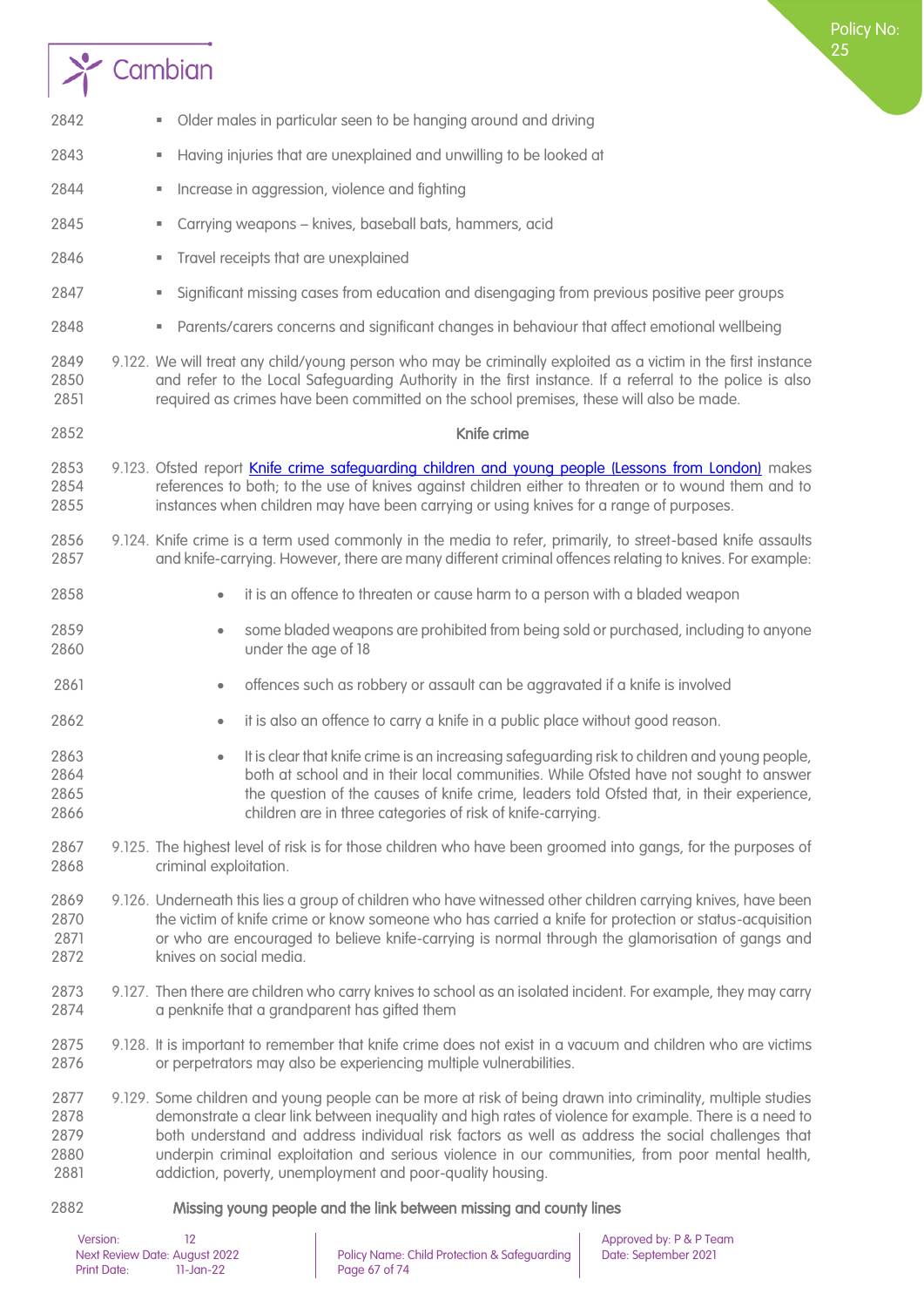- Older males in particular seen to be hanging around and driving
- Having injuries that are unexplained and unwilling to be looked at
- Increase in aggression, violence and fighting
- Carrying weapons – knives, baseball bats, hammers, acid
- Travel receipts that are unexplained
- Significant missing cases from education and disengaging from previous positive peer groups
- Parents/carers concerns and significant changes in behaviour that affect emotional wellbeing

9.122. We will treat any child/young person who may be criminally exploited as a victim in the first instance and refer to the Local Safeguarding Authority in the first instance. If a referral to the police is also required as crimes have been committed on the school premises, these will also be made.

### Knife crime

9.123. Ofsted report Knife crime safeguarding children and young people (Lessons from London) makes references to both; to the use of knives against children either to threaten or to wound them and to instances when children may have been carrying or using knives for a range of purposes.

9.124. Knife crime is a term used commonly in the media to refer, primarily, to street-based knife assaults and knife-carrying. However, there are many different criminal offences relating to knives. For example:

- it is an offence to threaten or cause harm to a person with a bladed weapon
- some bladed weapons are prohibited from being sold or purchased, including to anyone under the age of 18
- offences such as robbery or assault can be aggravated if a knife is involved
- it is also an offence to carry a knife in a public place without good reason.
- It is clear that knife crime is an increasing safeguarding risk to children and young people, both at school and in their local communities. While Ofsted have not sought to answer the question of the causes of knife crime, leaders told Ofsted that, in their experience, children are in three categories of risk of knife-carrying.

9.125. The highest level of risk is for those children who have been groomed into gangs, for the purposes of criminal exploitation.

9.126. Underneath this lies a group of children who have witnessed other children carrying knives, have been the victim of knife crime or know someone who has carried a knife for protection or status-acquisition or who are encouraged to believe knife-carrying is normal through the glamorisation of gangs and knives on social media.

9.127. Then there are children who carry knives to school as an isolated incident. For example, they may carry a penknife that a grandparent has gifted them

9.128. It is important to remember that knife crime does not exist in a vacuum and children who are victims or perpetrators may also be experiencing multiple vulnerabilities.

9.129. Some children and young people can be more at risk of being drawn into criminality, multiple studies demonstrate a clear link between inequality and high rates of violence for example. There is a need to both understand and address individual risk factors as well as address the social challenges that underpin criminal exploitation and serious violence in our communities, from poor mental health, addiction, poverty, unemployment and poor-quality housing.

### Missing young people and the link between missing and county lines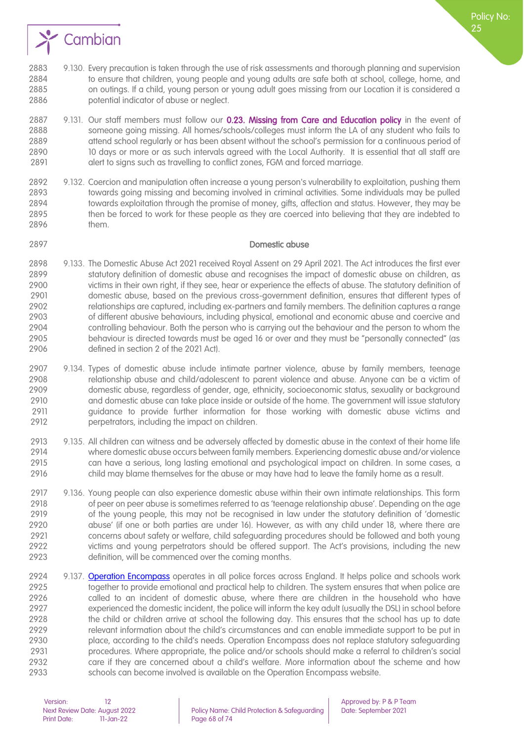9.130. Every precaution is taken through the use of risk assessments and thorough planning and supervision to ensure that children, young people and young adults are safe both at school, college, home, and on outings. If a child, young person or young adult goes missing from our Location it is considered a potential indicator of abuse or neglect.

9.131. Our staff members must follow our **0.23. Missing from Care and Education policy** in the event of someone going missing. All homes/schools/colleges must inform the LA of any student who fails to attend school regularly or has been absent without the school's permission for a continuous period of 10 days or more or as such intervals agreed with the Local Authority. It is essential that all staff are alert to signs such as travelling to conflict zones, FGM and forced marriage.

9.132. Coercion and manipulation often increase a young person's vulnerability to exploitation, pushing them towards going missing and becoming involved in criminal activities. Some individuals may be pulled towards exploitation through the promise of money, gifts, affection and status. However, they may be then be forced to work for these people as they are coerced into believing that they are indebted to them.

### Domestic abuse

9.133. The Domestic Abuse Act 2021 received Royal Assent on 29 April 2021. The Act introduces the first ever statutory definition of domestic abuse and recognises the impact of domestic abuse on children, as victims in their own right, if they see, hear or experience the effects of abuse. The statutory definition of domestic abuse, based on the previous cross-government definition, ensures that different types of relationships are captured, including ex-partners and family members. The definition captures a range of different abusive behaviours, including physical, emotional and economic abuse and coercive and controlling behaviour. Both the person who is carrying out the behaviour and the person to whom the behaviour is directed towards must be aged 16 or over and they must be "personally connected" (as defined in section 2 of the 2021 Act).

9.134. Types of domestic abuse include intimate partner violence, abuse by family members, teenage relationship abuse and child/adolescent to parent violence and abuse. Anyone can be a victim of domestic abuse, regardless of gender, age, ethnicity, socioeconomic status, sexuality or background and domestic abuse can take place inside or outside of the home. The government will issue statutory guidance to provide further information for those working with domestic abuse victims and perpetrators, including the impact on children.

9.135. All children can witness and be adversely affected by domestic abuse in the context of their home life where domestic abuse occurs between family members. Experiencing domestic abuse and/or violence can have a serious, long lasting emotional and psychological impact on children. In some cases, a child may blame themselves for the abuse or may have had to leave the family home as a result.

9.136. Young people can also experience domestic abuse within their own intimate relationships. This form of peer on peer abuse is sometimes referred to as 'teenage relationship abuse'. Depending on the age of the young people, this may not be recognised in law under the statutory definition of 'domestic abuse' (if one or both parties are under 16). However, as with any child under 18, where there are concerns about safety or welfare, child safeguarding procedures should be followed and both young victims and young perpetrators should be offered support. The Act's provisions, including the new definition, will be commenced over the coming months.

9.137. [Operation Encompass] operates in all police forces across England. It helps police and schools work together to provide emotional and practical help to children. The system ensures that when police are called to an incident of domestic abuse, where there are children in the household who have experienced the domestic incident, the police will inform the key adult (usually the DSL) in school before the child or children arrive at school the following day. This ensures that the school has up to date relevant information about the child's circumstances and can enable immediate support to be put in place, according to the child's needs. Operation Encompass does not replace statutory safeguarding procedures. Where appropriate, the police and/or schools should make a referral to children's social care if they are concerned about a child's welfare. More information about the scheme and how schools can become involved is available on the Operation Encompass website.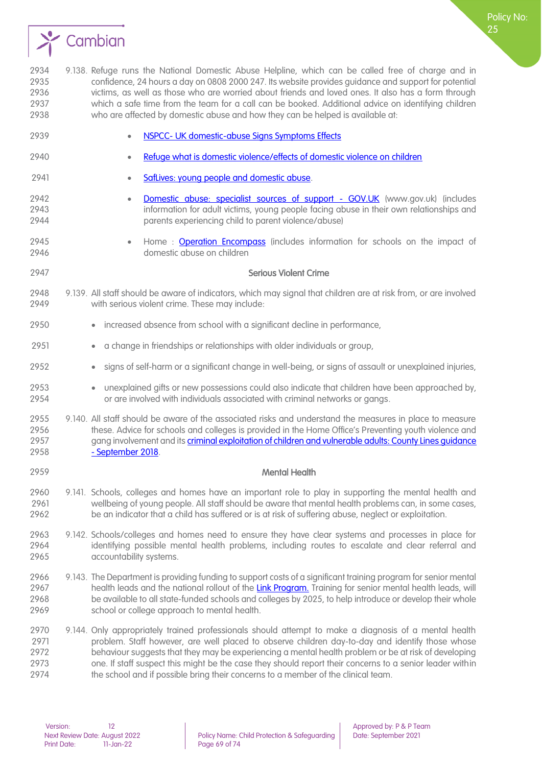9.138. Refuge runs the National Domestic Abuse Helpline, which can be called free of charge and in confidence, 24 hours a day on 0808 2000 247. Its website provides guidance and support for potential victims, as well as those who are worried about friends and loved ones. It also has a form through which a safe time from the team for a call can be booked. Additional advice on identifying children who are affected by domestic abuse and how they can be helped is available at:

- NSPCC- UK domestic-abuse Signs Symptoms Effects
- Refuge what is domestic violence/effects of domestic violence on children
- SafeLives: young people and domestic abuse.
- Domestic abuse: specialist sources of support - GOV.UK (www.gov.uk) (includes information for adult victims, young people facing abuse in their own relationships and parents experiencing child to parent violence/abuse)
- Home : Operation Encompass (includes information for schools on the impact of domestic abuse on children

### Serious Violent Crime

9.139. All staff should be aware of indicators, which may signal that children are at risk from, or are involved with serious violent crime. These may include:

- increased absence from school with a significant decline in performance,
- a change in friendships or relationships with older individuals or group,
- signs of self-harm or a significant change in well-being, or signs of assault or unexplained injuries,
- unexplained gifts or new possessions could also indicate that children have been approached by, or are involved with individuals associated with criminal networks or gangs.

9.140. All staff should be aware of the associated risks and understand the measures in place to measure these. Advice for schools and colleges is provided in the Home Office's Preventing youth violence and gang involvement and its criminal exploitation of children and vulnerable adults: County Lines guidance - September 2018.

### Mental Health

9.141. Schools, colleges and homes have an important role to play in supporting the mental health and wellbeing of young people. All staff should be aware that mental health problems can, in some cases, be an indicator that a child has suffered or is at risk of suffering abuse, neglect or exploitation.

9.142. Schools/colleges and homes need to ensure they have clear systems and processes in place for identifying possible mental health problems, including routes to escalate and clear referral and accountability systems.

9.143. The Department is providing funding to support costs of a significant training program for senior mental health leads and the national rollout of the Link Program. Training for senior mental health leads, will be available to all state-funded schools and colleges by 2025, to help introduce or develop their whole school or college approach to mental health.

9.144. Only appropriately trained professionals should attempt to make a diagnosis of a mental health problem. Staff however, are well placed to observe children day-to-day and identify those whose behaviour suggests that they may be experiencing a mental health problem or be at risk of developing one. If staff suspect this might be the case they should report their concerns to a senior leader within the school and if possible bring their concerns to a member of the clinical team.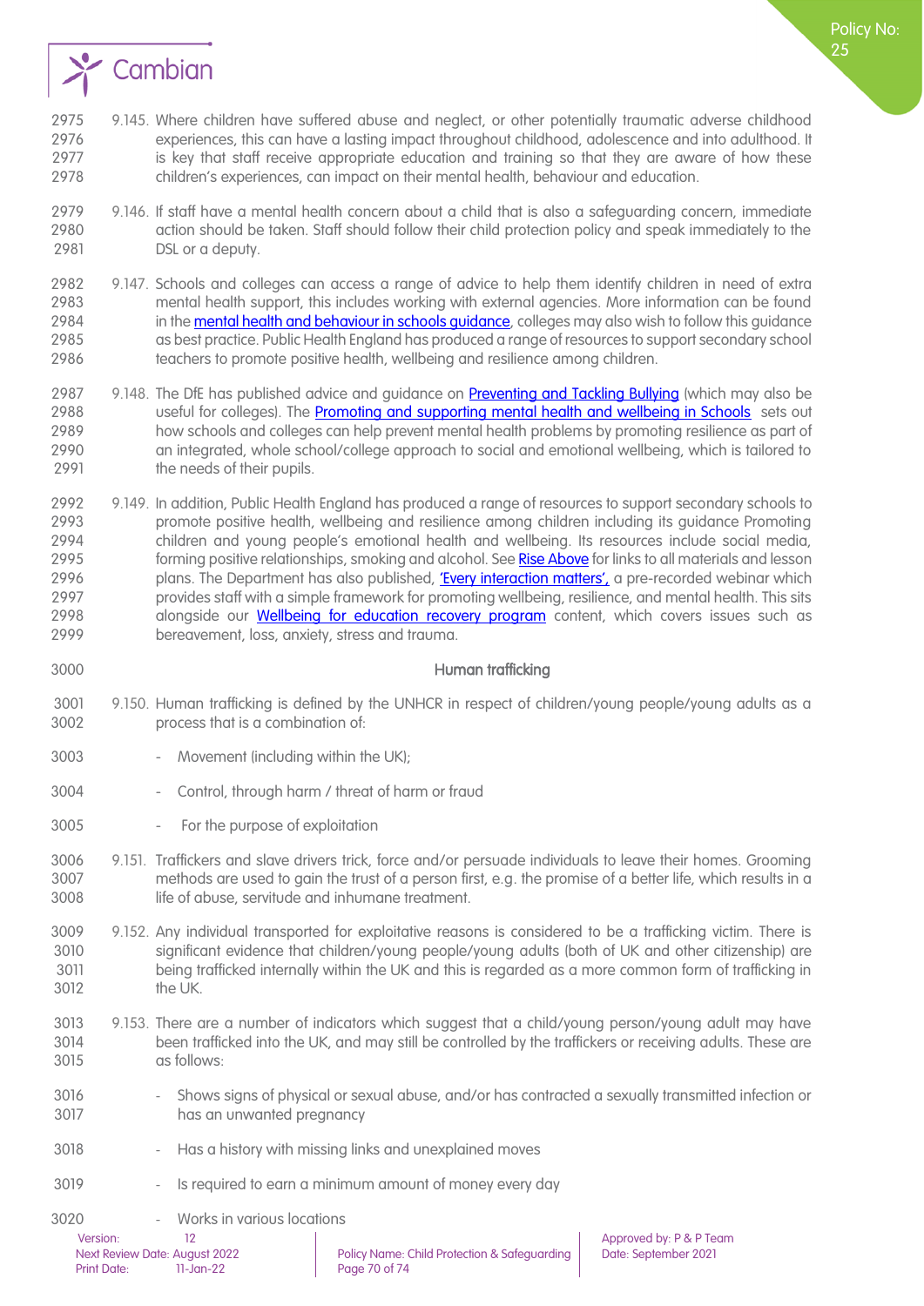9.145. Where children have suffered abuse and neglect, or other potentially traumatic adverse childhood experiences, this can have a lasting impact throughout childhood, adolescence and into adulthood. It is key that staff receive appropriate education and training so that they are aware of how these children's experiences, can impact on their mental health, behaviour and education.

9.146. If staff have a mental health concern about a child that is also a safeguarding concern, immediate action should be taken. Staff should follow their child protection policy and speak immediately to the DSL or a deputy.

9.147. Schools and colleges can access a range of advice to help them identify children in need of extra mental health support, this includes working with external agencies. More information can be found in the mental health and behaviour in schools guidance, colleges may also wish to follow this guidance as best practice. Public Health England has produced a range of resources to support secondary school teachers to promote positive health, wellbeing and resilience among children.

9.148. The DfE has published advice and guidance on Preventing and Tackling Bullying (which may also be useful for colleges). The Promoting and supporting mental health and wellbeing in Schools sets out how schools and colleges can help prevent mental health problems by promoting resilience as part of an integrated, whole school/college approach to social and emotional wellbeing, which is tailored to the needs of their pupils.

9.149. In addition, Public Health England has produced a range of resources to support secondary schools to promote positive health, wellbeing and resilience among children including its guidance Promoting children and young people's emotional health and wellbeing. Its resources include social media, forming positive relationships, smoking and alcohol. See Rise Above for links to all materials and lesson plans. The Department has also published, 'Every interaction matters', a pre-recorded webinar which provides staff with a simple framework for promoting wellbeing, resilience, and mental health. This sits alongside our Wellbeing for education recovery program content, which covers issues such as bereavement, loss, anxiety, stress and trauma.

## Human trafficking

9.150. Human trafficking is defined by the UNHCR in respect of children/young people/young adults as a process that is a combination of:

- Movement (including within the UK);
- Control, through harm / threat of harm or fraud
- For the purpose of exploitation

9.151. Traffickers and slave drivers trick, force and/or persuade individuals to leave their homes. Grooming methods are used to gain the trust of a person first, e.g. the promise of a better life, which results in a life of abuse, servitude and inhumane treatment.

9.152. Any individual transported for exploitative reasons is considered to be a trafficking victim. There is significant evidence that children/young people/young adults (both of UK and other citizenship) are being trafficked internally within the UK and this is regarded as a more common form of trafficking in the UK.

9.153. There are a number of indicators which suggest that a child/young person/young adult may have been trafficked into the UK, and may still be controlled by the traffickers or receiving adults. These are as follows:

- Shows signs of physical or sexual abuse, and/or has contracted a sexually transmitted infection or has an unwanted pregnancy
- Has a history with missing links and unexplained moves
- Is required to earn a minimum amount of money every day
- Works in various locations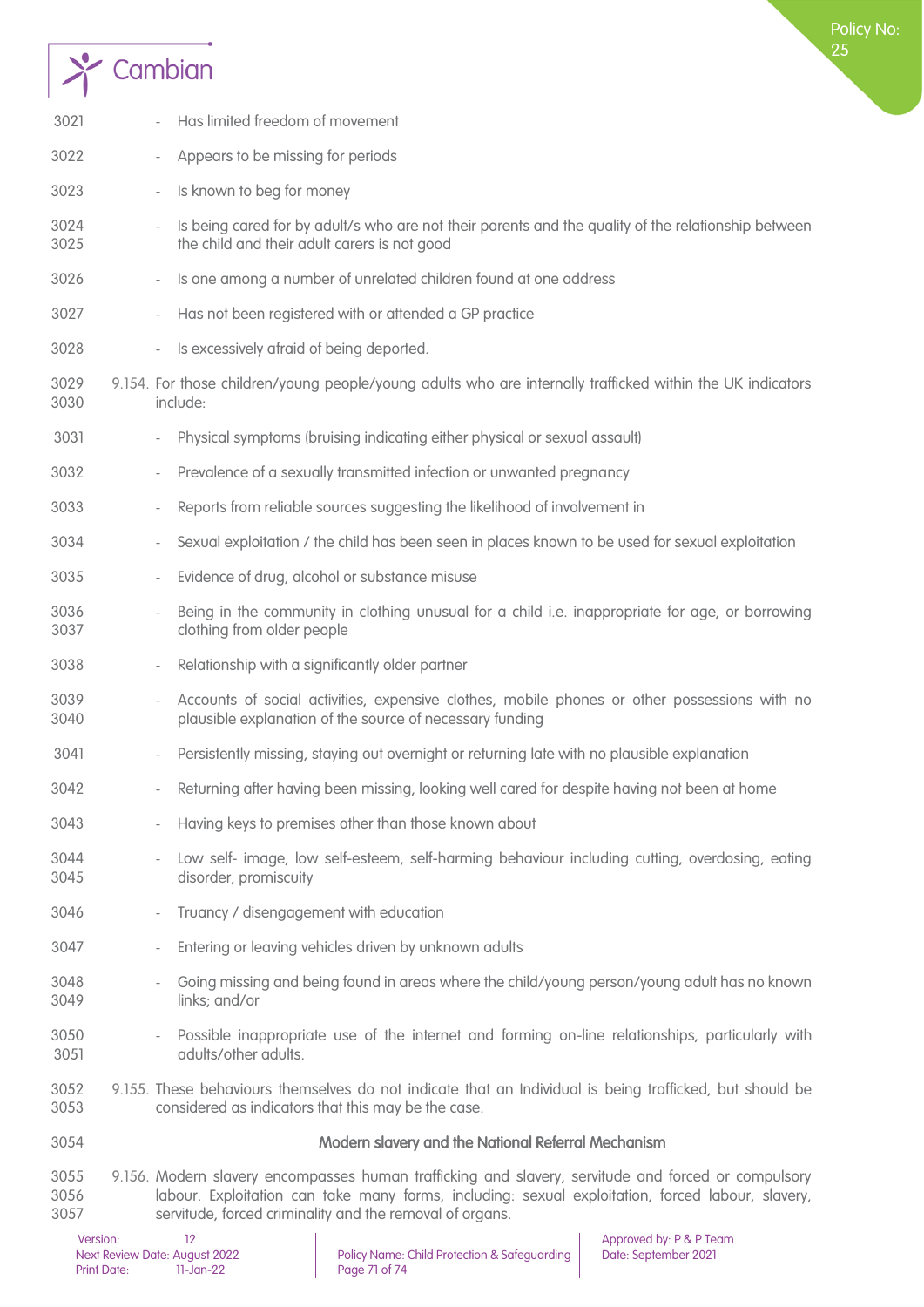- Has limited freedom of movement
- Appears to be missing for periods
- Is known to beg for money
- Is being cared for by adult/s who are not their parents and the quality of the relationship between the child and their adult carers is not good
- Is one among a number of unrelated children found at one address
- Has not been registered with or attended a GP practice
- Is excessively afraid of being deported.

9.154. For those children/young people/young adults who are internally trafficked within the UK indicators include:

- Physical symptoms (bruising indicating either physical or sexual assault)
- Prevalence of a sexually transmitted infection or unwanted pregnancy
- Reports from reliable sources suggesting the likelihood of involvement in
- Sexual exploitation / the child has been seen in places known to be used for sexual exploitation
- Evidence of drug, alcohol or substance misuse
- Being in the community in clothing unusual for a child i.e. inappropriate for age, or borrowing clothing from older people
- Relationship with a significantly older partner
- Accounts of social activities, expensive clothes, mobile phones or other possessions with no plausible explanation of the source of necessary funding
- Persistently missing, staying out overnight or returning late with no plausible explanation
- Returning after having been missing, looking well cared for despite having not been at home
- Having keys to premises other than those known about
- Low self- image, low self-esteem, self-harming behaviour including cutting, overdosing, eating disorder, promiscuity
- Truancy / disengagement with education
- Entering or leaving vehicles driven by unknown adults
- Going missing and being found in areas where the child/young person/young adult has no known links; and/or
- Possible inappropriate use of the internet and forming on-line relationships, particularly with adults/other adults.

9.155. These behaviours themselves do not indicate that an Individual is being trafficked, but should be considered as indicators that this may be the case.

## Modern slavery and the National Referral Mechanism

9.156. Modern slavery encompasses human trafficking and slavery, servitude and forced or compulsory labour. Exploitation can take many forms, including: sexual exploitation, forced labour, slavery, servitude, forced criminality and the removal of organs.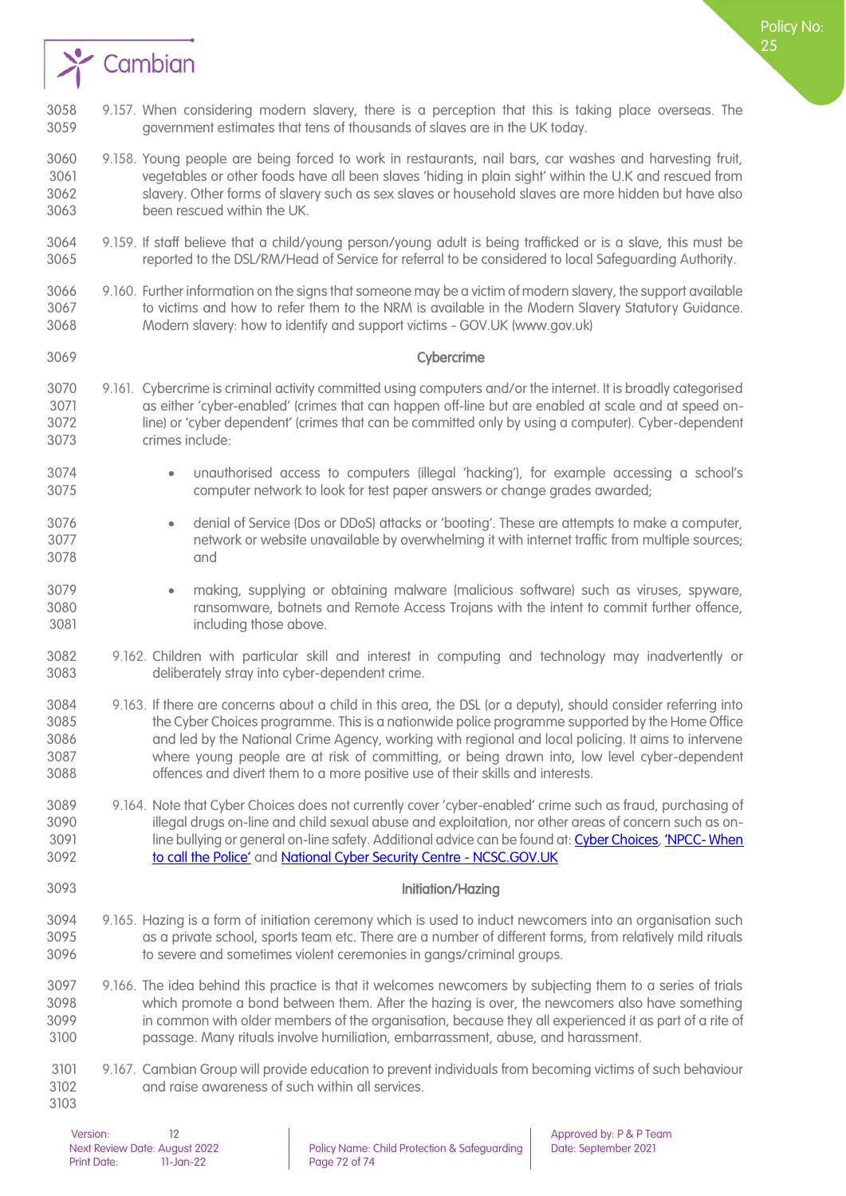9.157. When considering modern slavery, there is a perception that this is taking place overseas. The government estimates that tens of thousands of slaves are in the UK today.

9.158. Young people are being forced to work in restaurants, nail bars, car washes and harvesting fruit, vegetables or other foods have all been slaves 'hiding in plain sight' within the U.K and rescued from slavery. Other forms of slavery such as sex slaves or household slaves are more hidden but have also been rescued within the UK.

9.159. If staff believe that a child/young person/young adult is being trafficked or is a slave, this must be reported to the DSL/RM/Head of Service for referral to be considered to local Safeguarding Authority.

9.160. Further information on the signs that someone may be a victim of modern slavery, the support available to victims and how to refer them to the NRM is available in the Modern Slavery Statutory Guidance. Modern slavery: how to identify and support victims - GOV.UK (www.gov.uk)

## Cybercrime

9.161. Cybercrime is criminal activity committed using computers and/or the internet. It is broadly categorised as either 'cyber-enabled' (crimes that can happen off-line but are enabled at scale and at speed on-line) or 'cyber dependent' (crimes that can be committed only by using a computer). Cyber-dependent crimes include:

- unauthorised access to computers (illegal 'hacking'), for example accessing a school's computer network to look for test paper answers or change grades awarded;
- denial of Service (Dos or DDoS) attacks or 'booting'. These are attempts to make a computer, network or website unavailable by overwhelming it with internet traffic from multiple sources; and
- making, supplying or obtaining malware (malicious software) such as viruses, spyware, ransomware, botnets and Remote Access Trojans with the intent to commit further offence, including those above.

9.162. Children with particular skill and interest in computing and technology may inadvertently or deliberately stray into cyber-dependent crime.

9.163. If there are concerns about a child in this area, the DSL (or a deputy), should consider referring into the Cyber Choices programme. This is a nationwide police programme supported by the Home Office and led by the National Crime Agency, working with regional and local policing. It aims to intervene where young people are at risk of committing, or being drawn into, low level cyber-dependent offences and divert them to a more positive use of their skills and interests.

9.164. Note that Cyber Choices does not currently cover 'cyber-enabled' crime such as fraud, purchasing of illegal drugs on-line and child sexual abuse and exploitation, nor other areas of concern such as on-line bullying or general on-line safety. Additional advice can be found at: Cyber Choices, 'NPCC- When to call the Police' and National Cyber Security Centre - NCSC.GOV.UK

## Initiation/Hazing

9.165. Hazing is a form of initiation ceremony which is used to induct newcomers into an organisation such as a private school, sports team etc. There are a number of different forms, from relatively mild rituals to severe and sometimes violent ceremonies in gangs/criminal groups.

9.166. The idea behind this practice is that it welcomes newcomers by subjecting them to a series of trials which promote a bond between them. After the hazing is over, the newcomers also have something in common with older members of the organisation, because they all experienced it as part of a rite of passage. Many rituals involve humiliation, embarrassment, abuse, and harassment.

9.167. Cambian Group will provide education to prevent individuals from becoming victims of such behaviour and raise awareness of such within all services.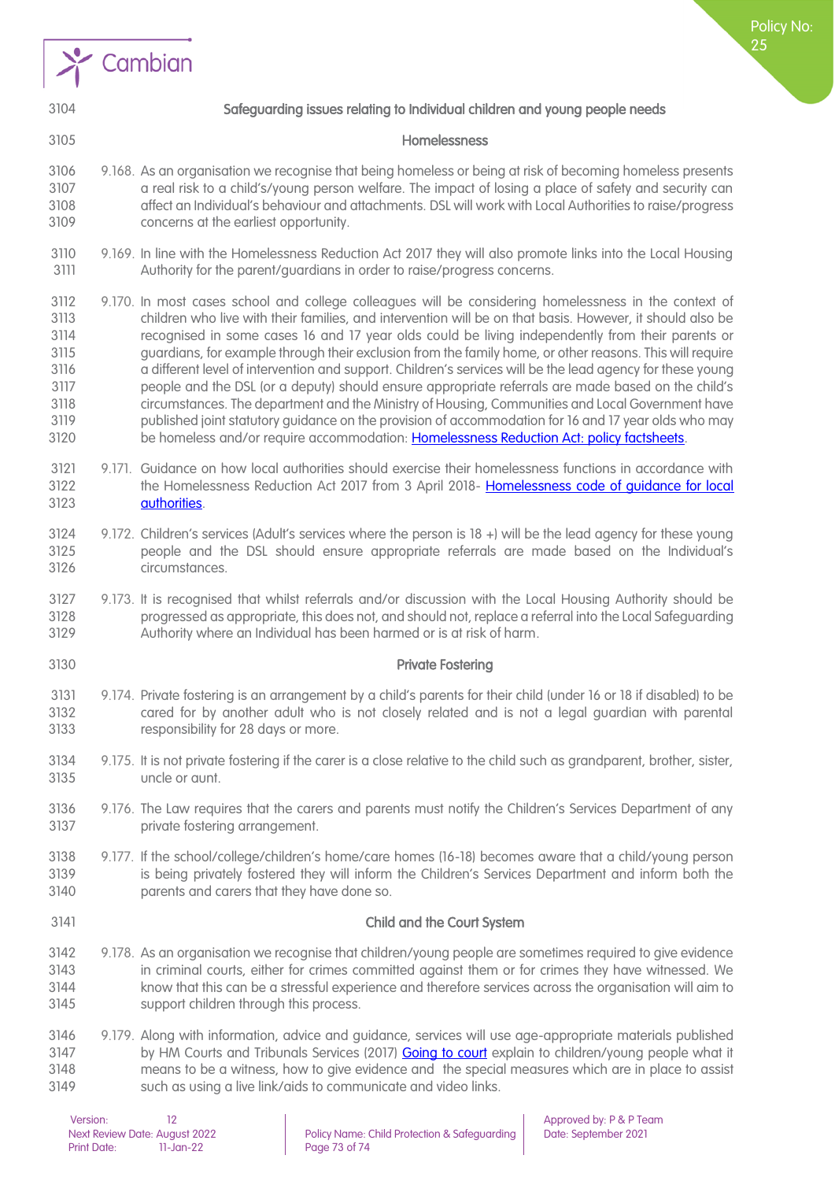## Safeguarding issues relating to Individual children and young people needs

### Homelessness

9.168. As an organisation we recognise that being homeless or being at risk of becoming homeless presents a real risk to a child's/young person welfare. The impact of losing a place of safety and security can affect an Individual's behaviour and attachments. DSL will work with Local Authorities to raise/progress concerns at the earliest opportunity.

9.169. In line with the Homelessness Reduction Act 2017 they will also promote links into the Local Housing Authority for the parent/guardians in order to raise/progress concerns.

9.170. In most cases school and college colleagues will be considering homelessness in the context of children who live with their families, and intervention will be on that basis. However, it should also be recognised in some cases 16 and 17 year olds could be living independently from their parents or guardians, for example through their exclusion from the family home, or other reasons. This will require a different level of intervention and support. Children's services will be the lead agency for these young people and the DSL (or a deputy) should ensure appropriate referrals are made based on the child's circumstances. The department and the Ministry of Housing, Communities and Local Government have published joint statutory guidance on the provision of accommodation for 16 and 17 year olds who may be homeless and/or require accommodation: [Homelessness Reduction Act: policy factsheets](Homelessness Reduction Act: policy factsheets).

9.171. Guidance on how local authorities should exercise their homelessness functions in accordance with the Homelessness Reduction Act 2017 from 3 April 2018- [Homelessness code of guidance for local authorities](Homelessness code of guidance for local authorities).

9.172. Children's services (Adult's services where the person is 18 +) will be the lead agency for these young people and the DSL should ensure appropriate referrals are made based on the Individual's circumstances.

9.173. It is recognised that whilst referrals and/or discussion with the Local Housing Authority should be progressed as appropriate, this does not, and should not, replace a referral into the Local Safeguarding Authority where an Individual has been harmed or is at risk of harm.

### Private Fostering

9.174. Private fostering is an arrangement by a child's parents for their child (under 16 or 18 if disabled) to be cared for by another adult who is not closely related and is not a legal guardian with parental responsibility for 28 days or more.

9.175. It is not private fostering if the carer is a close relative to the child such as grandparent, brother, sister, uncle or aunt.

9.176. The Law requires that the carers and parents must notify the Children's Services Department of any private fostering arrangement.

9.177. If the school/college/children's home/care homes (16-18) becomes aware that a child/young person is being privately fostered they will inform the Children's Services Department and inform both the parents and carers that they have done so.

### Child and the Court System

9.178. As an organisation we recognise that children/young people are sometimes required to give evidence in criminal courts, either for crimes committed against them or for crimes they have witnessed. We know that this can be a stressful experience and therefore services across the organisation will aim to support children through this process.

9.179. Along with information, advice and guidance, services will use age-appropriate materials published by HM Courts and Tribunals Services (2017) [Going to court](Going to court) explain to children/young people what it means to be a witness, how to give evidence and the special measures which are in place to assist such as using a live link/aids to communicate and video links.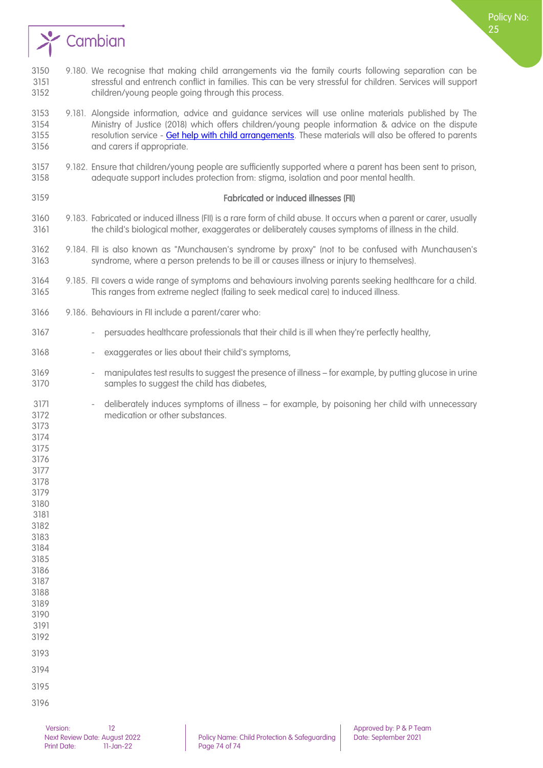9.180. We recognise that making child arrangements via the family courts following separation can be stressful and entrench conflict in families. This can be very stressful for children. Services will support children/young people going through this process.

9.181. Alongside information, advice and guidance services will use online materials published by The Ministry of Justice (2018) which offers children/young people information & advice on the dispute resolution service - Get help with child arrangements. These materials will also be offered to parents and carers if appropriate.

9.182. Ensure that children/young people are sufficiently supported where a parent has been sent to prison, adequate support includes protection from: stigma, isolation and poor mental health.

### Fabricated or induced illnesses (FII)

9.183. Fabricated or induced illness (FII) is a rare form of child abuse. It occurs when a parent or carer, usually the child's biological mother, exaggerates or deliberately causes symptoms of illness in the child.

9.184. FII is also known as "Munchausen's syndrome by proxy" (not to be confused with Munchausen's syndrome, where a person pretends to be ill or causes illness or injury to themselves).

9.185. FII covers a wide range of symptoms and behaviours involving parents seeking healthcare for a child. This ranges from extreme neglect (failing to seek medical care) to induced illness.

9.186. Behaviours in FII include a parent/carer who:

- persuades healthcare professionals that their child is ill when they're perfectly healthy,
- exaggerates or lies about their child's symptoms,
- manipulates test results to suggest the presence of illness – for example, by putting glucose in urine samples to suggest the child has diabetes,
- deliberately induces symptoms of illness – for example, by poisoning her child with unnecessary medication or other substances.